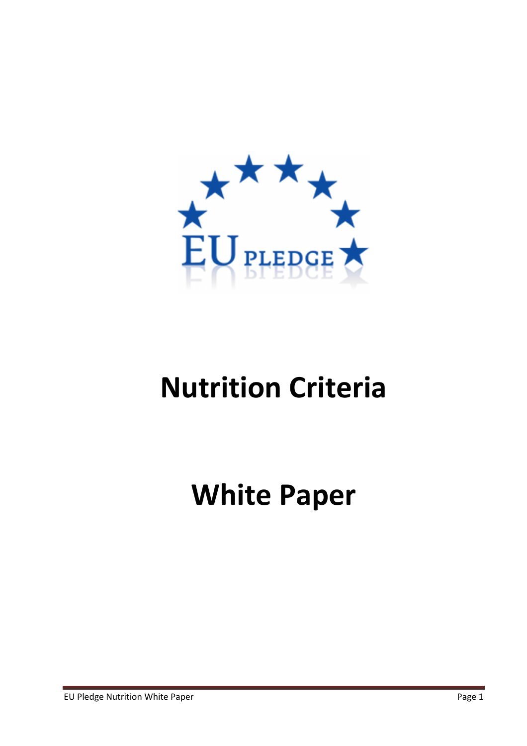# Nutrition Criteria

# White Paper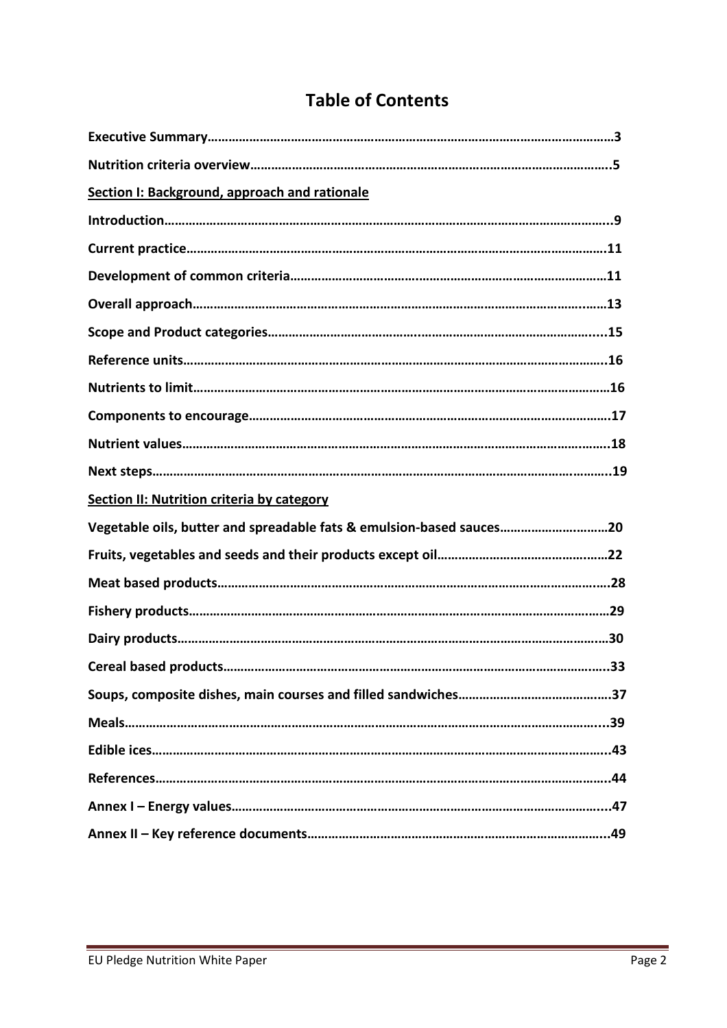# Table of Contents

**Executive Summary……………………………………………………………………………………………………3**

**Nutrition criteria overview………………………………………………………………………………………..5**

**Section I: Background, approach and rationale**

**Introduction……………………………………………………………………………………………………………..9**

**Current practice……………………………………………………………………………………………………….11**

**Development of common criteria…………………………………………………………………………………11**

**Overall approach………………………………………………………………………………………………………13**

**Scope and Product categories……………………………………………………………………………………...15**

**Reference units…………………………………………………………………………………………………………16**

**Nutrients to limit……………………………………………………………………………………………………….16**

**Components to encourage………………………………………………………………………………………….17**

**Nutrient values………………………………………………………………………………………………………….18**

**Next steps…………………………………………………………………………………………………………………19**

**Section II: Nutrition criteria by category**

**Vegetable oils, butter and spreadable fats & emulsion-based sauces…………………………20**

**Fruits, vegetables and seeds and their products except oil…………………………………………22**

**Meat based products…………………………………………………………………………………………………28**

**Fishery products……………………………………………………………………………………………………….29**

**Dairy products………………………………………………………………………………………………………….30**

**Cereal based products……………………………………………………………………………………………...33**

**Soups, composite dishes, main courses and filled sandwiches……………………………………37**

**Meals………………………………………………………………………………………………………………………...39**

**Edible ices………………………………………………………………………………………………………………...43**

**References………………………………………………………………………………………………………………..44**

**Annex I – Energy values……………………………………………………………………………………………...47**

**Annex II – Key reference documents…………………………………………………………………………...49**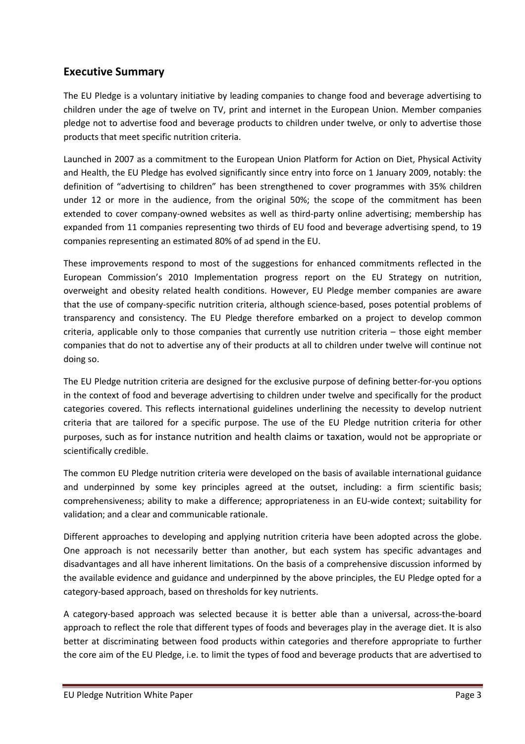## Executive Summary

The EU Pledge is a voluntary initiative by leading companies to change food and beverage advertising to children under the age of twelve on TV, print and internet in the European Union. Member companies pledge not to advertise food and beverage products to children under twelve, or only to advertise those products that meet specific nutrition criteria.

Launched in 2007 as a commitment to the European Union Platform for Action on Diet, Physical Activity and Health, the EU Pledge has evolved significantly since entry into force on 1 January 2009, notably: the definition of "advertising to children" has been strengthened to cover programmes with 35% children under 12 or more in the audience, from the original 50%; the scope of the commitment has been extended to cover company-owned websites as well as third-party online advertising; membership has expanded from 11 companies representing two thirds of EU food and beverage advertising spend, to 19 companies representing an estimated 80% of ad spend in the EU.

These improvements respond to most of the suggestions for enhanced commitments reflected in the European Commission's 2010 Implementation progress report on the EU Strategy on nutrition, overweight and obesity related health conditions. However, EU Pledge member companies are aware that the use of company-specific nutrition criteria, although science-based, poses potential problems of transparency and consistency. The EU Pledge therefore embarked on a project to develop common criteria, applicable only to those companies that currently use nutrition criteria – those eight member companies that do not to advertise any of their products at all to children under twelve will continue not doing so.

The EU Pledge nutrition criteria are designed for the exclusive purpose of defining better-for-you options in the context of food and beverage advertising to children under twelve and specifically for the product categories covered. This reflects international guidelines underlining the necessity to develop nutrient criteria that are tailored for a specific purpose. The use of the EU Pledge nutrition criteria for other purposes, such as for instance nutrition and health claims or taxation, would not be appropriate or scientifically credible.

The common EU Pledge nutrition criteria were developed on the basis of available international guidance and underpinned by some key principles agreed at the outset, including: a firm scientific basis; comprehensiveness; ability to make a difference; appropriateness in an EU-wide context; suitability for validation; and a clear and communicable rationale.

Different approaches to developing and applying nutrition criteria have been adopted across the globe. One approach is not necessarily better than another, but each system has specific advantages and disadvantages and all have inherent limitations. On the basis of a comprehensive discussion informed by the available evidence and guidance and underpinned by the above principles, the EU Pledge opted for a category-based approach, based on thresholds for key nutrients.

A category-based approach was selected because it is better able than a universal, across-the-board approach to reflect the role that different types of foods and beverages play in the average diet. It is also better at discriminating between food products within categories and therefore appropriate to further the core aim of the EU Pledge, i.e. to limit the types of food and beverage products that are advertised to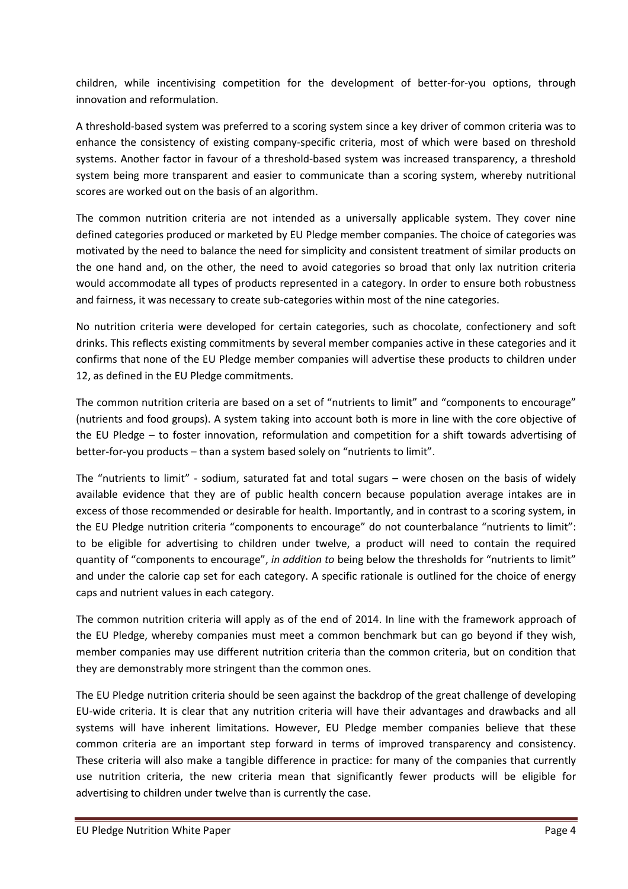children, while incentivising competition for the development of better-for-you options, through innovation and reformulation.

A threshold-based system was preferred to a scoring system since a key driver of common criteria was to enhance the consistency of existing company-specific criteria, most of which were based on threshold systems. Another factor in favour of a threshold-based system was increased transparency, a threshold system being more transparent and easier to communicate than a scoring system, whereby nutritional scores are worked out on the basis of an algorithm.

The common nutrition criteria are not intended as a universally applicable system. They cover nine defined categories produced or marketed by EU Pledge member companies. The choice of categories was motivated by the need to balance the need for simplicity and consistent treatment of similar products on the one hand and, on the other, the need to avoid categories so broad that only lax nutrition criteria would accommodate all types of products represented in a category. In order to ensure both robustness and fairness, it was necessary to create sub-categories within most of the nine categories.

No nutrition criteria were developed for certain categories, such as chocolate, confectionery and soft drinks. This reflects existing commitments by several member companies active in these categories and it confirms that none of the EU Pledge member companies will advertise these products to children under 12, as defined in the EU Pledge commitments.

The common nutrition criteria are based on a set of "nutrients to limit" and "components to encourage" (nutrients and food groups). A system taking into account both is more in line with the core objective of the EU Pledge – to foster innovation, reformulation and competition for a shift towards advertising of better-for-you products – than a system based solely on "nutrients to limit".

The "nutrients to limit" - sodium, saturated fat and total sugars – were chosen on the basis of widely available evidence that they are of public health concern because population average intakes are in excess of those recommended or desirable for health. Importantly, and in contrast to a scoring system, in the EU Pledge nutrition criteria "components to encourage" do not counterbalance "nutrients to limit": to be eligible for advertising to children under twelve, a product will need to contain the required quantity of "components to encourage", *in addition to* being below the thresholds for "nutrients to limit" and under the calorie cap set for each category. A specific rationale is outlined for the choice of energy caps and nutrient values in each category.

The common nutrition criteria will apply as of the end of 2014. In line with the framework approach of the EU Pledge, whereby companies must meet a common benchmark but can go beyond if they wish, member companies may use different nutrition criteria than the common criteria, but on condition that they are demonstrably more stringent than the common ones.

The EU Pledge nutrition criteria should be seen against the backdrop of the great challenge of developing EU-wide criteria. It is clear that any nutrition criteria will have their advantages and drawbacks and all systems will have inherent limitations. However, EU Pledge member companies believe that these common criteria are an important step forward in terms of improved transparency and consistency. These criteria will also make a tangible difference in practice: for many of the companies that currently use nutrition criteria, the new criteria mean that significantly fewer products will be eligible for advertising to children under twelve than is currently the case.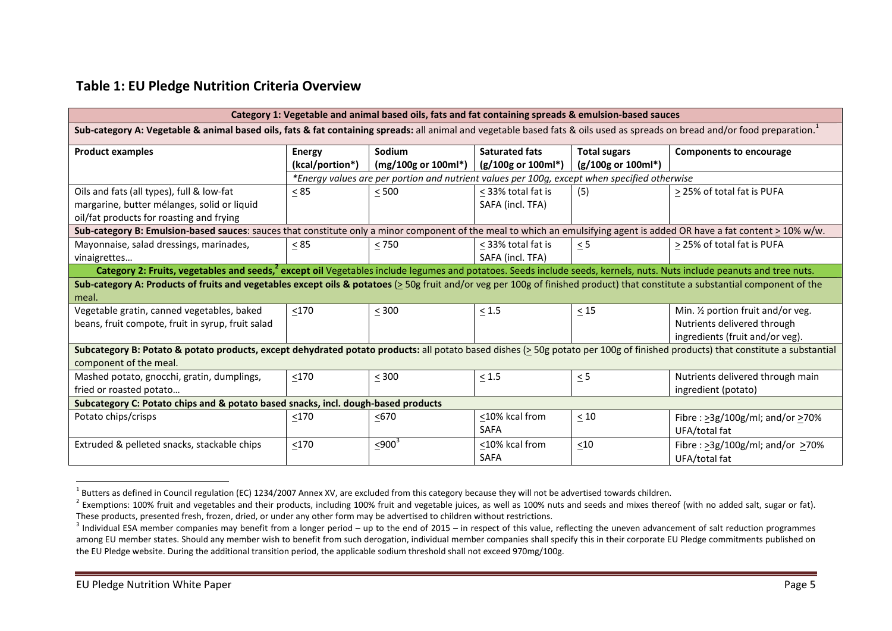## Table 1: EU Pledge Nutrition Criteria Overview

| Category 1: Vegetable and animal based oils, fats and fat containing spreads & emulsion-based sauces | | | | | |
|---|---|---|---|---|---|
| **Sub-category A: Vegetable & animal based oils, fats & fat containing spreads:** all animal and vegetable based fats & oils used as spreads on bread and/or food preparation.[1] | | | | | |
| **Product examples** | **Energy (kcal/portion*)** | **Sodium (mg/100g or 100ml*)** | **Saturated fats (g/100g or 100ml*)** | **Total sugars (g/100g or 100ml*)** | **Components to encourage** |
| | *\*Energy values are per portion and nutrient values per 100g, except when specified otherwise* | | | | |
| Oils and fats (all types), full & low-fat margarine, butter mélanges, solid or liquid oil/fat products for roasting and frying | ≤ 85 | ≤ 500 | ≤ 33% total fat is SAFA (incl. TFA) | (5) | ≥ 25% of total fat is PUFA |
| **Sub-category B: Emulsion-based sauces**: sauces that constitute only a minor component of the meal to which an emulsifying agent is added OR have a fat content ≥ 10% w/w. | | | | | |
| Mayonnaise, salad dressings, marinades, vinaigrettes… | ≤ 85 | ≤ 750 | ≤ 33% total fat is SAFA (incl. TFA) | ≤ 5 | ≥ 25% of total fat is PUFA |
| **Category 2: Fruits, vegetables and seeds,[2] except oil** Vegetables include legumes and potatoes. Seeds include seeds, kernels, nuts. Nuts include peanuts and tree nuts. | | | | | |
| **Sub-category A: Products of fruits and vegetables except oils & potatoes** (≥ 50g fruit and/or veg per 100g of finished product) that constitute a substantial component of the meal. | | | | | |
| Vegetable gratin, canned vegetables, baked beans, fruit compote, fruit in syrup, fruit salad | ≤170 | ≤ 300 | ≤ 1.5 | ≤ 15 | Min. ½ portion fruit and/or veg. Nutrients delivered through ingredients (fruit and/or veg). |
| **Subcategory B: Potato & potato products, except dehydrated potato products:** all potato based dishes (≥ 50g potato per 100g of finished products) that constitute a substantial component of the meal. | | | | | |
| Mashed potato, gnocchi, gratin, dumplings, fried or roasted potato… | ≤170 | ≤ 300 | ≤ 1.5 | ≤ 5 | Nutrients delivered through main ingredient (potato) |
| **Subcategory C: Potato chips and & potato based snacks, incl. dough-based products** | | | | | |
| Potato chips/crisps | ≤170 | ≤670 | ≤10% kcal from SAFA | ≤ 10 | Fibre : ≥3g/100g/ml; and/or ≥70% UFA/total fat |
| Extruded & pelleted snacks, stackable chips | ≤170 | ≤900[3] | ≤10% kcal from SAFA | ≤10 | Fibre : ≥3g/100g/ml; and/or ≥70% UFA/total fat |

[1] Butters as defined in Council regulation (EC) 1234/2007 Annex XV, are excluded from this category because they will not be advertised towards children.

[2] Exemptions: 100% fruit and vegetables and their products, including 100% fruit and vegetable juices, as well as 100% nuts and seeds and mixes thereof (with no added salt, sugar or fat). These products, presented fresh, frozen, dried, or under any other form may be advertised to children without restrictions.

[3] Individual ESA member companies may benefit from a longer period – up to the end of 2015 – in respect of this value, reflecting the uneven advancement of salt reduction programmes among EU member states. Should any member wish to benefit from such derogation, individual member companies shall specify this in their corporate EU Pledge commitments published on the EU Pledge website. During the additional transition period, the applicable sodium threshold shall not exceed 970mg/100g.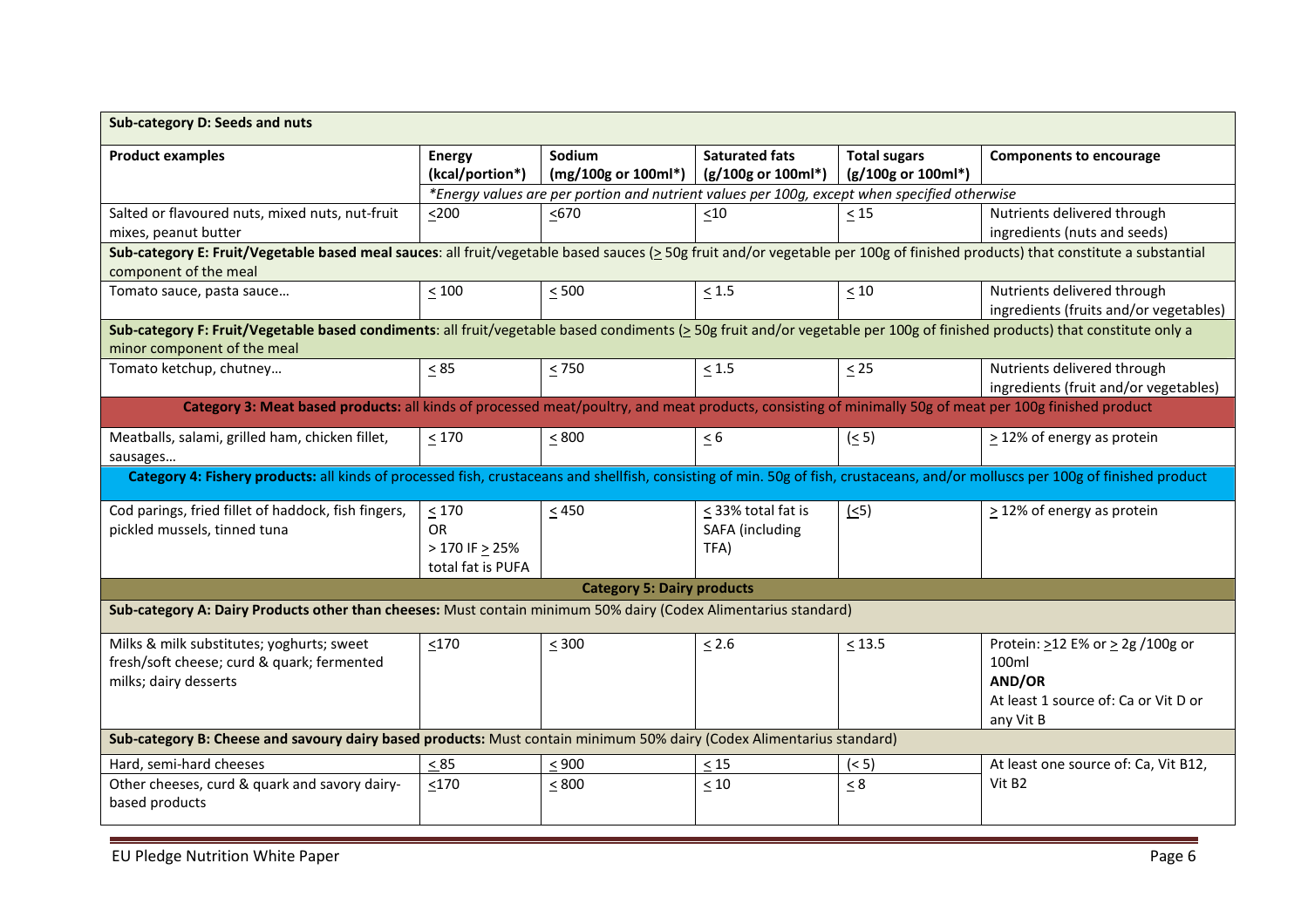| **Sub-category D: Seeds and nuts** | | | | | |
|---|---|---|---|---|---|
| **Product examples** | **Energy (kcal/portion\*)** | **Sodium (mg/100g or 100ml\*)** | **Saturated fats (g/100g or 100ml\*)** | **Total sugars (g/100g or 100ml\*)** | **Components to encourage** |
| | *\*Energy values are per portion and nutrient values per 100g, except when specified otherwise* | | | | |
| Salted or flavoured nuts, mixed nuts, nut-fruit mixes, peanut butter | ≤200 | ≤670 | ≤10 | ≤ 15 | Nutrients delivered through ingredients (nuts and seeds) |
| **Sub-category E: Fruit/Vegetable based meal sauces**: all fruit/vegetable based sauces (≥ 50g fruit and/or vegetable per 100g of finished products) that constitute a substantial component of the meal | | | | | |
| Tomato sauce, pasta sauce… | ≤ 100 | ≤ 500 | ≤ 1.5 | ≤ 10 | Nutrients delivered through ingredients (fruits and/or vegetables) |
| **Sub-category F: Fruit/Vegetable based condiments**: all fruit/vegetable based condiments (≥ 50g fruit and/or vegetable per 100g of finished products) that constitute only a minor component of the meal | | | | | |
| Tomato ketchup, chutney… | ≤ 85 | ≤ 750 | ≤ 1.5 | ≤ 25 | Nutrients delivered through ingredients (fruit and/or vegetables) |
| **Category 3: Meat based products:** all kinds of processed meat/poultry, and meat products, consisting of minimally 50g of meat per 100g finished product | | | | | |
| Meatballs, salami, grilled ham, chicken fillet, sausages… | ≤ 170 | ≤ 800 | ≤ 6 | (≤ 5) | ≥ 12% of energy as protein |
| **Category 4: Fishery products:** all kinds of processed fish, crustaceans and shellfish, consisting of min. 50g of fish, crustaceans, and/or molluscs per 100g of finished product | | | | | |
| Cod parings, fried fillet of haddock, fish fingers, pickled mussels, tinned tuna | ≤ 170 OR > 170 IF ≥ 25% total fat is PUFA | ≤ 450 | ≤ 33% total fat is SAFA (including TFA) | (≤5) | ≥ 12% of energy as protein |
| **Category 5: Dairy products** | | | | | |
| **Sub-category A: Dairy Products other than cheeses:** Must contain minimum 50% dairy (Codex Alimentarius standard) | | | | | |
| Milks & milk substitutes; yoghurts; sweet fresh/soft cheese; curd & quark; fermented milks; dairy desserts | ≤170 | ≤ 300 | ≤ 2.6 | ≤ 13.5 | Protein: ≥12 E% or ≥ 2g /100g or 100ml **AND/OR** At least 1 source of: Ca or Vit D or any Vit B |
| **Sub-category B: Cheese and savoury dairy based products:** Must contain minimum 50% dairy (Codex Alimentarius standard) | | | | | |
| Hard, semi-hard cheeses | ≤ 85 | ≤ 900 | ≤ 15 | (< 5) | At least one source of: Ca, Vit B12, Vit B2 |
| Other cheeses, curd & quark and savory dairy-based products | ≤170 | ≤ 800 | ≤ 10 | ≤ 8 | |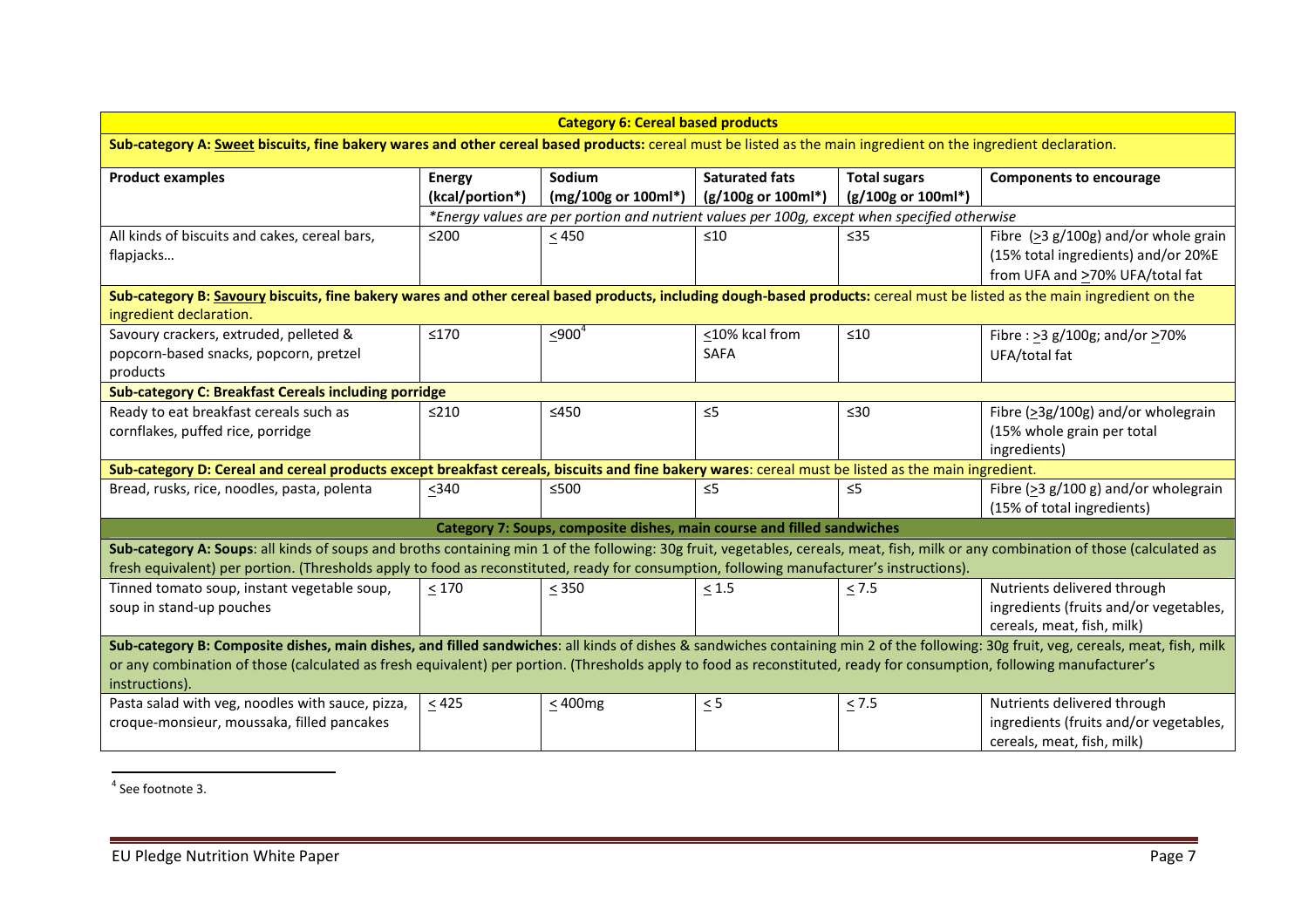| **Category 6: Cereal based products** | | | | | |
|---|---|---|---|---|---|
| **Sub-category A: Sweet biscuits, fine bakery wares and other cereal based products:** cereal must be listed as the main ingredient on the ingredient declaration. | | | | | |
| **Product examples** | **Energy (kcal/portion*)** | **Sodium (mg/100g or 100ml*)** | **Saturated fats (g/100g or 100ml*)** | **Total sugars (g/100g or 100ml*)** | **Components to encourage** |
| | *Energy values are per portion and nutrient values per 100g, except when specified otherwise* | | | | |
| All kinds of biscuits and cakes, cereal bars, flapjacks… | ≤200 | ≤ 450 | ≤10 | ≤35 | Fibre (≥3 g/100g) and/or whole grain (15% total ingredients) and/or 20%E from UFA and ≥70% UFA/total fat |
| **Sub-category B: Savoury biscuits, fine bakery wares and other cereal based products, including dough-based products:** cereal must be listed as the main ingredient on the ingredient declaration. | | | | | |
| Savoury crackers, extruded, pelleted & popcorn-based snacks, popcorn, pretzel products | ≤170 | ≤900[4] | ≤10% kcal from SAFA | ≤10 | Fibre : ≥3 g/100g; and/or ≥70% UFA/total fat |
| **Sub-category C: Breakfast Cereals including porridge** | | | | | |
| Ready to eat breakfast cereals such as cornflakes, puffed rice, porridge | ≤210 | ≤450 | ≤5 | ≤30 | Fibre (≥3g/100g) and/or wholegrain (15% whole grain per total ingredients) |
| **Sub-category D: Cereal and cereal products except breakfast cereals, biscuits and fine bakery wares**: cereal must be listed as the main ingredient. | | | | | |
| Bread, rusks, rice, noodles, pasta, polenta | ≤340 | ≤500 | ≤5 | ≤5 | Fibre (≥3 g/100 g) and/or wholegrain (15% of total ingredients) |
| **Category 7: Soups, composite dishes, main course and filled sandwiches** | | | | | |
| **Sub-category A: Soups**: all kinds of soups and broths containing min 1 of the following: 30g fruit, vegetables, cereals, meat, fish, milk or any combination of those (calculated as fresh equivalent) per portion. (Thresholds apply to food as reconstituted, ready for consumption, following manufacturer's instructions). | | | | | |
| Tinned tomato soup, instant vegetable soup, soup in stand-up pouches | ≤ 170 | ≤ 350 | ≤ 1.5 | ≤ 7.5 | Nutrients delivered through ingredients (fruits and/or vegetables, cereals, meat, fish, milk) |
| **Sub-category B: Composite dishes, main dishes, and filled sandwiches**: all kinds of dishes & sandwiches containing min 2 of the following: 30g fruit, veg, cereals, meat, fish, milk or any combination of those (calculated as fresh equivalent) per portion. (Thresholds apply to food as reconstituted, ready for consumption, following manufacturer's instructions). | | | | | |
| Pasta salad with veg, noodles with sauce, pizza, croque-monsieur, moussaka, filled pancakes | ≤ 425 | ≤ 400mg | ≤ 5 | ≤ 7.5 | Nutrients delivered through ingredients (fruits and/or vegetables, cereals, meat, fish, milk) |

[4] See footnote 3.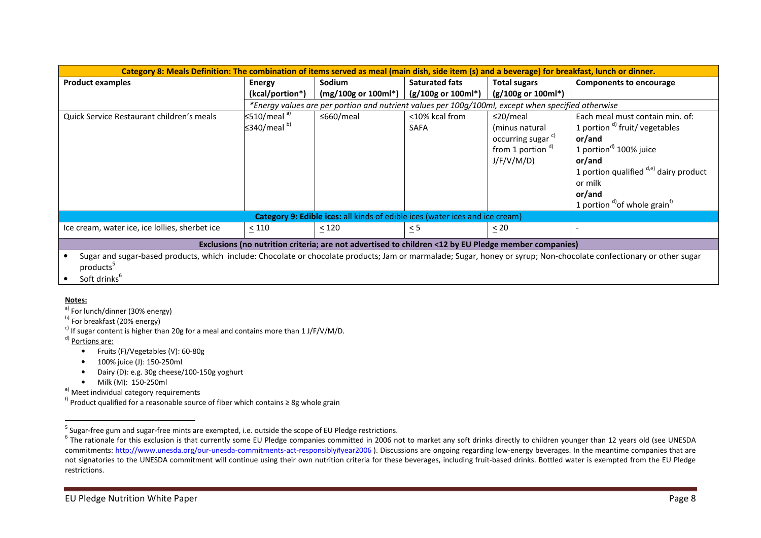| Category 8: Meals Definition: The combination of items served as meal (main dish, side item (s) and a beverage) for breakfast, lunch or dinner. | | | | | |
|---|---|---|---|---|---|
| **Product examples** | **Energy (kcal/portion*)** | **Sodium (mg/100g or 100ml*)** | **Saturated fats (g/100g or 100ml*)** | **Total sugars (g/100g or 100ml*)** | **Components to encourage** |
| | *\*Energy values are per portion and nutrient values per 100g/100ml, except when specified otherwise* | | | | |
| Quick Service Restaurant children's meals | ≤510/meal [a)]<br>≤340/meal [b)] | ≤660/meal | ≤10% kcal from SAFA | ≤20/meal (minus natural occurring sugar [c)] from 1 portion [d)] J/F/V/M/D) | Each meal must contain min. of:<br>1 portion [d)] fruit/ vegetables<br>**or/and**<br>1 portion[d)] 100% juice<br>**or/and**<br>1 portion qualified [d,e)] dairy product or milk<br>**or/and**<br>1 portion [d)]of whole grain[f)] |
| **Category 9: Edible ices:** all kinds of edible ices (water ices and ice cream) | | | | | |
| Ice cream, water ice, ice lollies, sherbet ice | ≤ 110 | ≤ 120 | ≤ 5 | ≤ 20 | - |
| **Exclusions (no nutrition criteria; are not advertised to children <12 by EU Pledge member companies)** | | | | | |
| • Sugar and sugar-based products, which include: Chocolate or chocolate products; Jam or marmalade; Sugar, honey or syrup; Non-chocolate confectionary or other sugar products[5]<br>• Soft drinks[6] | | | | | |

**Notes:**

[a)] For lunch/dinner (30% energy)

[b)] For breakfast (20% energy)

[c)] If sugar content is higher than 20g for a meal and contains more than 1 J/F/V/M/D.

[d)] Portions are:

- Fruits (F)/Vegetables (V): 60-80g
- 100% juice (J): 150-250ml
- Dairy (D): e.g. 30g cheese/100-150g yoghurt
- Milk (M): 150-250ml

[e)] Meet individual category requirements

[f)] Product qualified for a reasonable source of fiber which contains ≥ 8g whole grain

[5] Sugar-free gum and sugar-free mints are exempted, i.e. outside the scope of EU Pledge restrictions.

[6] The rationale for this exclusion is that currently some EU Pledge companies committed in 2006 not to market any soft drinks directly to children younger than 12 years old (see UNESDA commitments: http://www.unesda.org/our-unesda-commitments-act-responsibly#year2006 ). Discussions are ongoing regarding low-energy beverages. In the meantime companies that are not signatories to the UNESDA commitment will continue using their own nutrition criteria for these beverages, including fruit-based drinks. Bottled water is exempted from the EU Pledge restrictions.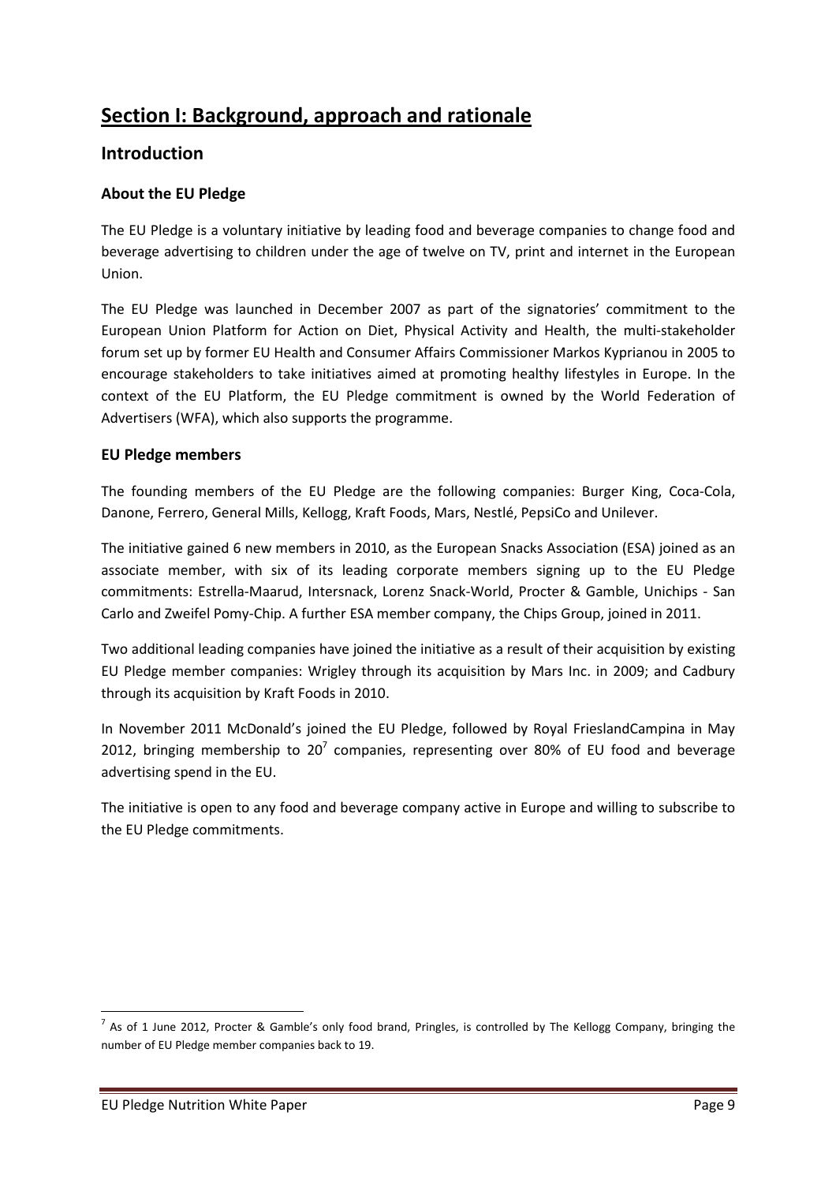# Section I: Background, approach and rationale

## Introduction

### About the EU Pledge

The EU Pledge is a voluntary initiative by leading food and beverage companies to change food and beverage advertising to children under the age of twelve on TV, print and internet in the European Union.

The EU Pledge was launched in December 2007 as part of the signatories' commitment to the European Union Platform for Action on Diet, Physical Activity and Health, the multi-stakeholder forum set up by former EU Health and Consumer Affairs Commissioner Markos Kyprianou in 2005 to encourage stakeholders to take initiatives aimed at promoting healthy lifestyles in Europe. In the context of the EU Platform, the EU Pledge commitment is owned by the World Federation of Advertisers (WFA), which also supports the programme.

### EU Pledge members

The founding members of the EU Pledge are the following companies: Burger King, Coca-Cola, Danone, Ferrero, General Mills, Kellogg, Kraft Foods, Mars, Nestlé, PepsiCo and Unilever.

The initiative gained 6 new members in 2010, as the European Snacks Association (ESA) joined as an associate member, with six of its leading corporate members signing up to the EU Pledge commitments: Estrella-Maarud, Intersnack, Lorenz Snack-World, Procter & Gamble, Unichips - San Carlo and Zweifel Pomy-Chip. A further ESA member company, the Chips Group, joined in 2011.

Two additional leading companies have joined the initiative as a result of their acquisition by existing EU Pledge member companies: Wrigley through its acquisition by Mars Inc. in 2009; and Cadbury through its acquisition by Kraft Foods in 2010.

In November 2011 McDonald's joined the EU Pledge, followed by Royal FrieslandCampina in May 2012, bringing membership to 20[7] companies, representing over 80% of EU food and beverage advertising spend in the EU.

The initiative is open to any food and beverage company active in Europe and willing to subscribe to the EU Pledge commitments.

[7] As of 1 June 2012, Procter & Gamble's only food brand, Pringles, is controlled by The Kellogg Company, bringing the number of EU Pledge member companies back to 19.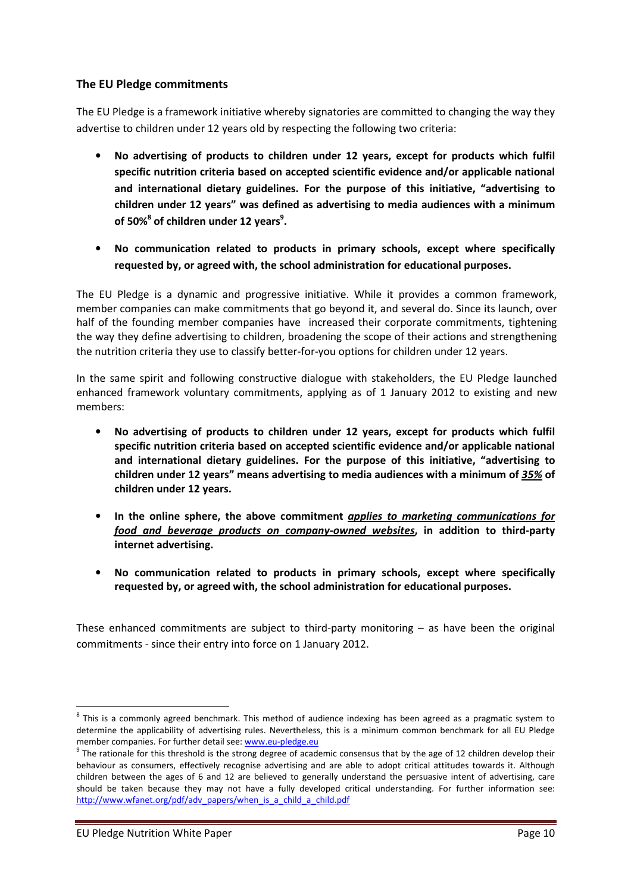## The EU Pledge commitments

The EU Pledge is a framework initiative whereby signatories are committed to changing the way they advertise to children under 12 years old by respecting the following two criteria:

- **No advertising of products to children under 12 years, except for products which fulfil specific nutrition criteria based on accepted scientific evidence and/or applicable national and international dietary guidelines. For the purpose of this initiative, "advertising to children under 12 years" was defined as advertising to media audiences with a minimum of 50%[8] of children under 12 years[9].**
- **No communication related to products in primary schools, except where specifically requested by, or agreed with, the school administration for educational purposes.**

The EU Pledge is a dynamic and progressive initiative. While it provides a common framework, member companies can make commitments that go beyond it, and several do. Since its launch, over half of the founding member companies have increased their corporate commitments, tightening the way they define advertising to children, broadening the scope of their actions and strengthening the nutrition criteria they use to classify better-for-you options for children under 12 years.

In the same spirit and following constructive dialogue with stakeholders, the EU Pledge launched enhanced framework voluntary commitments, applying as of 1 January 2012 to existing and new members:

- **No advertising of products to children under 12 years, except for products which fulfil specific nutrition criteria based on accepted scientific evidence and/or applicable national and international dietary guidelines. For the purpose of this initiative, "advertising to children under 12 years" means advertising to media audiences with a minimum of <u>*35%*</u> of children under 12 years.**
- **In the online sphere, the above commitment <u>*applies to marketing communications for food and beverage products on company-owned websites*</u>, in addition to third-party internet advertising.**
- **No communication related to products in primary schools, except where specifically requested by, or agreed with, the school administration for educational purposes.**

These enhanced commitments are subject to third-party monitoring – as have been the original commitments - since their entry into force on 1 January 2012.

---

[8] This is a commonly agreed benchmark. This method of audience indexing has been agreed as a pragmatic system to determine the applicability of advertising rules. Nevertheless, this is a minimum common benchmark for all EU Pledge member companies. For further detail see: www.eu-pledge.eu

[9] The rationale for this threshold is the strong degree of academic consensus that by the age of 12 children develop their behaviour as consumers, effectively recognise advertising and are able to adopt critical attitudes towards it. Although children between the ages of 6 and 12 are believed to generally understand the persuasive intent of advertising, care should be taken because they may not have a fully developed critical understanding. For further information see: http://www.wfanet.org/pdf/adv_papers/when_is_a_child_a_child.pdf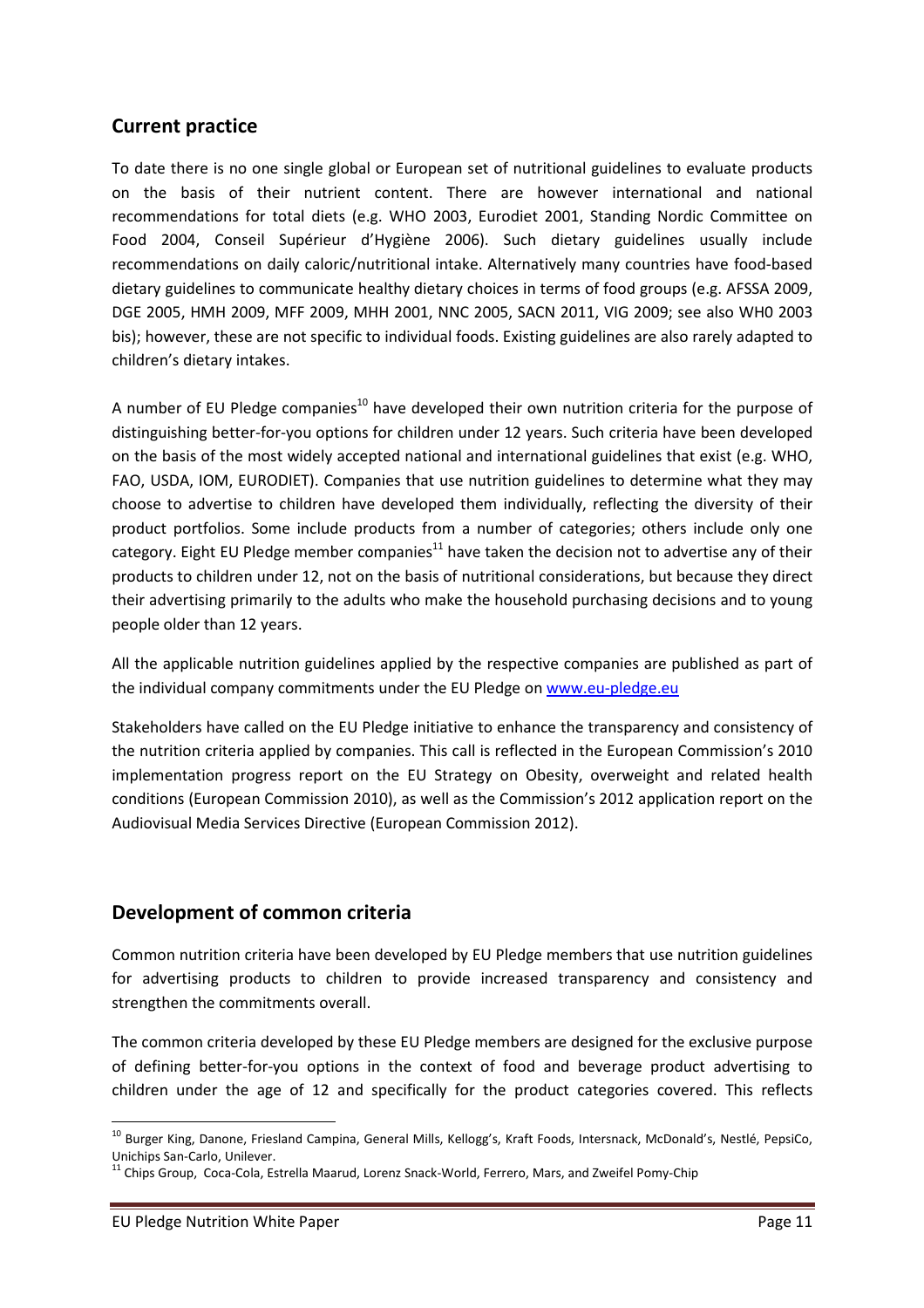## Current practice

To date there is no one single global or European set of nutritional guidelines to evaluate products on the basis of their nutrient content. There are however international and national recommendations for total diets (e.g. WHO 2003, Eurodiet 2001, Standing Nordic Committee on Food 2004, Conseil Supérieur d'Hygiène 2006). Such dietary guidelines usually include recommendations on daily caloric/nutritional intake. Alternatively many countries have food-based dietary guidelines to communicate healthy dietary choices in terms of food groups (e.g. AFSSA 2009, DGE 2005, HMH 2009, MFF 2009, MHH 2001, NNC 2005, SACN 2011, VIG 2009; see also WH0 2003 bis); however, these are not specific to individual foods. Existing guidelines are also rarely adapted to children's dietary intakes.

A number of EU Pledge companies[10] have developed their own nutrition criteria for the purpose of distinguishing better-for-you options for children under 12 years. Such criteria have been developed on the basis of the most widely accepted national and international guidelines that exist (e.g. WHO, FAO, USDA, IOM, EURODIET). Companies that use nutrition guidelines to determine what they may choose to advertise to children have developed them individually, reflecting the diversity of their product portfolios. Some include products from a number of categories; others include only one category. Eight EU Pledge member companies[11] have taken the decision not to advertise any of their products to children under 12, not on the basis of nutritional considerations, but because they direct their advertising primarily to the adults who make the household purchasing decisions and to young people older than 12 years.

All the applicable nutrition guidelines applied by the respective companies are published as part of the individual company commitments under the EU Pledge on www.eu-pledge.eu

Stakeholders have called on the EU Pledge initiative to enhance the transparency and consistency of the nutrition criteria applied by companies. This call is reflected in the European Commission's 2010 implementation progress report on the EU Strategy on Obesity, overweight and related health conditions (European Commission 2010), as well as the Commission's 2012 application report on the Audiovisual Media Services Directive (European Commission 2012).

## Development of common criteria

Common nutrition criteria have been developed by EU Pledge members that use nutrition guidelines for advertising products to children to provide increased transparency and consistency and strengthen the commitments overall.

The common criteria developed by these EU Pledge members are designed for the exclusive purpose of defining better-for-you options in the context of food and beverage product advertising to children under the age of 12 and specifically for the product categories covered. This reflects

[10] Burger King, Danone, Friesland Campina, General Mills, Kellogg's, Kraft Foods, Intersnack, McDonald's, Nestlé, PepsiCo, Unichips San-Carlo, Unilever.

[11] Chips Group, Coca-Cola, Estrella Maarud, Lorenz Snack-World, Ferrero, Mars, and Zweifel Pomy-Chip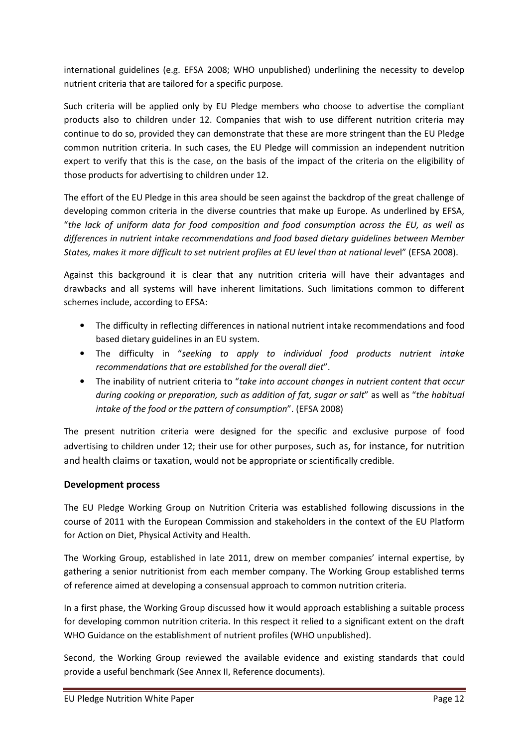international guidelines (e.g. EFSA 2008; WHO unpublished) underlining the necessity to develop nutrient criteria that are tailored for a specific purpose.

Such criteria will be applied only by EU Pledge members who choose to advertise the compliant products also to children under 12. Companies that wish to use different nutrition criteria may continue to do so, provided they can demonstrate that these are more stringent than the EU Pledge common nutrition criteria. In such cases, the EU Pledge will commission an independent nutrition expert to verify that this is the case, on the basis of the impact of the criteria on the eligibility of those products for advertising to children under 12.

The effort of the EU Pledge in this area should be seen against the backdrop of the great challenge of developing common criteria in the diverse countries that make up Europe. As underlined by EFSA, "*the lack of uniform data for food composition and food consumption across the EU, as well as differences in nutrient intake recommendations and food based dietary guidelines between Member States, makes it more difficult to set nutrient profiles at EU level than at national level*" (EFSA 2008).

Against this background it is clear that any nutrition criteria will have their advantages and drawbacks and all systems will have inherent limitations. Such limitations common to different schemes include, according to EFSA:

- The difficulty in reflecting differences in national nutrient intake recommendations and food based dietary guidelines in an EU system.
- The difficulty in "*seeking to apply to individual food products nutrient intake recommendations that are established for the overall diet*".
- The inability of nutrient criteria to "*take into account changes in nutrient content that occur during cooking or preparation, such as addition of fat, sugar or salt*" as well as "*the habitual intake of the food or the pattern of consumption*". (EFSA 2008)

The present nutrition criteria were designed for the specific and exclusive purpose of food advertising to children under 12; their use for other purposes, such as, for instance, for nutrition and health claims or taxation, would not be appropriate or scientifically credible.

## Development process

The EU Pledge Working Group on Nutrition Criteria was established following discussions in the course of 2011 with the European Commission and stakeholders in the context of the EU Platform for Action on Diet, Physical Activity and Health.

The Working Group, established in late 2011, drew on member companies' internal expertise, by gathering a senior nutritionist from each member company. The Working Group established terms of reference aimed at developing a consensual approach to common nutrition criteria.

In a first phase, the Working Group discussed how it would approach establishing a suitable process for developing common nutrition criteria. In this respect it relied to a significant extent on the draft WHO Guidance on the establishment of nutrient profiles (WHO unpublished).

Second, the Working Group reviewed the available evidence and existing standards that could provide a useful benchmark (See Annex II, Reference documents).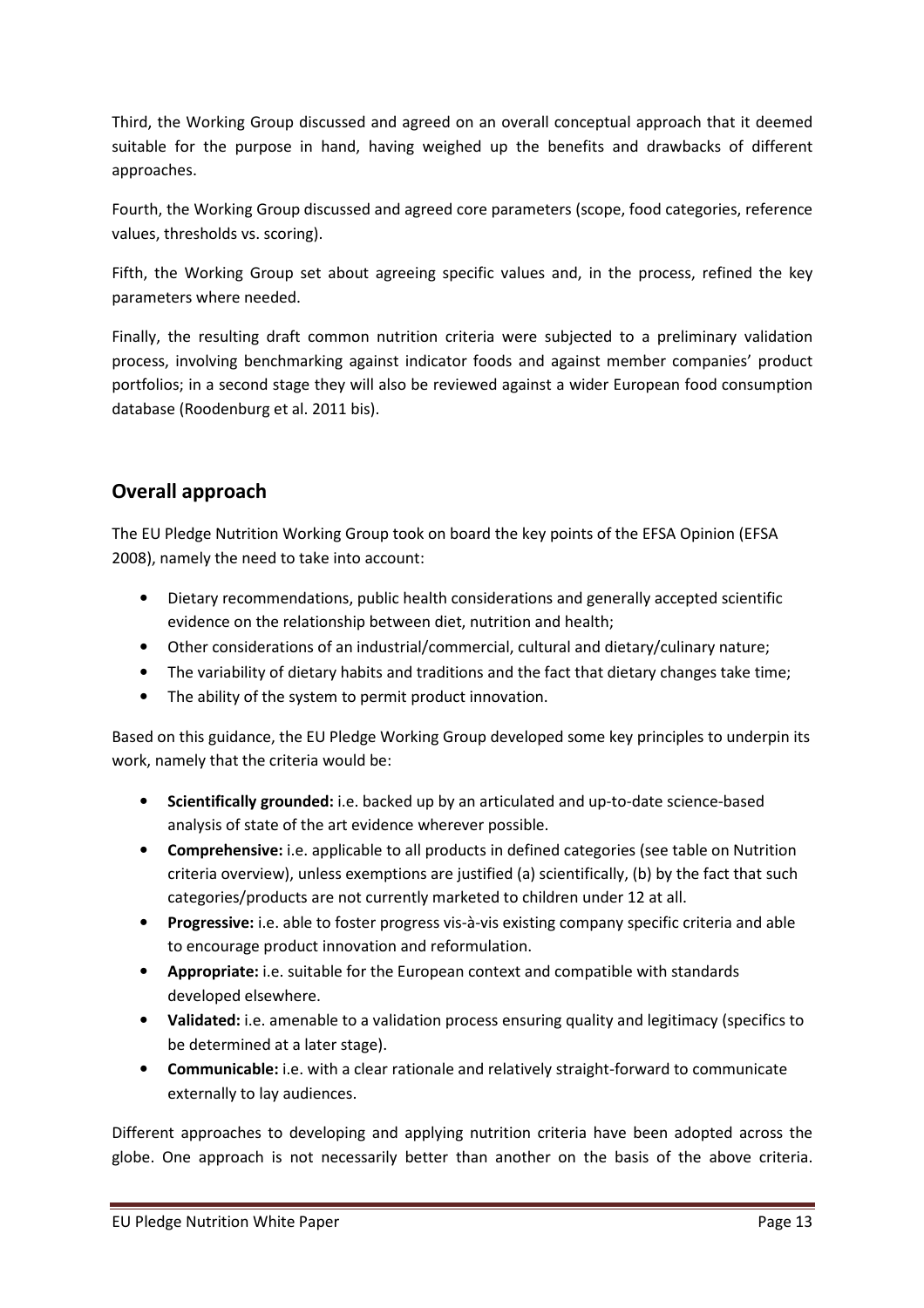Third, the Working Group discussed and agreed on an overall conceptual approach that it deemed suitable for the purpose in hand, having weighed up the benefits and drawbacks of different approaches.

Fourth, the Working Group discussed and agreed core parameters (scope, food categories, reference values, thresholds vs. scoring).

Fifth, the Working Group set about agreeing specific values and, in the process, refined the key parameters where needed.

Finally, the resulting draft common nutrition criteria were subjected to a preliminary validation process, involving benchmarking against indicator foods and against member companies' product portfolios; in a second stage they will also be reviewed against a wider European food consumption database (Roodenburg et al. 2011 bis).

## Overall approach

The EU Pledge Nutrition Working Group took on board the key points of the EFSA Opinion (EFSA 2008), namely the need to take into account:

- Dietary recommendations, public health considerations and generally accepted scientific evidence on the relationship between diet, nutrition and health;
- Other considerations of an industrial/commercial, cultural and dietary/culinary nature;
- The variability of dietary habits and traditions and the fact that dietary changes take time;
- The ability of the system to permit product innovation.

Based on this guidance, the EU Pledge Working Group developed some key principles to underpin its work, namely that the criteria would be:

- **Scientifically grounded:** i.e. backed up by an articulated and up-to-date science-based analysis of state of the art evidence wherever possible.
- **Comprehensive:** i.e. applicable to all products in defined categories (see table on Nutrition criteria overview), unless exemptions are justified (a) scientifically, (b) by the fact that such categories/products are not currently marketed to children under 12 at all.
- **Progressive:** i.e. able to foster progress vis-à-vis existing company specific criteria and able to encourage product innovation and reformulation.
- **Appropriate:** i.e. suitable for the European context and compatible with standards developed elsewhere.
- **Validated:** i.e. amenable to a validation process ensuring quality and legitimacy (specifics to be determined at a later stage).
- **Communicable:** i.e. with a clear rationale and relatively straight-forward to communicate externally to lay audiences.

Different approaches to developing and applying nutrition criteria have been adopted across the globe. One approach is not necessarily better than another on the basis of the above criteria.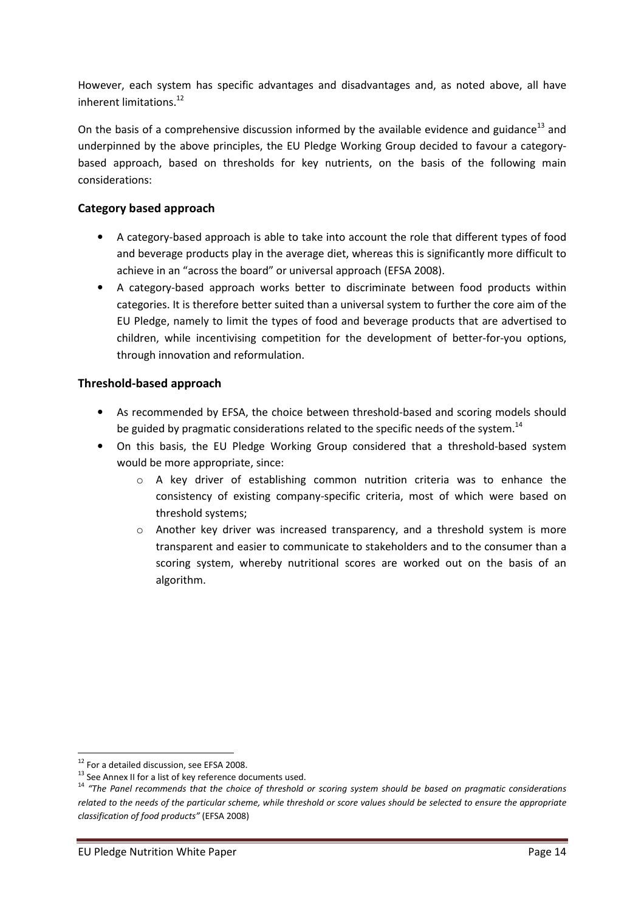However, each system has specific advantages and disadvantages and, as noted above, all have inherent limitations.[12]

On the basis of a comprehensive discussion informed by the available evidence and guidance[13] and underpinned by the above principles, the EU Pledge Working Group decided to favour a category-based approach, based on thresholds for key nutrients, on the basis of the following main considerations:

### Category based approach

- A category-based approach is able to take into account the role that different types of food and beverage products play in the average diet, whereas this is significantly more difficult to achieve in an "across the board" or universal approach (EFSA 2008).
- A category-based approach works better to discriminate between food products within categories. It is therefore better suited than a universal system to further the core aim of the EU Pledge, namely to limit the types of food and beverage products that are advertised to children, while incentivising competition for the development of better-for-you options, through innovation and reformulation.

### Threshold-based approach

- As recommended by EFSA, the choice between threshold-based and scoring models should be guided by pragmatic considerations related to the specific needs of the system.[14]
- On this basis, the EU Pledge Working Group considered that a threshold-based system would be more appropriate, since:
    - A key driver of establishing common nutrition criteria was to enhance the consistency of existing company-specific criteria, most of which were based on threshold systems;
    - Another key driver was increased transparency, and a threshold system is more transparent and easier to communicate to stakeholders and to the consumer than a scoring system, whereby nutritional scores are worked out on the basis of an algorithm.

---

[12] For a detailed discussion, see EFSA 2008.

[13] See Annex II for a list of key reference documents used.

[14] *"The Panel recommends that the choice of threshold or scoring system should be based on pragmatic considerations related to the needs of the particular scheme, while threshold or score values should be selected to ensure the appropriate classification of food products"* (EFSA 2008)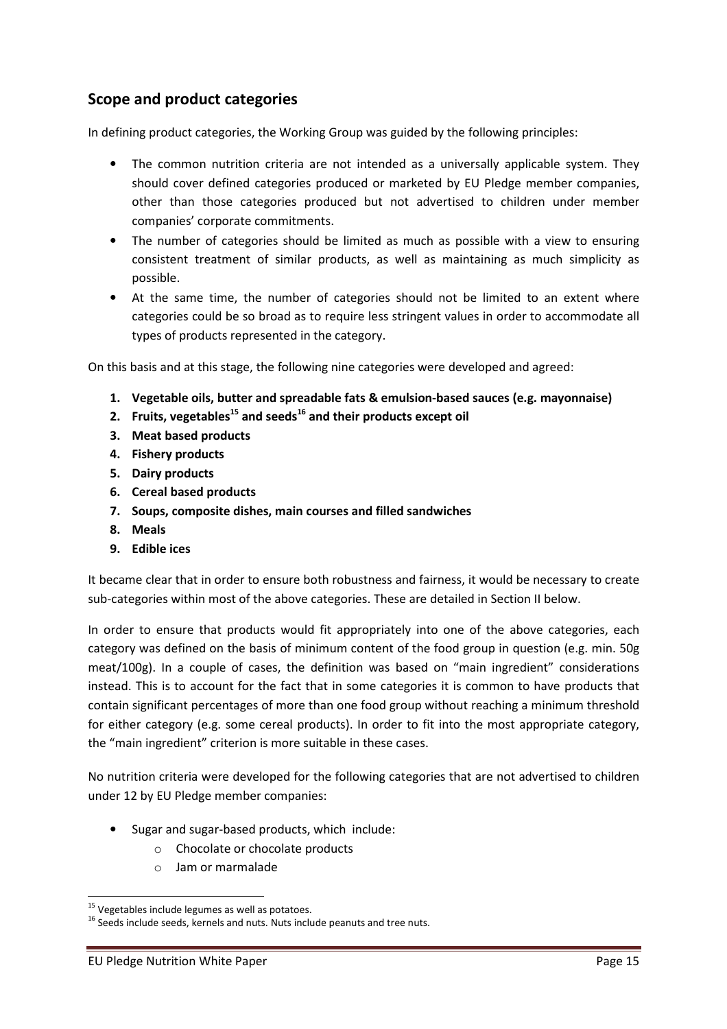## Scope and product categories

In defining product categories, the Working Group was guided by the following principles:

- The common nutrition criteria are not intended as a universally applicable system. They should cover defined categories produced or marketed by EU Pledge member companies, other than those categories produced but not advertised to children under member companies' corporate commitments.
- The number of categories should be limited as much as possible with a view to ensuring consistent treatment of similar products, as well as maintaining as much simplicity as possible.
- At the same time, the number of categories should not be limited to an extent where categories could be so broad as to require less stringent values in order to accommodate all types of products represented in the category.

On this basis and at this stage, the following nine categories were developed and agreed:

1. **Vegetable oils, butter and spreadable fats & emulsion-based sauces (e.g. mayonnaise)**
2. **Fruits, vegetables[15] and seeds[16] and their products except oil**
3. **Meat based products**
4. **Fishery products**
5. **Dairy products**
6. **Cereal based products**
7. **Soups, composite dishes, main courses and filled sandwiches**
8. **Meals**
9. **Edible ices**

It became clear that in order to ensure both robustness and fairness, it would be necessary to create sub-categories within most of the above categories. These are detailed in Section II below.

In order to ensure that products would fit appropriately into one of the above categories, each category was defined on the basis of minimum content of the food group in question (e.g. min. 50g meat/100g). In a couple of cases, the definition was based on "main ingredient" considerations instead. This is to account for the fact that in some categories it is common to have products that contain significant percentages of more than one food group without reaching a minimum threshold for either category (e.g. some cereal products). In order to fit into the most appropriate category, the "main ingredient" criterion is more suitable in these cases.

No nutrition criteria were developed for the following categories that are not advertised to children under 12 by EU Pledge member companies:

- Sugar and sugar-based products, which include:
  - Chocolate or chocolate products
  - Jam or marmalade

[15] Vegetables include legumes as well as potatoes.

[16] Seeds include seeds, kernels and nuts. Nuts include peanuts and tree nuts.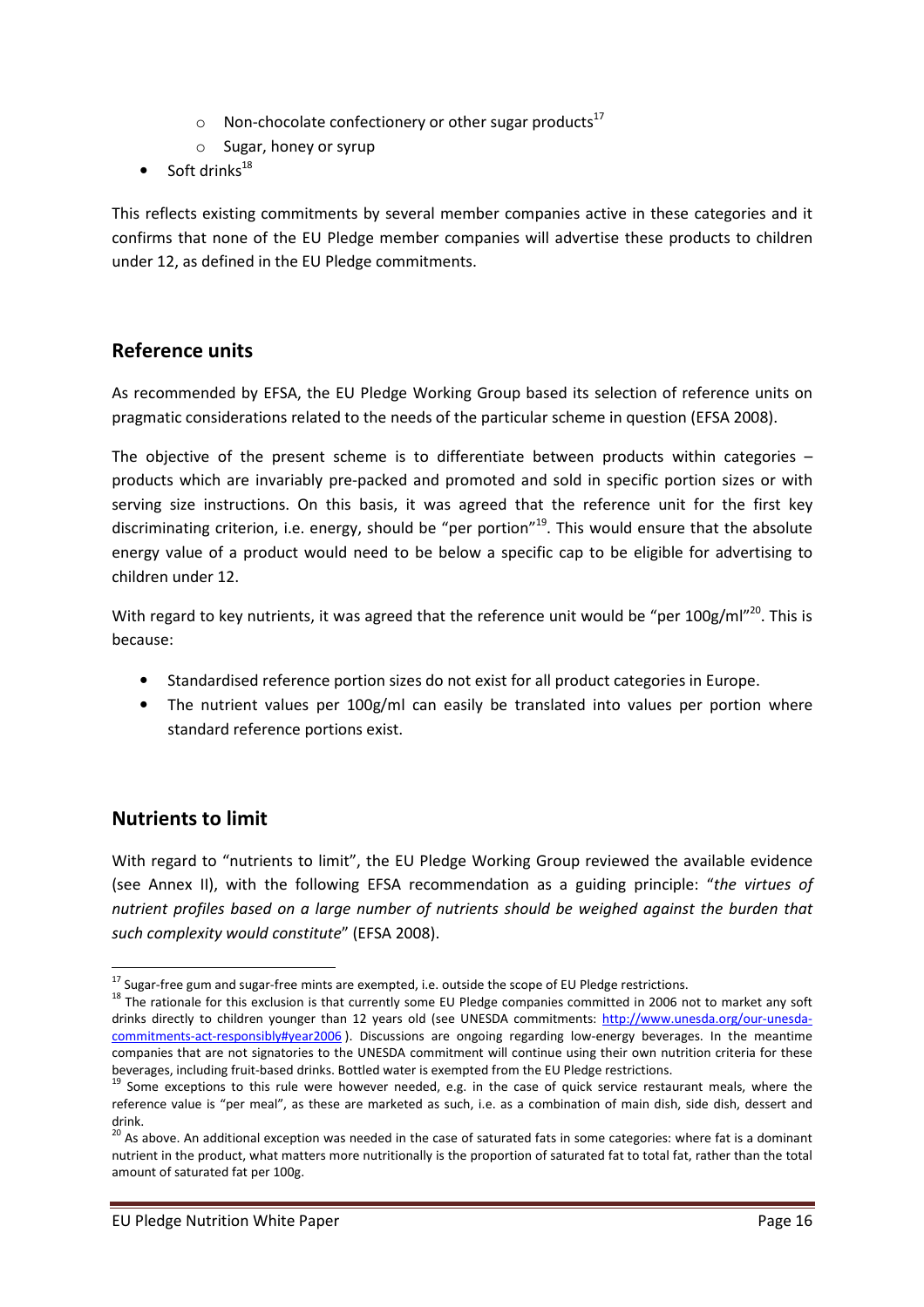- Non-chocolate confectionery or other sugar products[17]
  - Sugar, honey or syrup
- Soft drinks[18]

This reflects existing commitments by several member companies active in these categories and it confirms that none of the EU Pledge member companies will advertise these products to children under 12, as defined in the EU Pledge commitments.

## Reference units

As recommended by EFSA, the EU Pledge Working Group based its selection of reference units on pragmatic considerations related to the needs of the particular scheme in question (EFSA 2008).

The objective of the present scheme is to differentiate between products within categories – products which are invariably pre-packed and promoted and sold in specific portion sizes or with serving size instructions. On this basis, it was agreed that the reference unit for the first key discriminating criterion, i.e. energy, should be "per portion"[19]. This would ensure that the absolute energy value of a product would need to be below a specific cap to be eligible for advertising to children under 12.

With regard to key nutrients, it was agreed that the reference unit would be "per 100g/ml"[20]. This is because:

- Standardised reference portion sizes do not exist for all product categories in Europe.
- The nutrient values per 100g/ml can easily be translated into values per portion where standard reference portions exist.

## Nutrients to limit

With regard to "nutrients to limit", the EU Pledge Working Group reviewed the available evidence (see Annex II), with the following EFSA recommendation as a guiding principle: "*the virtues of nutrient profiles based on a large number of nutrients should be weighed against the burden that such complexity would constitute*" (EFSA 2008).

---

[17] Sugar-free gum and sugar-free mints are exempted, i.e. outside the scope of EU Pledge restrictions.

[18] The rationale for this exclusion is that currently some EU Pledge companies committed in 2006 not to market any soft drinks directly to children younger than 12 years old (see UNESDA commitments: http://www.unesda.org/our-unesda-commitments-act-responsibly#year2006 ). Discussions are ongoing regarding low-energy beverages. In the meantime companies that are not signatories to the UNESDA commitment will continue using their own nutrition criteria for these beverages, including fruit-based drinks. Bottled water is exempted from the EU Pledge restrictions.

[19] Some exceptions to this rule were however needed, e.g. in the case of quick service restaurant meals, where the reference value is "per meal", as these are marketed as such, i.e. as a combination of main dish, side dish, dessert and drink.

[20] As above. An additional exception was needed in the case of saturated fats in some categories: where fat is a dominant nutrient in the product, what matters more nutritionally is the proportion of saturated fat to total fat, rather than the total amount of saturated fat per 100g.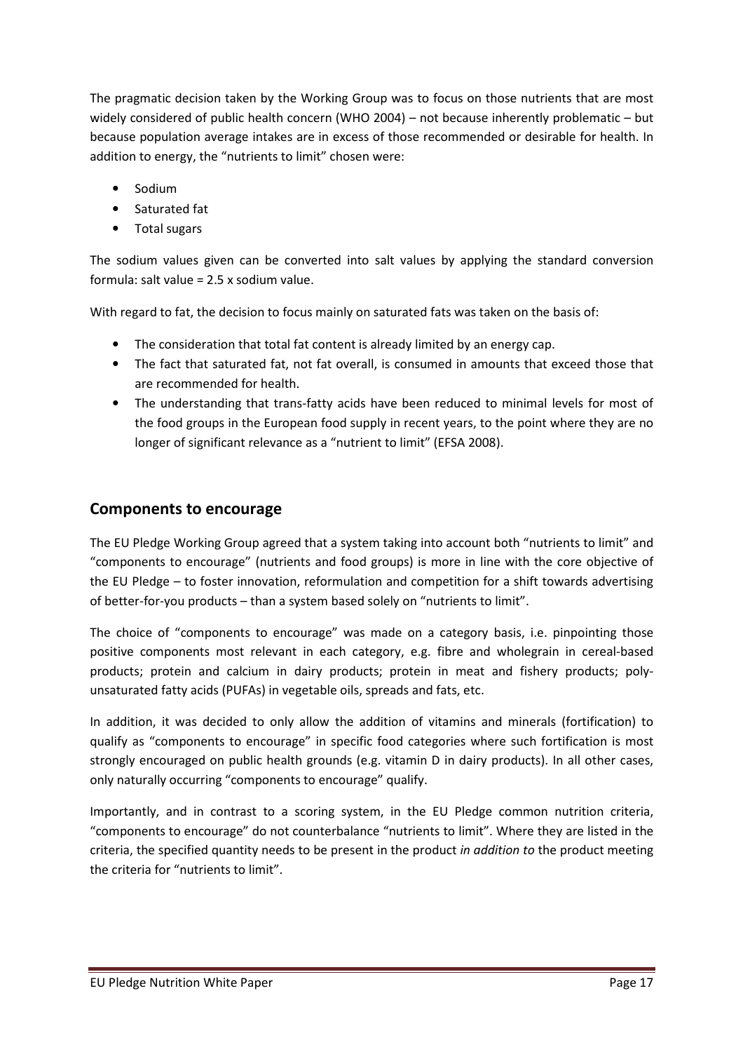The pragmatic decision taken by the Working Group was to focus on those nutrients that are most widely considered of public health concern (WHO 2004) – not because inherently problematic – but because population average intakes are in excess of those recommended or desirable for health. In addition to energy, the "nutrients to limit" chosen were:

- Sodium
- Saturated fat
- Total sugars

The sodium values given can be converted into salt values by applying the standard conversion formula: salt value = 2.5 x sodium value.

With regard to fat, the decision to focus mainly on saturated fats was taken on the basis of:

- The consideration that total fat content is already limited by an energy cap.
- The fact that saturated fat, not fat overall, is consumed in amounts that exceed those that are recommended for health.
- The understanding that trans-fatty acids have been reduced to minimal levels for most of the food groups in the European food supply in recent years, to the point where they are no longer of significant relevance as a "nutrient to limit" (EFSA 2008).

## Components to encourage

The EU Pledge Working Group agreed that a system taking into account both "nutrients to limit" and "components to encourage" (nutrients and food groups) is more in line with the core objective of the EU Pledge – to foster innovation, reformulation and competition for a shift towards advertising of better-for-you products – than a system based solely on "nutrients to limit".

The choice of "components to encourage" was made on a category basis, i.e. pinpointing those positive components most relevant in each category, e.g. fibre and wholegrain in cereal-based products; protein and calcium in dairy products; protein in meat and fishery products; poly-unsaturated fatty acids (PUFAs) in vegetable oils, spreads and fats, etc.

In addition, it was decided to only allow the addition of vitamins and minerals (fortification) to qualify as "components to encourage" in specific food categories where such fortification is most strongly encouraged on public health grounds (e.g. vitamin D in dairy products). In all other cases, only naturally occurring "components to encourage" qualify.

Importantly, and in contrast to a scoring system, in the EU Pledge common nutrition criteria, "components to encourage" do not counterbalance "nutrients to limit". Where they are listed in the criteria, the specified quantity needs to be present in the product *in addition to* the product meeting the criteria for "nutrients to limit".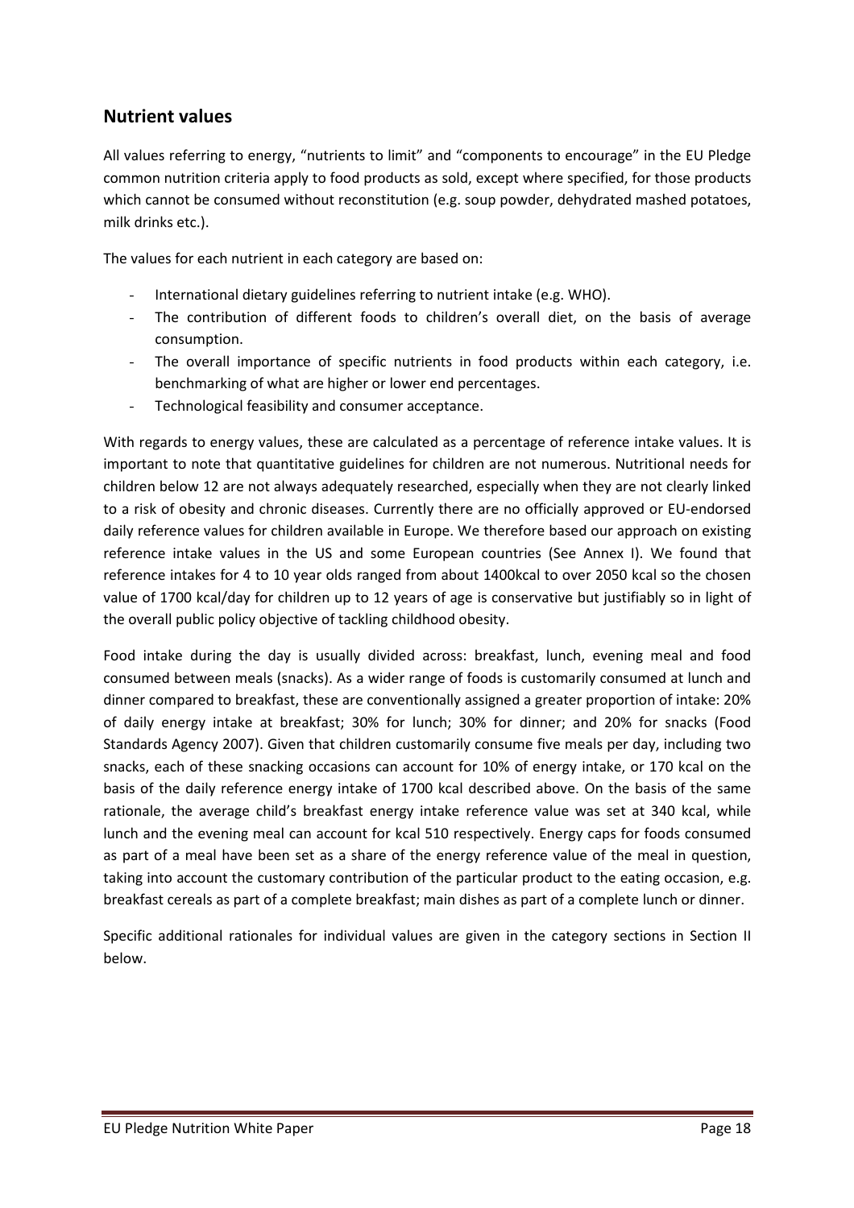## Nutrient values

All values referring to energy, "nutrients to limit" and "components to encourage" in the EU Pledge common nutrition criteria apply to food products as sold, except where specified, for those products which cannot be consumed without reconstitution (e.g. soup powder, dehydrated mashed potatoes, milk drinks etc.).

The values for each nutrient in each category are based on:

- International dietary guidelines referring to nutrient intake (e.g. WHO).
- The contribution of different foods to children's overall diet, on the basis of average consumption.
- The overall importance of specific nutrients in food products within each category, i.e. benchmarking of what are higher or lower end percentages.
- Technological feasibility and consumer acceptance.

With regards to energy values, these are calculated as a percentage of reference intake values. It is important to note that quantitative guidelines for children are not numerous. Nutritional needs for children below 12 are not always adequately researched, especially when they are not clearly linked to a risk of obesity and chronic diseases. Currently there are no officially approved or EU-endorsed daily reference values for children available in Europe. We therefore based our approach on existing reference intake values in the US and some European countries (See Annex I). We found that reference intakes for 4 to 10 year olds ranged from about 1400kcal to over 2050 kcal so the chosen value of 1700 kcal/day for children up to 12 years of age is conservative but justifiably so in light of the overall public policy objective of tackling childhood obesity.

Food intake during the day is usually divided across: breakfast, lunch, evening meal and food consumed between meals (snacks). As a wider range of foods is customarily consumed at lunch and dinner compared to breakfast, these are conventionally assigned a greater proportion of intake: 20% of daily energy intake at breakfast; 30% for lunch; 30% for dinner; and 20% for snacks (Food Standards Agency 2007). Given that children customarily consume five meals per day, including two snacks, each of these snacking occasions can account for 10% of energy intake, or 170 kcal on the basis of the daily reference energy intake of 1700 kcal described above. On the basis of the same rationale, the average child's breakfast energy intake reference value was set at 340 kcal, while lunch and the evening meal can account for kcal 510 respectively. Energy caps for foods consumed as part of a meal have been set as a share of the energy reference value of the meal in question, taking into account the customary contribution of the particular product to the eating occasion, e.g. breakfast cereals as part of a complete breakfast; main dishes as part of a complete lunch or dinner.

Specific additional rationales for individual values are given in the category sections in Section II below.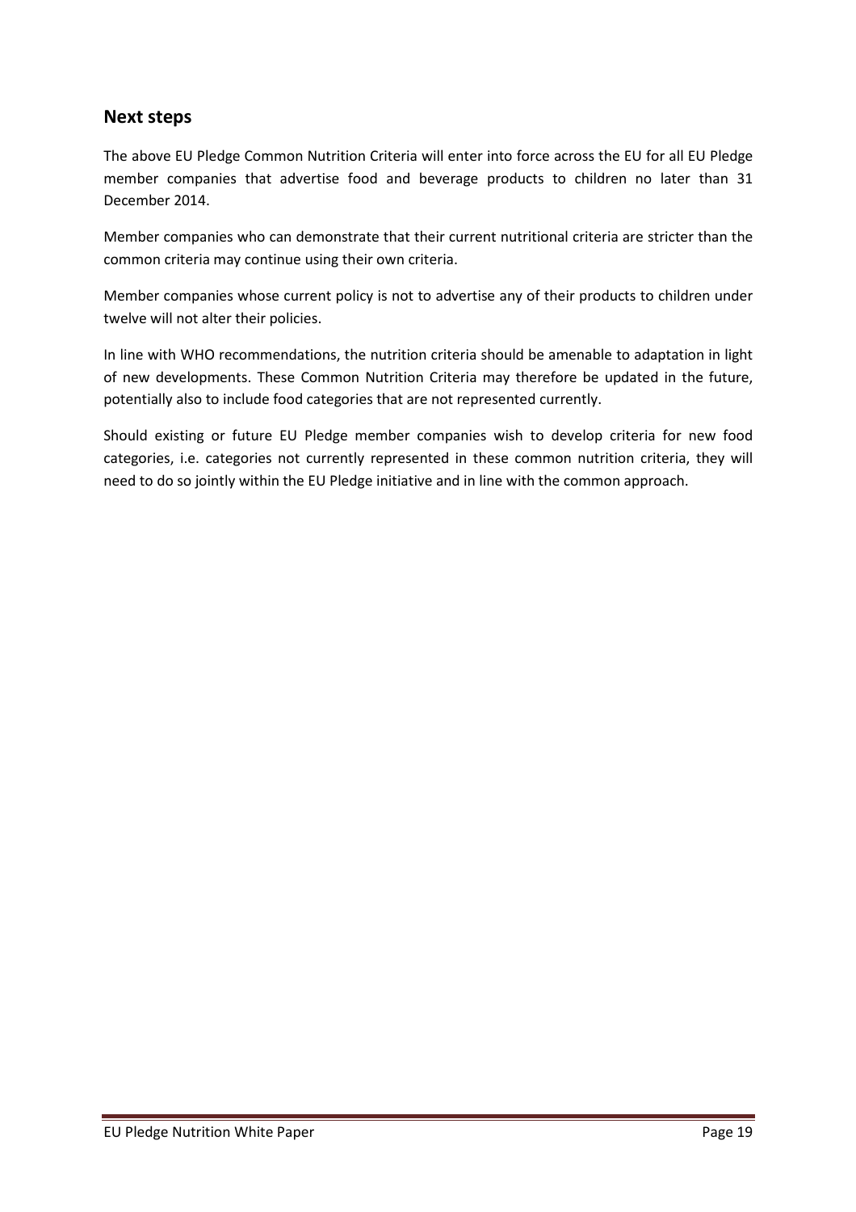## Next steps

The above EU Pledge Common Nutrition Criteria will enter into force across the EU for all EU Pledge member companies that advertise food and beverage products to children no later than 31 December 2014.

Member companies who can demonstrate that their current nutritional criteria are stricter than the common criteria may continue using their own criteria.

Member companies whose current policy is not to advertise any of their products to children under twelve will not alter their policies.

In line with WHO recommendations, the nutrition criteria should be amenable to adaptation in light of new developments. These Common Nutrition Criteria may therefore be updated in the future, potentially also to include food categories that are not represented currently.

Should existing or future EU Pledge member companies wish to develop criteria for new food categories, i.e. categories not currently represented in these common nutrition criteria, they will need to do so jointly within the EU Pledge initiative and in line with the common approach.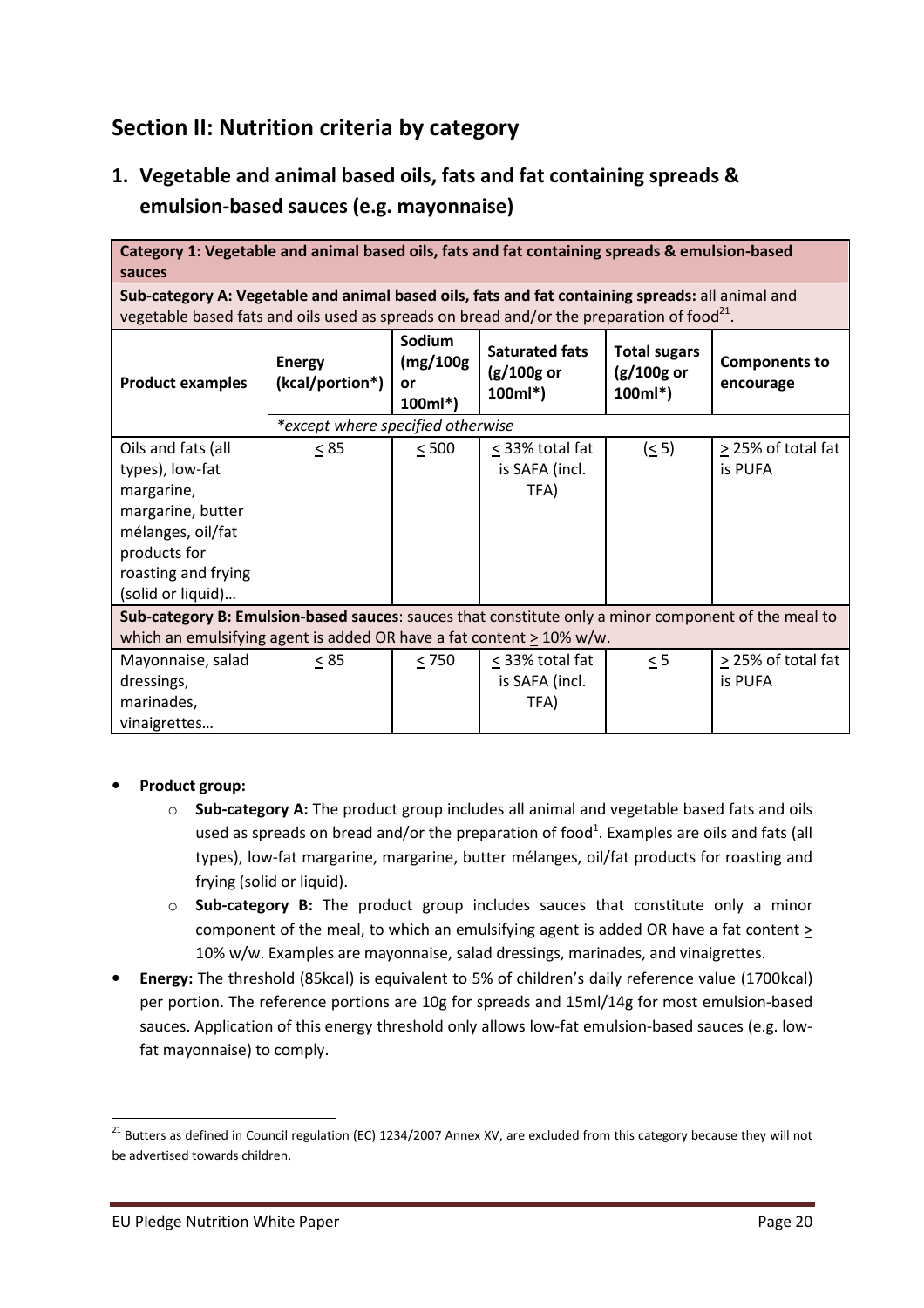## Section II: Nutrition criteria by category

### 1. Vegetable and animal based oils, fats and fat containing spreads & emulsion-based sauces (e.g. mayonnaise)

| **Category 1: Vegetable and animal based oils, fats and fat containing spreads & emulsion-based sauces** | | | | | |
|---|---|---|---|---|---|
| **Sub-category A: Vegetable and animal based oils, fats and fat containing spreads:** all animal and vegetable based fats and oils used as spreads on bread and/or the preparation of food[21]. | | | | | |
| **Product examples** | **Energy (kcal/portion*)** | **Sodium (mg/100g or 100ml*)** | **Saturated fats (g/100g or 100ml*)** | **Total sugars (g/100g or 100ml*)** | **Components to encourage** |
| | *\*except where specified otherwise* | | | | |
| Oils and fats (all types), low-fat margarine, margarine, butter mélanges, oil/fat products for roasting and frying (solid or liquid)… | ≤ 85 | ≤ 500 | ≤ 33% total fat is SAFA (incl. TFA) | (≤ 5) | ≥ 25% of total fat is PUFA |
| **Sub-category B: Emulsion-based sauces**: sauces that constitute only a minor component of the meal to which an emulsifying agent is added OR have a fat content ≥ 10% w/w. | | | | | |
| Mayonnaise, salad dressings, marinades, vinaigrettes… | ≤ 85 | ≤ 750 | ≤ 33% total fat is SAFA (incl. TFA) | ≤ 5 | ≥ 25% of total fat is PUFA |

- **Product group:**
  - **Sub-category A:** The product group includes all animal and vegetable based fats and oils used as spreads on bread and/or the preparation of food[1]. Examples are oils and fats (all types), low-fat margarine, margarine, butter mélanges, oil/fat products for roasting and frying (solid or liquid).
  - **Sub-category B:** The product group includes sauces that constitute only a minor component of the meal, to which an emulsifying agent is added OR have a fat content ≥ 10% w/w. Examples are mayonnaise, salad dressings, marinades, and vinaigrettes.
- **Energy:** The threshold (85kcal) is equivalent to 5% of children's daily reference value (1700kcal) per portion. The reference portions are 10g for spreads and 15ml/14g for most emulsion-based sauces. Application of this energy threshold only allows low-fat emulsion-based sauces (e.g. low-fat mayonnaise) to comply.

---

[21] Butters as defined in Council regulation (EC) 1234/2007 Annex XV, are excluded from this category because they will not be advertised towards children.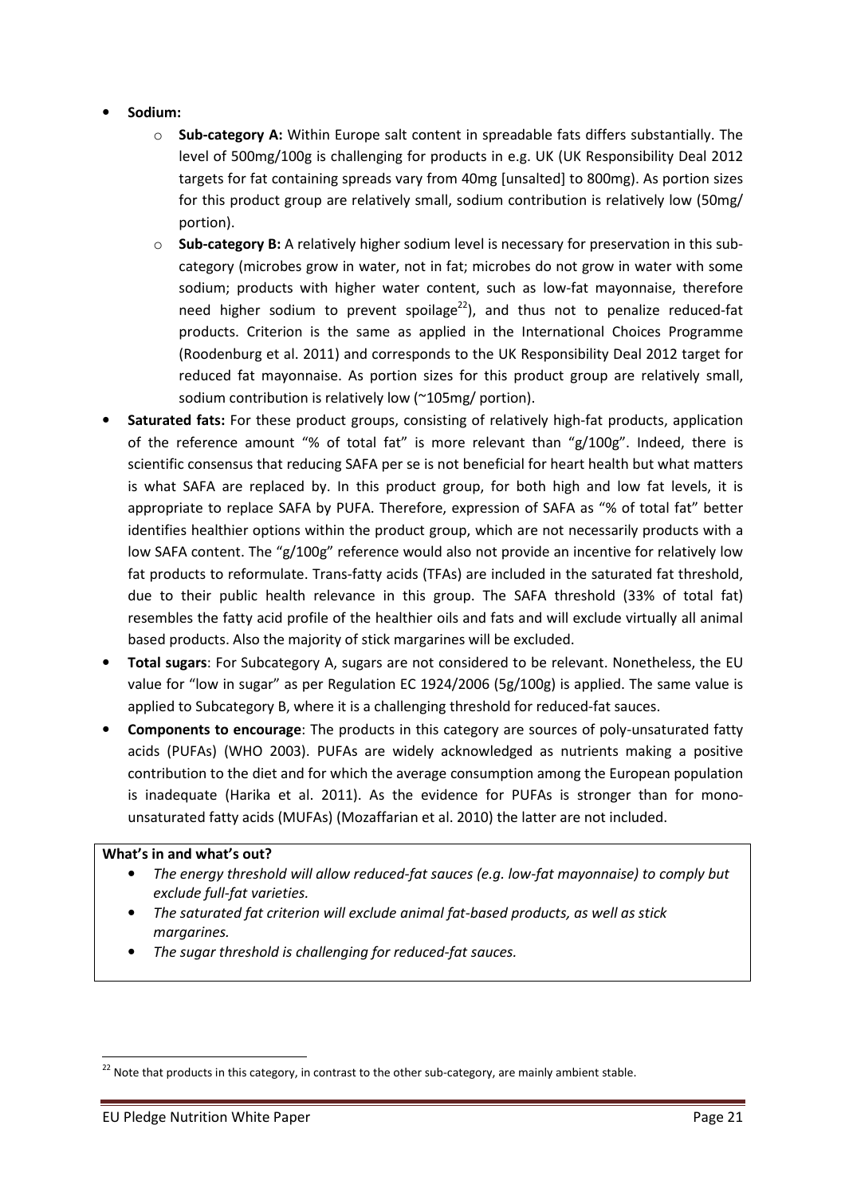- **Sodium:**
  - **Sub-category A:** Within Europe salt content in spreadable fats differs substantially. The level of 500mg/100g is challenging for products in e.g. UK (UK Responsibility Deal 2012 targets for fat containing spreads vary from 40mg [unsalted] to 800mg). As portion sizes for this product group are relatively small, sodium contribution is relatively low (50mg/ portion).
  - **Sub-category B:** A relatively higher sodium level is necessary for preservation in this sub-category (microbes grow in water, not in fat; microbes do not grow in water with some sodium; products with higher water content, such as low-fat mayonnaise, therefore need higher sodium to prevent spoilage[22]), and thus not to penalize reduced-fat products. Criterion is the same as applied in the International Choices Programme (Roodenburg et al. 2011) and corresponds to the UK Responsibility Deal 2012 target for reduced fat mayonnaise. As portion sizes for this product group are relatively small, sodium contribution is relatively low (~105mg/ portion).
- **Saturated fats:** For these product groups, consisting of relatively high-fat products, application of the reference amount "% of total fat" is more relevant than "g/100g". Indeed, there is scientific consensus that reducing SAFA per se is not beneficial for heart health but what matters is what SAFA are replaced by. In this product group, for both high and low fat levels, it is appropriate to replace SAFA by PUFA. Therefore, expression of SAFA as "% of total fat" better identifies healthier options within the product group, which are not necessarily products with a low SAFA content. The "g/100g" reference would also not provide an incentive for relatively low fat products to reformulate. Trans-fatty acids (TFAs) are included in the saturated fat threshold, due to their public health relevance in this group. The SAFA threshold (33% of total fat) resembles the fatty acid profile of the healthier oils and fats and will exclude virtually all animal based products. Also the majority of stick margarines will be excluded.
- **Total sugars**: For Subcategory A, sugars are not considered to be relevant. Nonetheless, the EU value for "low in sugar" as per Regulation EC 1924/2006 (5g/100g) is applied. The same value is applied to Subcategory B, where it is a challenging threshold for reduced-fat sauces.
- **Components to encourage**: The products in this category are sources of poly-unsaturated fatty acids (PUFAs) (WHO 2003). PUFAs are widely acknowledged as nutrients making a positive contribution to the diet and for which the average consumption among the European population is inadequate (Harika et al. 2011). As the evidence for PUFAs is stronger than for mono-unsaturated fatty acids (MUFAs) (Mozaffarian et al. 2010) the latter are not included.

**What's in and what's out?**

- *The energy threshold will allow reduced-fat sauces (e.g. low-fat mayonnaise) to comply but exclude full-fat varieties.*
- *The saturated fat criterion will exclude animal fat-based products, as well as stick margarines.*
- *The sugar threshold is challenging for reduced-fat sauces.*

[22] Note that products in this category, in contrast to the other sub-category, are mainly ambient stable.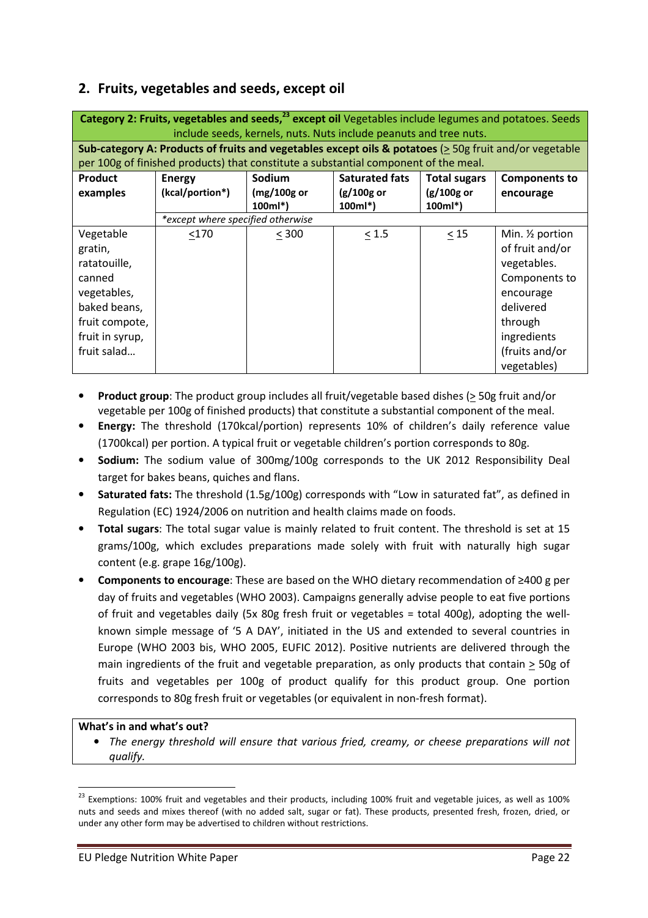## 2. Fruits, vegetables and seeds, except oil

| **Category 2: Fruits, vegetables and seeds,[23] except oil** Vegetables include legumes and potatoes. Seeds include seeds, kernels, nuts. Nuts include peanuts and tree nuts. | | | | | |
|---|---|---|---|---|---|
| **Sub-category A: Products of fruits and vegetables except oils & potatoes** (≥ 50g fruit and/or vegetable per 100g of finished products) that constitute a substantial component of the meal. | | | | | |
| **Product examples** | **Energy (kcal/portion*)** | **Sodium (mg/100g or 100ml*)** | **Saturated fats (g/100g or 100ml*)** | **Total sugars (g/100g or 100ml*)** | **Components to encourage** |
| | *\*except where specified otherwise* | | | | |
| Vegetable gratin, ratatouille, canned vegetables, baked beans, fruit compote, fruit in syrup, fruit salad… | ≤170 | ≤ 300 | ≤ 1.5 | ≤ 15 | Min. ½ portion of fruit and/or vegetables. Components to encourage delivered through ingredients (fruits and/or vegetables) |

- **Product group**: The product group includes all fruit/vegetable based dishes (≥ 50g fruit and/or vegetable per 100g of finished products) that constitute a substantial component of the meal.
- **Energy:** The threshold (170kcal/portion) represents 10% of children's daily reference value (1700kcal) per portion. A typical fruit or vegetable children's portion corresponds to 80g.
- **Sodium:** The sodium value of 300mg/100g corresponds to the UK 2012 Responsibility Deal target for bakes beans, quiches and flans.
- **Saturated fats:** The threshold (1.5g/100g) corresponds with "Low in saturated fat", as defined in Regulation (EC) 1924/2006 on nutrition and health claims made on foods.
- **Total sugars**: The total sugar value is mainly related to fruit content. The threshold is set at 15 grams/100g, which excludes preparations made solely with fruit with naturally high sugar content (e.g. grape 16g/100g).
- **Components to encourage**: These are based on the WHO dietary recommendation of ≥400 g per day of fruits and vegetables (WHO 2003). Campaigns generally advise people to eat five portions of fruit and vegetables daily (5x 80g fresh fruit or vegetables = total 400g), adopting the well-known simple message of '5 A DAY', initiated in the US and extended to several countries in Europe (WHO 2003 bis, WHO 2005, EUFIC 2012). Positive nutrients are delivered through the main ingredients of the fruit and vegetable preparation, as only products that contain ≥ 50g of fruits and vegetables per 100g of product qualify for this product group. One portion corresponds to 80g fresh fruit or vegetables (or equivalent in non-fresh format).

**What's in and what's out?**

- *The energy threshold will ensure that various fried, creamy, or cheese preparations will not qualify.*

[23] Exemptions: 100% fruit and vegetables and their products, including 100% fruit and vegetable juices, as well as 100% nuts and seeds and mixes thereof (with no added salt, sugar or fat). These products, presented fresh, frozen, dried, or under any other form may be advertised to children without restrictions.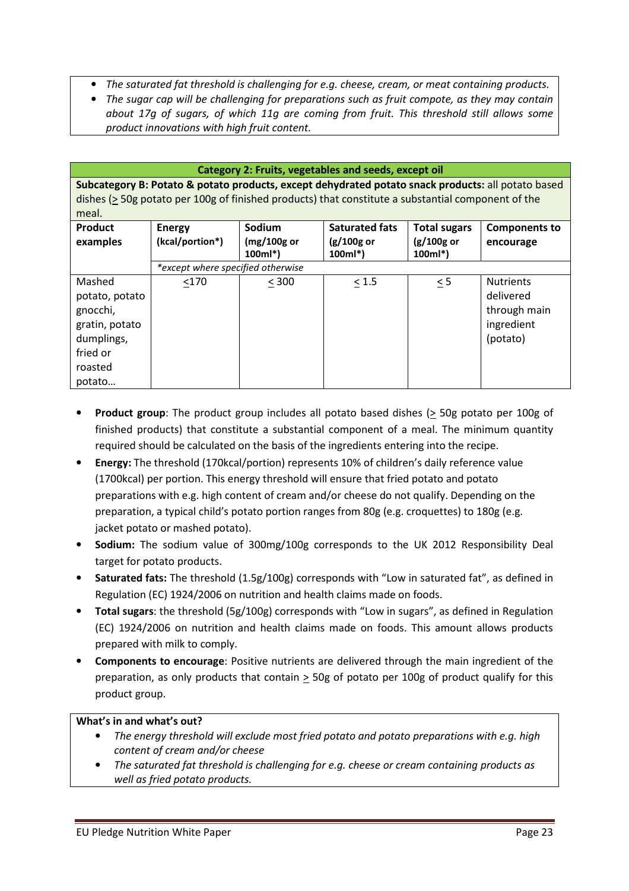- *The saturated fat threshold is challenging for e.g. cheese, cream, or meat containing products.*
- *The sugar cap will be challenging for preparations such as fruit compote, as they may contain about 17g of sugars, of which 11g are coming from fruit. This threshold still allows some product innovations with high fruit content.*

| **Category 2: Fruits, vegetables and seeds, except oil** | | | | | |
|---|---|---|---|---|---|
| **Subcategory B: Potato & potato products, except dehydrated potato snack products:** all potato based dishes (≥ 50g potato per 100g of finished products) that constitute a substantial component of the meal. | | | | | |
| **Product examples** | **Energy (kcal/portion\*)** | **Sodium (mg/100g or 100ml\*)** | **Saturated fats (g/100g or 100ml\*)** | **Total sugars (g/100g or 100ml\*)** | **Components to encourage** |
| | *\*except where specified otherwise* | | | | |
| Mashed potato, potato gnocchi, gratin, potato dumplings, fried or roasted potato… | ≤170 | ≤ 300 | ≤ 1.5 | ≤ 5 | Nutrients delivered through main ingredient (potato) |

- **Product group**: The product group includes all potato based dishes (≥ 50g potato per 100g of finished products) that constitute a substantial component of a meal. The minimum quantity required should be calculated on the basis of the ingredients entering into the recipe.
- **Energy:** The threshold (170kcal/portion) represents 10% of children's daily reference value (1700kcal) per portion. This energy threshold will ensure that fried potato and potato preparations with e.g. high content of cream and/or cheese do not qualify. Depending on the preparation, a typical child's potato portion ranges from 80g (e.g. croquettes) to 180g (e.g. jacket potato or mashed potato).
- **Sodium:** The sodium value of 300mg/100g corresponds to the UK 2012 Responsibility Deal target for potato products.
- **Saturated fats:** The threshold (1.5g/100g) corresponds with "Low in saturated fat", as defined in Regulation (EC) 1924/2006 on nutrition and health claims made on foods.
- **Total sugars**: the threshold (5g/100g) corresponds with "Low in sugars", as defined in Regulation (EC) 1924/2006 on nutrition and health claims made on foods. This amount allows products prepared with milk to comply.
- **Components to encourage**: Positive nutrients are delivered through the main ingredient of the preparation, as only products that contain ≥ 50g of potato per 100g of product qualify for this product group.

**What's in and what's out?**

- *The energy threshold will exclude most fried potato and potato preparations with e.g. high content of cream and/or cheese*
- *The saturated fat threshold is challenging for e.g. cheese or cream containing products as well as fried potato products.*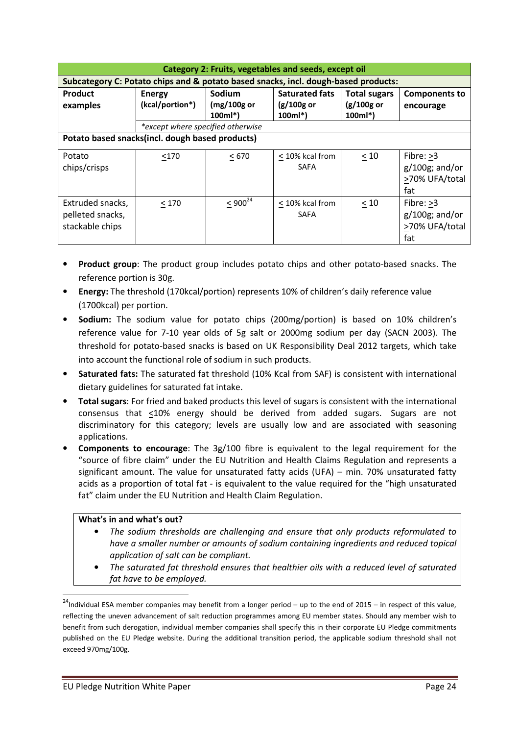| Category 2: Fruits, vegetables and seeds, except oil | | | | | |
|---|---|---|---|---|---|
| **Subcategory C: Potato chips and & potato based snacks, incl. dough-based products:** | | | | | |
| **Product examples** | **Energy (kcal/portion*)** | **Sodium (mg/100g or 100ml*)** | **Saturated fats (g/100g or 100ml*)** | **Total sugars (g/100g or 100ml*)** | **Components to encourage** |
| | *\*except where specified otherwise* | | | | |
| **Potato based snacks(incl. dough based products)** | | | | | |
| Potato chips/crisps | ≤170 | ≤ 670 | ≤ 10% kcal from SAFA | ≤ 10 | Fibre: ≥3 g/100g; and/or ≥70% UFA/total fat |
| Extruded snacks, pelleted snacks, stackable chips | ≤ 170 | ≤ 900[24] | ≤ 10% kcal from SAFA | ≤ 10 | Fibre: ≥3 g/100g; and/or ≥70% UFA/total fat |

- **Product group**: The product group includes potato chips and other potato-based snacks. The reference portion is 30g.
- **Energy:** The threshold (170kcal/portion) represents 10% of children's daily reference value (1700kcal) per portion.
- **Sodium:** The sodium value for potato chips (200mg/portion) is based on 10% children's reference value for 7-10 year olds of 5g salt or 2000mg sodium per day (SACN 2003). The threshold for potato-based snacks is based on UK Responsibility Deal 2012 targets, which take into account the functional role of sodium in such products.
- **Saturated fats:** The saturated fat threshold (10% Kcal from SAF) is consistent with international dietary guidelines for saturated fat intake.
- **Total sugars**: For fried and baked products this level of sugars is consistent with the international consensus that ≤10% energy should be derived from added sugars. Sugars are not discriminatory for this category; levels are usually low and are associated with seasoning applications.
- **Components to encourage**: The 3g/100 fibre is equivalent to the legal requirement for the "source of fibre claim" under the EU Nutrition and Health Claims Regulation and represents a significant amount. The value for unsaturated fatty acids (UFA) – min. 70% unsaturated fatty acids as a proportion of total fat - is equivalent to the value required for the "high unsaturated fat" claim under the EU Nutrition and Health Claim Regulation.

**What's in and what's out?**

- *The sodium thresholds are challenging and ensure that only products reformulated to have a smaller number or amounts of sodium containing ingredients and reduced topical application of salt can be compliant.*
- *The saturated fat threshold ensures that healthier oils with a reduced level of saturated fat have to be employed.*

---

[24] Individual ESA member companies may benefit from a longer period – up to the end of 2015 – in respect of this value, reflecting the uneven advancement of salt reduction programmes among EU member states. Should any member wish to benefit from such derogation, individual member companies shall specify this in their corporate EU Pledge commitments published on the EU Pledge website. During the additional transition period, the applicable sodium threshold shall not exceed 970mg/100g.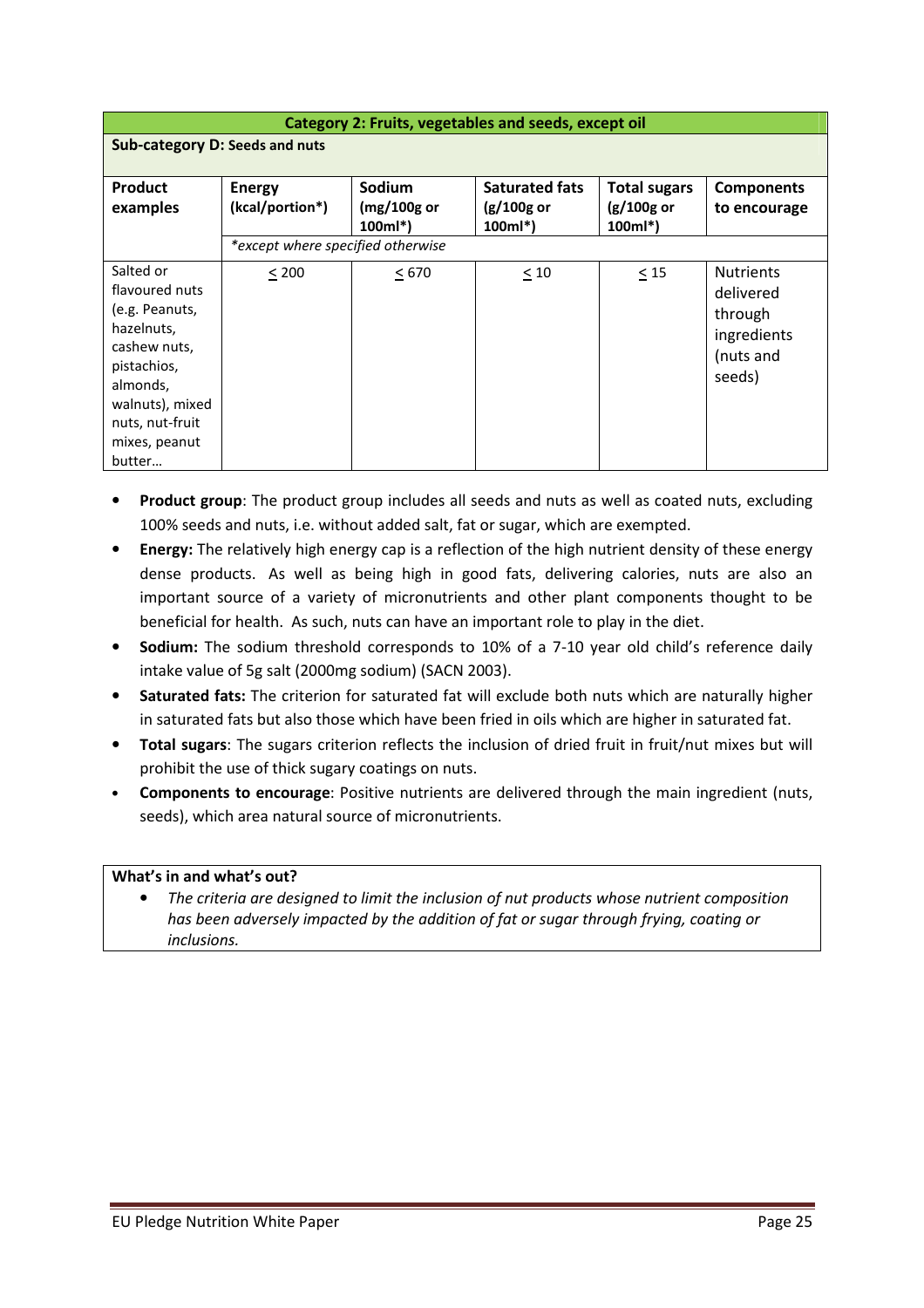| Category 2: Fruits, vegetables and seeds, except oil | | | | | |
|---|---|---|---|---|---|
| **Sub-category D: Seeds and nuts** | | | | | |
| **Product examples** | **Energy (kcal/portion*)** | **Sodium (mg/100g or 100ml*)** | **Saturated fats (g/100g or 100ml*)** | **Total sugars (g/100g or 100ml*)** | **Components to encourage** |
| | *\*except where specified otherwise* | | | | |
| Salted or flavoured nuts (e.g. Peanuts, hazelnuts, cashew nuts, pistachios, almonds, walnuts), mixed nuts, nut-fruit mixes, peanut butter… | ≤ 200 | ≤ 670 | ≤ 10 | ≤ 15 | Nutrients delivered through ingredients (nuts and seeds) |

- **Product group**: The product group includes all seeds and nuts as well as coated nuts, excluding 100% seeds and nuts, i.e. without added salt, fat or sugar, which are exempted.
- **Energy:** The relatively high energy cap is a reflection of the high nutrient density of these energy dense products. As well as being high in good fats, delivering calories, nuts are also an important source of a variety of micronutrients and other plant components thought to be beneficial for health. As such, nuts can have an important role to play in the diet.
- **Sodium:** The sodium threshold corresponds to 10% of a 7-10 year old child's reference daily intake value of 5g salt (2000mg sodium) (SACN 2003).
- **Saturated fats:** The criterion for saturated fat will exclude both nuts which are naturally higher in saturated fats but also those which have been fried in oils which are higher in saturated fat.
- **Total sugars**: The sugars criterion reflects the inclusion of dried fruit in fruit/nut mixes but will prohibit the use of thick sugary coatings on nuts.
- **Components to encourage**: Positive nutrients are delivered through the main ingredient (nuts, seeds), which area natural source of micronutrients.

**What's in and what's out?**

- *The criteria are designed to limit the inclusion of nut products whose nutrient composition has been adversely impacted by the addition of fat or sugar through frying, coating or inclusions.*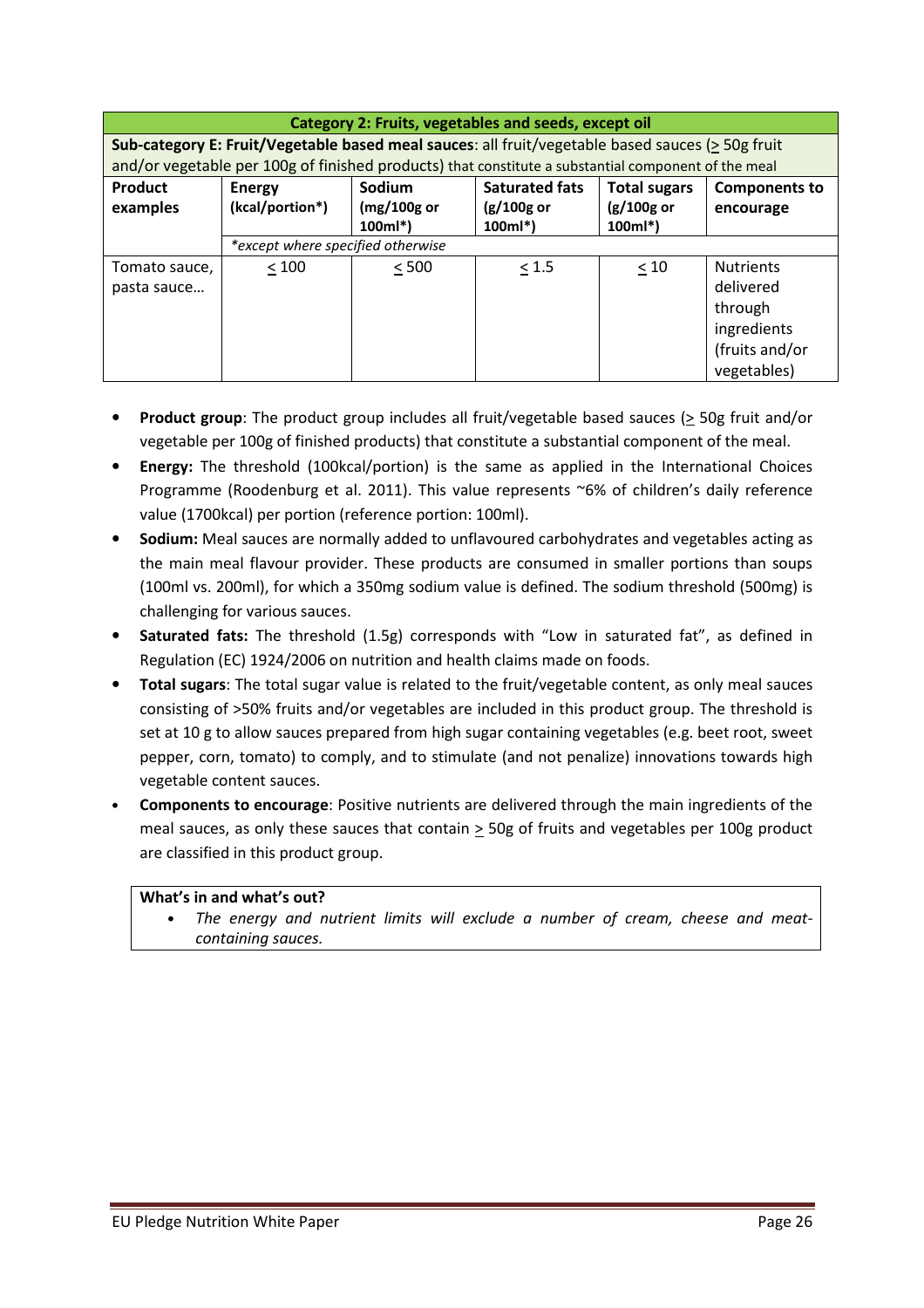| Category 2: Fruits, vegetables and seeds, except oil | | | | | |
|---|---|---|---|---|---|
| **Sub-category E: Fruit/Vegetable based meal sauces**: all fruit/vegetable based sauces (≥ 50g fruit and/or vegetable per 100g of finished products) that constitute a substantial component of the meal | | | | | |
| **Product examples** | **Energy (kcal/portion*)** | **Sodium (mg/100g or 100ml*)** | **Saturated fats (g/100g or 100ml*)** | **Total sugars (g/100g or 100ml*)** | **Components to encourage** |
| | *\*except where specified otherwise* | | | | |
| Tomato sauce, pasta sauce… | ≤ 100 | ≤ 500 | ≤ 1.5 | ≤ 10 | Nutrients delivered through ingredients (fruits and/or vegetables) |

- **Product group**: The product group includes all fruit/vegetable based sauces (≥ 50g fruit and/or vegetable per 100g of finished products) that constitute a substantial component of the meal.
- **Energy:** The threshold (100kcal/portion) is the same as applied in the International Choices Programme (Roodenburg et al. 2011). This value represents ~6% of children's daily reference value (1700kcal) per portion (reference portion: 100ml).
- **Sodium:** Meal sauces are normally added to unflavoured carbohydrates and vegetables acting as the main meal flavour provider. These products are consumed in smaller portions than soups (100ml vs. 200ml), for which a 350mg sodium value is defined. The sodium threshold (500mg) is challenging for various sauces.
- **Saturated fats:** The threshold (1.5g) corresponds with "Low in saturated fat", as defined in Regulation (EC) 1924/2006 on nutrition and health claims made on foods.
- **Total sugars**: The total sugar value is related to the fruit/vegetable content, as only meal sauces consisting of >50% fruits and/or vegetables are included in this product group. The threshold is set at 10 g to allow sauces prepared from high sugar containing vegetables (e.g. beet root, sweet pepper, corn, tomato) to comply, and to stimulate (and not penalize) innovations towards high vegetable content sauces.
- **Components to encourage**: Positive nutrients are delivered through the main ingredients of the meal sauces, as only these sauces that contain ≥ 50g of fruits and vegetables per 100g product are classified in this product group.

**What's in and what's out?**

- *The energy and nutrient limits will exclude a number of cream, cheese and meat-containing sauces.*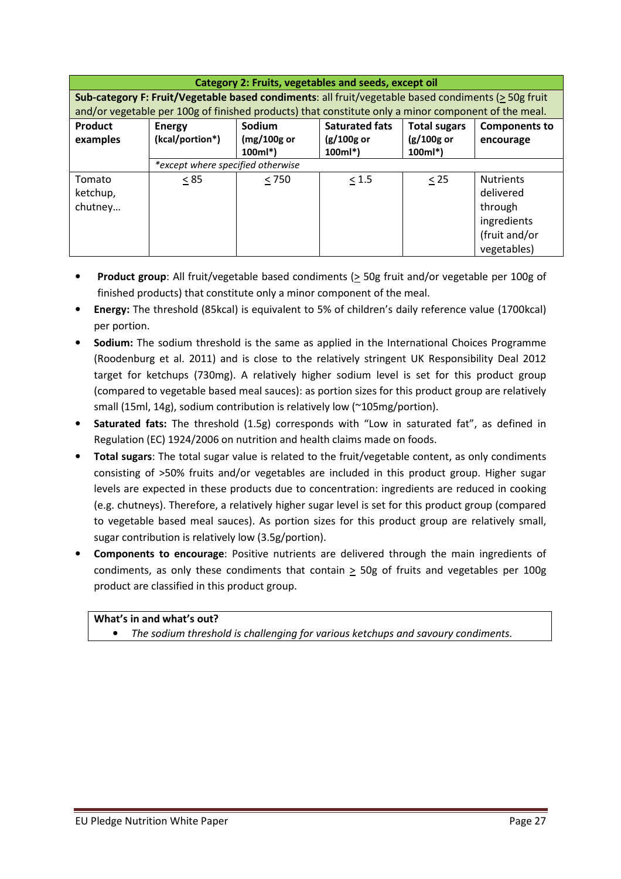| Category 2: Fruits, vegetables and seeds, except oil | | | | | |
|---|---|---|---|---|---|
| **Sub-category F: Fruit/Vegetable based condiments**: all fruit/vegetable based condiments (≥ 50g fruit and/or vegetable per 100g of finished products) that constitute only a minor component of the meal. | | | | | |
| **Product examples** | **Energy (kcal/portion*)** | **Sodium (mg/100g or 100ml*)** | **Saturated fats (g/100g or 100ml*)** | **Total sugars (g/100g or 100ml*)** | **Components to encourage** |
| | *\*except where specified otherwise* | | | | |
| Tomato ketchup, chutney… | ≤ 85 | ≤ 750 | ≤ 1.5 | ≤ 25 | Nutrients delivered through ingredients (fruit and/or vegetables) |

- **Product group**: All fruit/vegetable based condiments (≥ 50g fruit and/or vegetable per 100g of finished products) that constitute only a minor component of the meal.
- **Energy:** The threshold (85kcal) is equivalent to 5% of children's daily reference value (1700kcal) per portion.
- **Sodium:** The sodium threshold is the same as applied in the International Choices Programme (Roodenburg et al. 2011) and is close to the relatively stringent UK Responsibility Deal 2012 target for ketchups (730mg). A relatively higher sodium level is set for this product group (compared to vegetable based meal sauces): as portion sizes for this product group are relatively small (15ml, 14g), sodium contribution is relatively low (~105mg/portion).
- **Saturated fats:** The threshold (1.5g) corresponds with "Low in saturated fat", as defined in Regulation (EC) 1924/2006 on nutrition and health claims made on foods.
- **Total sugars**: The total sugar value is related to the fruit/vegetable content, as only condiments consisting of >50% fruits and/or vegetables are included in this product group. Higher sugar levels are expected in these products due to concentration: ingredients are reduced in cooking (e.g. chutneys). Therefore, a relatively higher sugar level is set for this product group (compared to vegetable based meal sauces). As portion sizes for this product group are relatively small, sugar contribution is relatively low (3.5g/portion).
- **Components to encourage**: Positive nutrients are delivered through the main ingredients of condiments, as only these condiments that contain ≥ 50g of fruits and vegetables per 100g product are classified in this product group.

**What's in and what's out?**

- *The sodium threshold is challenging for various ketchups and savoury condiments.*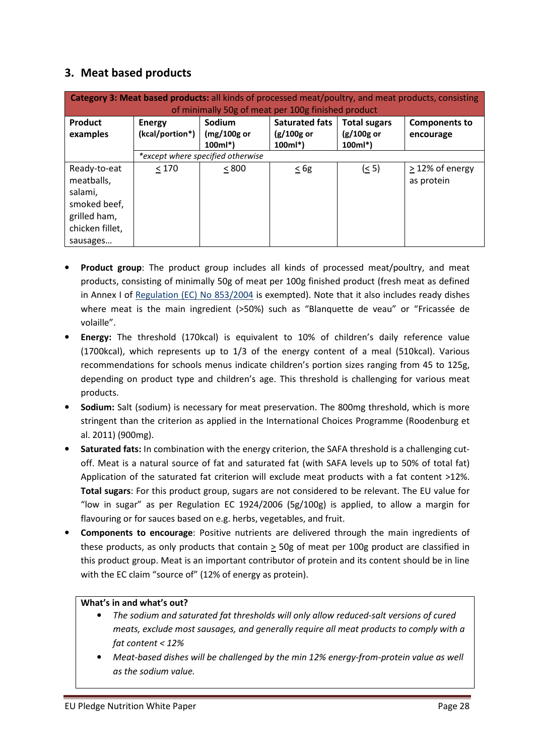## 3. Meat based products

| **Category 3: Meat based products:** all kinds of processed meat/poultry, and meat products, consisting of minimally 50g of meat per 100g finished product | | | | | |
|---|---|---|---|---|---|
| **Product examples** | **Energy (kcal/portion*)** | **Sodium (mg/100g or 100ml*)** | **Saturated fats (g/100g or 100ml*)** | **Total sugars (g/100g or 100ml*)** | **Components to encourage** |
| | *\*except where specified otherwise* | | | | |
| Ready-to-eat meatballs, salami, smoked beef, grilled ham, chicken fillet, sausages… | ≤ 170 | ≤ 800 | ≤ 6g | (≤ 5) | ≥ 12% of energy as protein |

- **Product group**: The product group includes all kinds of processed meat/poultry, and meat products, consisting of minimally 50g of meat per 100g finished product (fresh meat as defined in Annex I of Regulation (EC) No 853/2004 is exempted). Note that it also includes ready dishes where meat is the main ingredient (>50%) such as "Blanquette de veau" or "Fricassée de volaille".
- **Energy:** The threshold (170kcal) is equivalent to 10% of children's daily reference value (1700kcal), which represents up to 1/3 of the energy content of a meal (510kcal). Various recommendations for schools menus indicate children's portion sizes ranging from 45 to 125g, depending on product type and children's age. This threshold is challenging for various meat products.
- **Sodium:** Salt (sodium) is necessary for meat preservation. The 800mg threshold, which is more stringent than the criterion as applied in the International Choices Programme (Roodenburg et al. 2011) (900mg).
- **Saturated fats:** In combination with the energy criterion, the SAFA threshold is a challenging cut-off. Meat is a natural source of fat and saturated fat (with SAFA levels up to 50% of total fat) Application of the saturated fat criterion will exclude meat products with a fat content >12%. **Total sugars**: For this product group, sugars are not considered to be relevant. The EU value for "low in sugar" as per Regulation EC 1924/2006 (5g/100g) is applied, to allow a margin for flavouring or for sauces based on e.g. herbs, vegetables, and fruit.
- **Components to encourage**: Positive nutrients are delivered through the main ingredients of these products, as only products that contain ≥ 50g of meat per 100g product are classified in this product group. Meat is an important contributor of protein and its content should be in line with the EC claim "source of" (12% of energy as protein).

**What's in and what's out?**

- *The sodium and saturated fat thresholds will only allow reduced-salt versions of cured meats, exclude most sausages, and generally require all meat products to comply with a fat content < 12%*
- *Meat-based dishes will be challenged by the min 12% energy-from-protein value as well as the sodium value.*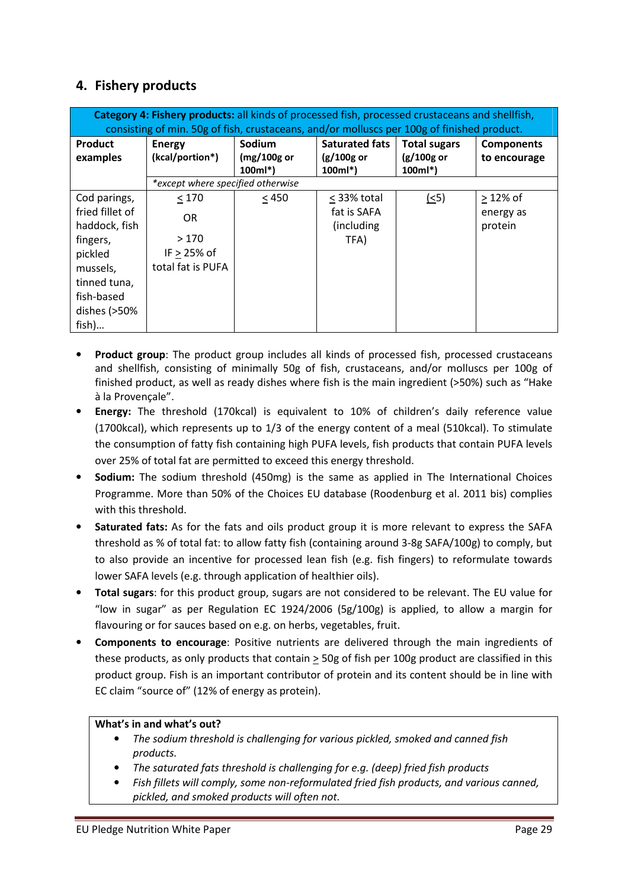## 4. Fishery products

| Category 4: Fishery products: all kinds of processed fish, processed crustaceans and shellfish, consisting of min. 50g of fish, crustaceans, and/or molluscs per 100g of finished product. | | | | | |
|---|---|---|---|---|---|
| **Product examples** | **Energy (kcal/portion*)** | **Sodium (mg/100g or 100ml*)** | **Saturated fats (g/100g or 100ml*)** | **Total sugars (g/100g or 100ml*)** | **Components to encourage** |
| | *\*except where specified otherwise* | | | | |
| Cod parings, fried fillet of haddock, fish fingers, pickled mussels, tinned tuna, fish-based dishes (>50% fish)… | ≤ 170 OR > 170 IF ≥ 25% of total fat is PUFA | ≤ 450 | ≤ 33% total fat is SAFA (including TFA) | (≤5) | ≥ 12% of energy as protein |

- **Product group**: The product group includes all kinds of processed fish, processed crustaceans and shellfish, consisting of minimally 50g of fish, crustaceans, and/or molluscs per 100g of finished product, as well as ready dishes where fish is the main ingredient (>50%) such as "Hake à la Provençale".
- **Energy:** The threshold (170kcal) is equivalent to 10% of children's daily reference value (1700kcal), which represents up to 1/3 of the energy content of a meal (510kcal). To stimulate the consumption of fatty fish containing high PUFA levels, fish products that contain PUFA levels over 25% of total fat are permitted to exceed this energy threshold.
- **Sodium:** The sodium threshold (450mg) is the same as applied in The International Choices Programme. More than 50% of the Choices EU database (Roodenburg et al. 2011 bis) complies with this threshold.
- **Saturated fats:** As for the fats and oils product group it is more relevant to express the SAFA threshold as % of total fat: to allow fatty fish (containing around 3-8g SAFA/100g) to comply, but to also provide an incentive for processed lean fish (e.g. fish fingers) to reformulate towards lower SAFA levels (e.g. through application of healthier oils).
- **Total sugars**: for this product group, sugars are not considered to be relevant. The EU value for "low in sugar" as per Regulation EC 1924/2006 (5g/100g) is applied, to allow a margin for flavouring or for sauces based on e.g. on herbs, vegetables, fruit.
- **Components to encourage**: Positive nutrients are delivered through the main ingredients of these products, as only products that contain ≥ 50g of fish per 100g product are classified in this product group. Fish is an important contributor of protein and its content should be in line with EC claim "source of" (12% of energy as protein).

**What's in and what's out?**

- *The sodium threshold is challenging for various pickled, smoked and canned fish products.*
- *The saturated fats threshold is challenging for e.g. (deep) fried fish products*
- *Fish fillets will comply, some non-reformulated fried fish products, and various canned, pickled, and smoked products will often not.*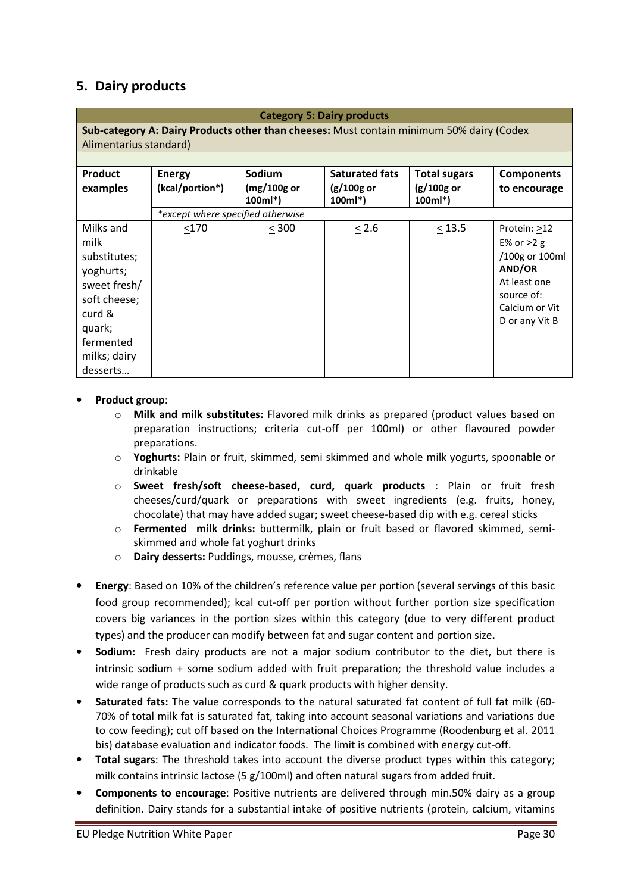## 5. Dairy products

| Category 5: Dairy products | | | | | |
|---|---|---|---|---|---|
| **Sub-category A: Dairy Products other than cheeses:** Must contain minimum 50% dairy (Codex Alimentarius standard) | | | | | |
| **Product examples** | **Energy (kcal/portion*)** | **Sodium (mg/100g or 100ml*)** | **Saturated fats (g/100g or 100ml*)** | **Total sugars (g/100g or 100ml*)** | **Components to encourage** |
| | *\*except where specified otherwise* | | | | |
| Milks and milk substitutes; yoghurts; sweet fresh/ soft cheese; curd & quark; fermented milks; dairy desserts… | <170 | < 300 | < 2.6 | < 13.5 | Protein: >12 E% or >2 g /100g or 100ml **AND/OR** At least one source of: Calcium or Vit D or any Vit B |

- **Product group**:
  - **Milk and milk substitutes:** Flavored milk drinks as prepared (product values based on preparation instructions; criteria cut-off per 100ml) or other flavoured powder preparations.
  - **Yoghurts:** Plain or fruit, skimmed, semi skimmed and whole milk yogurts, spoonable or drinkable
  - **Sweet fresh/soft cheese-based, curd, quark products** : Plain or fruit fresh cheeses/curd/quark or preparations with sweet ingredients (e.g. fruits, honey, chocolate) that may have added sugar; sweet cheese-based dip with e.g. cereal sticks
  - **Fermented milk drinks:** buttermilk, plain or fruit based or flavored skimmed, semi-skimmed and whole fat yoghurt drinks
  - **Dairy desserts:** Puddings, mousse, crèmes, flans
- **Energy**: Based on 10% of the children's reference value per portion (several servings of this basic food group recommended); kcal cut-off per portion without further portion size specification covers big variances in the portion sizes within this category (due to very different product types) and the producer can modify between fat and sugar content and portion size**.**
- **Sodium:** Fresh dairy products are not a major sodium contributor to the diet, but there is intrinsic sodium + some sodium added with fruit preparation; the threshold value includes a wide range of products such as curd & quark products with higher density.
- **Saturated fats:** The value corresponds to the natural saturated fat content of full fat milk (60-70% of total milk fat is saturated fat, taking into account seasonal variations and variations due to cow feeding); cut off based on the International Choices Programme (Roodenburg et al. 2011 bis) database evaluation and indicator foods. The limit is combined with energy cut-off.
- **Total sugars**: The threshold takes into account the diverse product types within this category; milk contains intrinsic lactose (5 g/100ml) and often natural sugars from added fruit.
- **Components to encourage**: Positive nutrients are delivered through min.50% dairy as a group definition. Dairy stands for a substantial intake of positive nutrients (protein, calcium, vitamins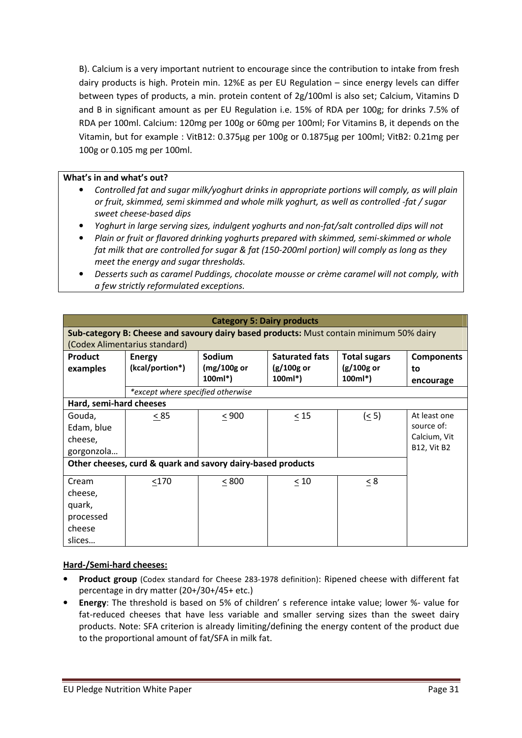B). Calcium is a very important nutrient to encourage since the contribution to intake from fresh dairy products is high. Protein min. 12%E as per EU Regulation – since energy levels can differ between types of products, a min. protein content of 2g/100ml is also set; Calcium, Vitamins D and B in significant amount as per EU Regulation i.e. 15% of RDA per 100g; for drinks 7.5% of RDA per 100ml. Calcium: 120mg per 100g or 60mg per 100ml; For Vitamins B, it depends on the Vitamin, but for example : VitB12: 0.375µg per 100g or 0.1875µg per 100ml; VitB2: 0.21mg per 100g or 0.105 mg per 100ml.

**What's in and what's out?**

- *Controlled fat and sugar milk/yoghurt drinks in appropriate portions will comply, as will plain or fruit, skimmed, semi skimmed and whole milk yoghurt, as well as controlled -fat / sugar sweet cheese-based dips*
- *Yoghurt in large serving sizes, indulgent yoghurts and non-fat/salt controlled dips will not*
- *Plain or fruit or flavored drinking yoghurts prepared with skimmed, semi-skimmed or whole fat milk that are controlled for sugar & fat (150-200ml portion) will comply as long as they meet the energy and sugar thresholds.*
- *Desserts such as caramel Puddings, chocolate mousse or crème caramel will not comply, with a few strictly reformulated exceptions.*

| **Category 5: Dairy products** | | | | | |
|---|---|---|---|---|---|
| **Sub-category B: Cheese and savoury dairy based products:** Must contain minimum 50% dairy (Codex Alimentarius standard) | | | | | |
| **Product examples** | **Energy (kcal/portion\*)** | **Sodium (mg/100g or 100ml\*)** | **Saturated fats (g/100g or 100ml\*)** | **Total sugars (g/100g or 100ml\*)** | **Components to encourage** |
| | *\*except where specified otherwise* | | | | |
| **Hard, semi-hard cheeses** | | | | | |
| Gouda, Edam, blue cheese, gorgonzola… | ≤ 85 | ≤ 900 | ≤ 15 | (≤ 5) | At least one source of: Calcium, Vit B12, Vit B2 |
| **Other cheeses, curd & quark and savory dairy-based products** | | | | | |
| Cream cheese, quark, processed cheese slices… | ≤170 | ≤ 800 | ≤ 10 | ≤ 8 | |

**Hard-/Semi-hard cheeses:**

- **Product group** (Codex standard for Cheese 283-1978 definition): Ripened cheese with different fat percentage in dry matter (20+/30+/45+ etc.)
- **Energy**: The threshold is based on 5% of children' s reference intake value; lower %- value for fat-reduced cheeses that have less variable and smaller serving sizes than the sweet dairy products. Note: SFA criterion is already limiting/defining the energy content of the product due to the proportional amount of fat/SFA in milk fat.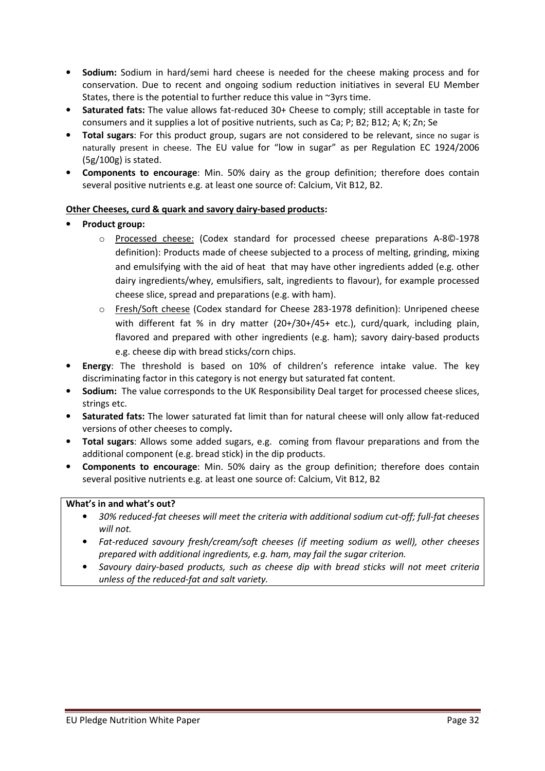- **Sodium:** Sodium in hard/semi hard cheese is needed for the cheese making process and for conservation. Due to recent and ongoing sodium reduction initiatives in several EU Member States, there is the potential to further reduce this value in ~3yrs time.
- **Saturated fats:** The value allows fat-reduced 30+ Cheese to comply; still acceptable in taste for consumers and it supplies a lot of positive nutrients, such as Ca; P; B2; B12; A; K; Zn; Se
- **Total sugars**: For this product group, sugars are not considered to be relevant, since no sugar is naturally present in cheese. The EU value for "low in sugar" as per Regulation EC 1924/2006 (5g/100g) is stated.
- **Components to encourage**: Min. 50% dairy as the group definition; therefore does contain several positive nutrients e.g. at least one source of: Calcium, Vit B12, B2.

**Other Cheeses, curd & quark and savory dairy-based products:**

- **Product group:**
  - Processed cheese: (Codex standard for processed cheese preparations A-8©-1978 definition): Products made of cheese subjected to a process of melting, grinding, mixing and emulsifying with the aid of heat that may have other ingredients added (e.g. other dairy ingredients/whey, emulsifiers, salt, ingredients to flavour), for example processed cheese slice, spread and preparations (e.g. with ham).
  - Fresh/Soft cheese (Codex standard for Cheese 283-1978 definition): Unripened cheese with different fat % in dry matter (20+/30+/45+ etc.), curd/quark, including plain, flavored and prepared with other ingredients (e.g. ham); savory dairy-based products e.g. cheese dip with bread sticks/corn chips.
- **Energy**: The threshold is based on 10% of children's reference intake value. The key discriminating factor in this category is not energy but saturated fat content.
- **Sodium:** The value corresponds to the UK Responsibility Deal target for processed cheese slices, strings etc.
- **Saturated fats:** The lower saturated fat limit than for natural cheese will only allow fat-reduced versions of other cheeses to comply**.**
- **Total sugars**: Allows some added sugars, e.g. coming from flavour preparations and from the additional component (e.g. bread stick) in the dip products.
- **Components to encourage**: Min. 50% dairy as the group definition; therefore does contain several positive nutrients e.g. at least one source of: Calcium, Vit B12, B2

**What's in and what's out?**

- *30% reduced-fat cheeses will meet the criteria with additional sodium cut-off; full-fat cheeses will not.*
- *Fat-reduced savoury fresh/cream/soft cheeses (if meeting sodium as well), other cheeses prepared with additional ingredients, e.g. ham, may fail the sugar criterion.*
- *Savoury dairy-based products, such as cheese dip with bread sticks will not meet criteria unless of the reduced-fat and salt variety.*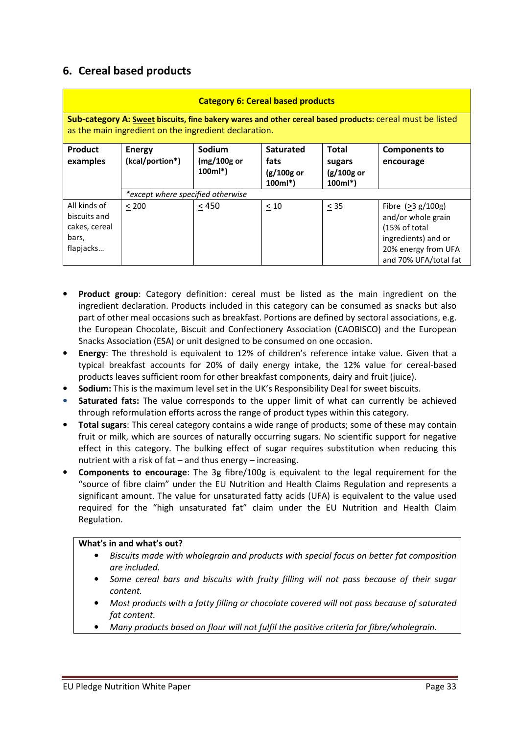## 6. Cereal based products

| **Category 6: Cereal based products** | | | | | |
|---|---|---|---|---|---|
| **Sub-category A: <u>Sweet</u> biscuits, fine bakery wares and other cereal based products:** cereal must be listed as the main ingredient on the ingredient declaration. | | | | | |
| **Product examples** | **Energy (kcal/portion*)** | **Sodium (mg/100g or 100ml*)** | **Saturated fats (g/100g or 100ml*)** | **Total sugars (g/100g or 100ml*)** | **Components to encourage** |
| | *\*except where specified otherwise* | | | | |
| All kinds of biscuits and cakes, cereal bars, flapjacks… | ≤ 200 | ≤ 450 | ≤ 10 | ≤ 35 | Fibre (≥3 g/100g) and/or whole grain (15% of total ingredients) and or 20% energy from UFA and 70% UFA/total fat |

- **Product group**: Category definition: cereal must be listed as the main ingredient on the ingredient declaration. Products included in this category can be consumed as snacks but also part of other meal occasions such as breakfast. Portions are defined by sectoral associations, e.g. the European Chocolate, Biscuit and Confectionery Association (CAOBISCO) and the European Snacks Association (ESA) or unit designed to be consumed on one occasion.
- **Energy**: The threshold is equivalent to 12% of children's reference intake value. Given that a typical breakfast accounts for 20% of daily energy intake, the 12% value for cereal-based products leaves sufficient room for other breakfast components, dairy and fruit (juice).
- **Sodium:** This is the maximum level set in the UK's Responsibility Deal for sweet biscuits.
- **Saturated fats:** The value corresponds to the upper limit of what can currently be achieved through reformulation efforts across the range of product types within this category.
- **Total sugars**: This cereal category contains a wide range of products; some of these may contain fruit or milk, which are sources of naturally occurring sugars. No scientific support for negative effect in this category. The bulking effect of sugar requires substitution when reducing this nutrient with a risk of fat – and thus energy – increasing.
- **Components to encourage**: The 3g fibre/100g is equivalent to the legal requirement for the "source of fibre claim" under the EU Nutrition and Health Claims Regulation and represents a significant amount. The value for unsaturated fatty acids (UFA) is equivalent to the value used required for the "high unsaturated fat" claim under the EU Nutrition and Health Claim Regulation.

**What's in and what's out?**

- *Biscuits made with wholegrain and products with special focus on better fat composition are included.*
- *Some cereal bars and biscuits with fruity filling will not pass because of their sugar content.*
- *Most products with a fatty filling or chocolate covered will not pass because of saturated fat content.*
- *Many products based on flour will not fulfil the positive criteria for fibre/wholegrain*.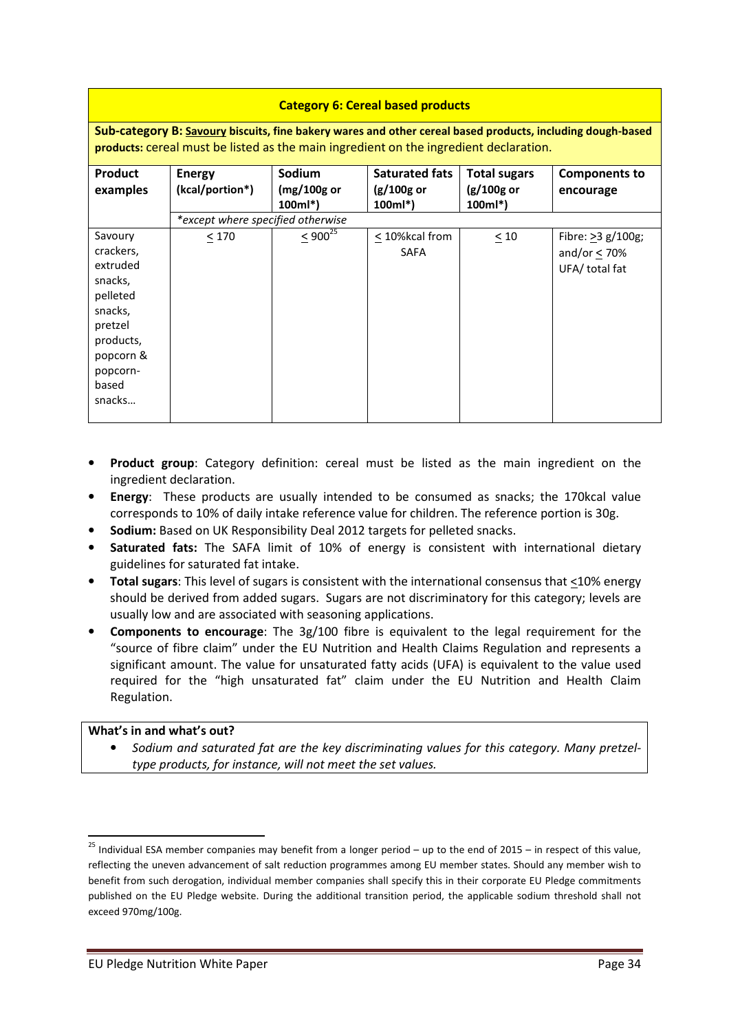| **Category 6: Cereal based products** | | | | | |
|---|---|---|---|---|---|
| **Sub-category B: Savoury biscuits, fine bakery wares and other cereal based products, including dough-based products:** cereal must be listed as the main ingredient on the ingredient declaration. | | | | | |
| **Product examples** | **Energy (kcal/portion*)** | **Sodium (mg/100g or 100ml*)** | **Saturated fats (g/100g or 100ml*)** | **Total sugars (g/100g or 100ml*)** | **Components to encourage** |
| | *\*except where specified otherwise* | | | | |
| Savoury crackers, extruded snacks, pelleted snacks, pretzel products, popcorn & popcorn-based snacks… | ≤ 170 | ≤ 900[25] | ≤ 10%kcal from SAFA | ≤ 10 | Fibre: ≥3 g/100g; and/or ≤ 70% UFA/ total fat |

- **Product group**: Category definition: cereal must be listed as the main ingredient on the ingredient declaration.
- **Energy**: These products are usually intended to be consumed as snacks; the 170kcal value corresponds to 10% of daily intake reference value for children. The reference portion is 30g.
- **Sodium:** Based on UK Responsibility Deal 2012 targets for pelleted snacks.
- **Saturated fats:** The SAFA limit of 10% of energy is consistent with international dietary guidelines for saturated fat intake.
- **Total sugars**: This level of sugars is consistent with the international consensus that ≤10% energy should be derived from added sugars. Sugars are not discriminatory for this category; levels are usually low and are associated with seasoning applications.
- **Components to encourage**: The 3g/100 fibre is equivalent to the legal requirement for the "source of fibre claim" under the EU Nutrition and Health Claims Regulation and represents a significant amount. The value for unsaturated fatty acids (UFA) is equivalent to the value used required for the "high unsaturated fat" claim under the EU Nutrition and Health Claim Regulation.

**What's in and what's out?**

- *Sodium and saturated fat are the key discriminating values for this category. Many pretzel-type products, for instance, will not meet the set values.*

[25] Individual ESA member companies may benefit from a longer period – up to the end of 2015 – in respect of this value, reflecting the uneven advancement of salt reduction programmes among EU member states. Should any member wish to benefit from such derogation, individual member companies shall specify this in their corporate EU Pledge commitments published on the EU Pledge website. During the additional transition period, the applicable sodium threshold shall not exceed 970mg/100g.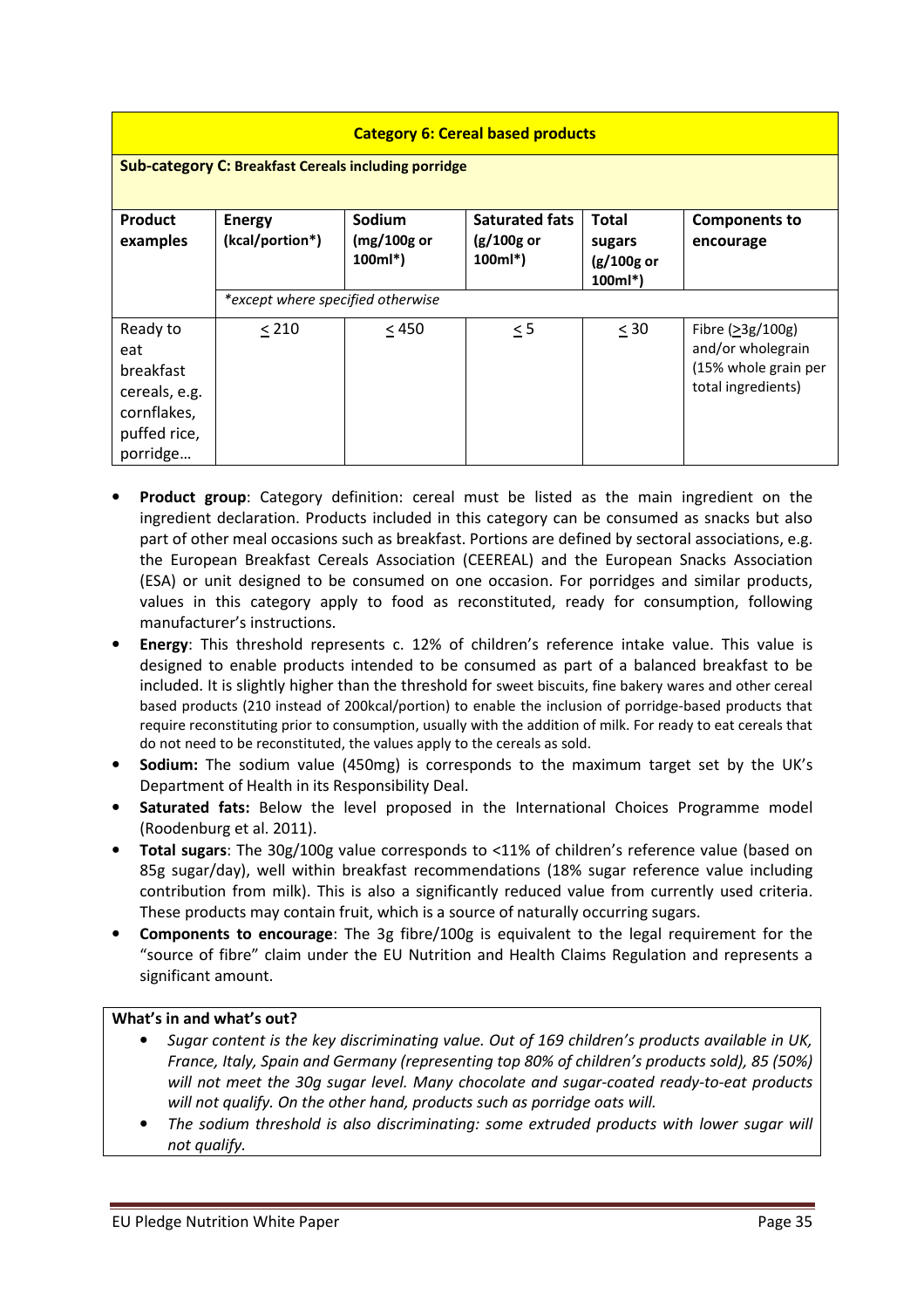| Category 6: Cereal based products | | | | | |
|---|---|---|---|---|---|
| **Sub-category C: Breakfast Cereals including porridge** | | | | | |
| **Product examples** | **Energy (kcal/portion\*)** | **Sodium (mg/100g or 100ml\*)** | **Saturated fats (g/100g or 100ml\*)** | **Total sugars (g/100g or 100ml\*)** | **Components to encourage** |
| | *\*except where specified otherwise* | | | | |
| Ready to eat breakfast cereals, e.g. cornflakes, puffed rice, porridge… | $\leq$ 210 | $\leq$ 450 | $\leq$ 5 | $\leq$ 30 | Fibre ($\geq$3g/100g) and/or wholegrain (15% whole grain per total ingredients) |

- **Product group**: Category definition: cereal must be listed as the main ingredient on the ingredient declaration. Products included in this category can be consumed as snacks but also part of other meal occasions such as breakfast. Portions are defined by sectoral associations, e.g. the European Breakfast Cereals Association (CEEREAL) and the European Snacks Association (ESA) or unit designed to be consumed on one occasion. For porridges and similar products, values in this category apply to food as reconstituted, ready for consumption, following manufacturer's instructions.
- **Energy**: This threshold represents c. 12% of children's reference intake value. This value is designed to enable products intended to be consumed as part of a balanced breakfast to be included. It is slightly higher than the threshold for sweet biscuits, fine bakery wares and other cereal based products (210 instead of 200kcal/portion) to enable the inclusion of porridge-based products that require reconstituting prior to consumption, usually with the addition of milk. For ready to eat cereals that do not need to be reconstituted, the values apply to the cereals as sold.
- **Sodium:** The sodium value (450mg) is corresponds to the maximum target set by the UK's Department of Health in its Responsibility Deal.
- **Saturated fats:** Below the level proposed in the International Choices Programme model (Roodenburg et al. 2011).
- **Total sugars**: The 30g/100g value corresponds to <11% of children's reference value (based on 85g sugar/day), well within breakfast recommendations (18% sugar reference value including contribution from milk). This is also a significantly reduced value from currently used criteria. These products may contain fruit, which is a source of naturally occurring sugars.
- **Components to encourage**: The 3g fibre/100g is equivalent to the legal requirement for the "source of fibre" claim under the EU Nutrition and Health Claims Regulation and represents a significant amount.

**What's in and what's out?**

- *Sugar content is the key discriminating value. Out of 169 children's products available in UK, France, Italy, Spain and Germany (representing top 80% of children's products sold), 85 (50%) will not meet the 30g sugar level. Many chocolate and sugar-coated ready-to-eat products will not qualify. On the other hand, products such as porridge oats will.*
- *The sodium threshold is also discriminating: some extruded products with lower sugar will not qualify.*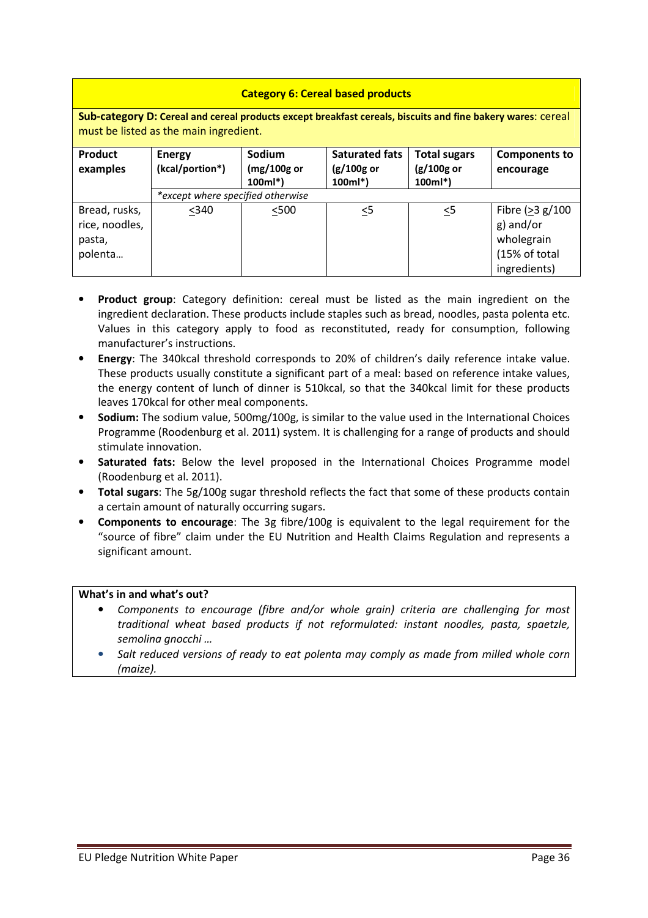| **Category 6: Cereal based products** | | | | | |
|---|---|---|---|---|---|
| **Sub-category D: Cereal and cereal products except breakfast cereals, biscuits and fine bakery wares**: cereal must be listed as the main ingredient. | | | | | |
| **Product examples** | **Energy (kcal/portion*)** | **Sodium (mg/100g or 100ml*)** | **Saturated fats (g/100g or 100ml*)** | **Total sugars (g/100g or 100ml*)** | **Components to encourage** |
| | *\*except where specified otherwise* | | | | |
| Bread, rusks, rice, noodles, pasta, polenta… | ≤340 | ≤500 | ≤5 | ≤5 | Fibre (≥3 g/100 g) and/or wholegrain (15% of total ingredients) |

- **Product group**: Category definition: cereal must be listed as the main ingredient on the ingredient declaration. These products include staples such as bread, noodles, pasta polenta etc. Values in this category apply to food as reconstituted, ready for consumption, following manufacturer's instructions.
- **Energy**: The 340kcal threshold corresponds to 20% of children's daily reference intake value. These products usually constitute a significant part of a meal: based on reference intake values, the energy content of lunch of dinner is 510kcal, so that the 340kcal limit for these products leaves 170kcal for other meal components.
- **Sodium:** The sodium value, 500mg/100g, is similar to the value used in the International Choices Programme (Roodenburg et al. 2011) system. It is challenging for a range of products and should stimulate innovation.
- **Saturated fats:** Below the level proposed in the International Choices Programme model (Roodenburg et al. 2011).
- **Total sugars**: The 5g/100g sugar threshold reflects the fact that some of these products contain a certain amount of naturally occurring sugars.
- **Components to encourage**: The 3g fibre/100g is equivalent to the legal requirement for the "source of fibre" claim under the EU Nutrition and Health Claims Regulation and represents a significant amount.

**What's in and what's out?**

- *Components to encourage (fibre and/or whole grain) criteria are challenging for most traditional wheat based products if not reformulated: instant noodles, pasta, spaetzle, semolina gnocchi …*
- *Salt reduced versions of ready to eat polenta may comply as made from milled whole corn (maize).*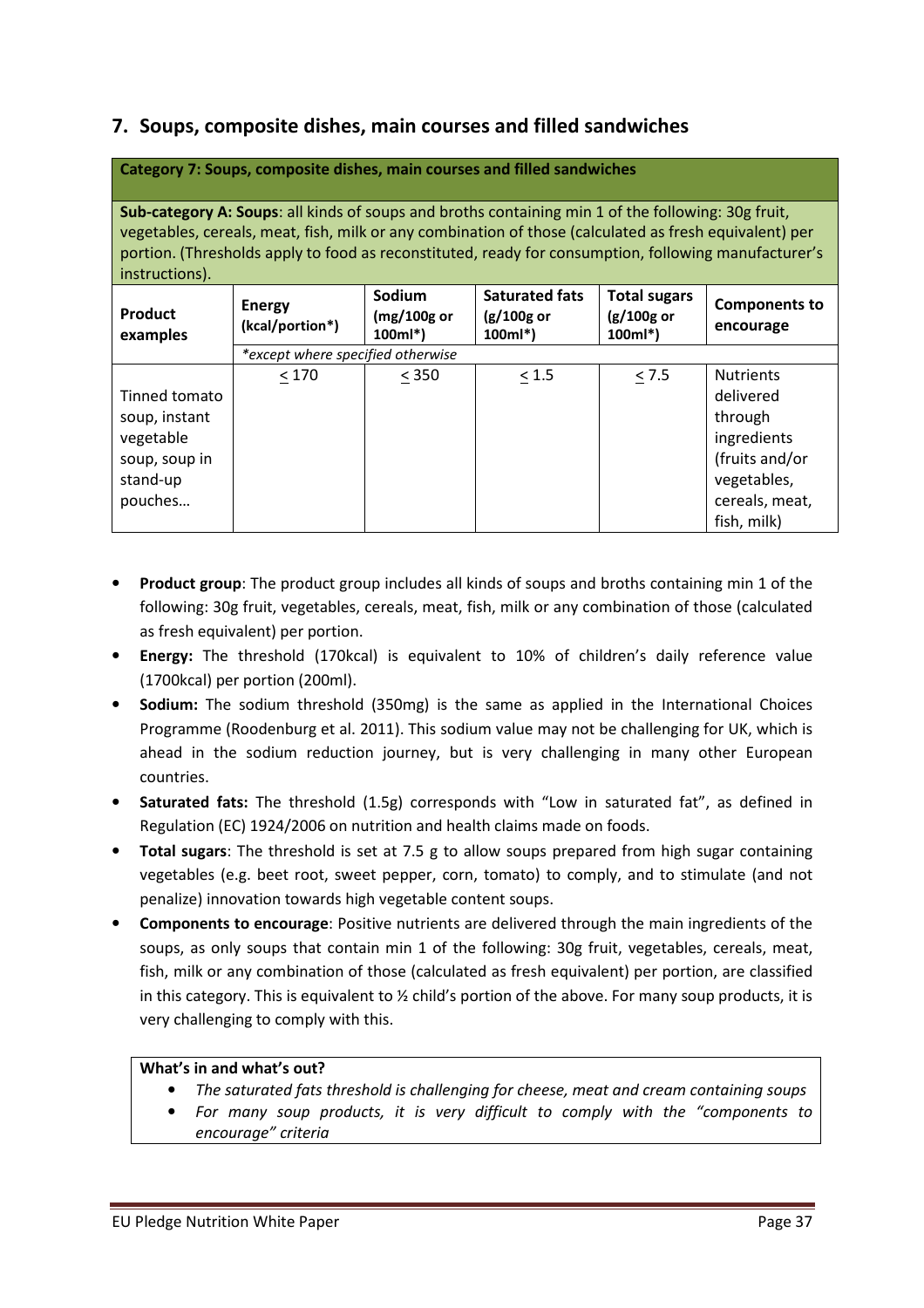## 7. Soups, composite dishes, main courses and filled sandwiches

| **Category 7: Soups, composite dishes, main courses and filled sandwiches** | | | | | |
|---|---|---|---|---|---|
| **Sub-category A: Soups**: all kinds of soups and broths containing min 1 of the following: 30g fruit, vegetables, cereals, meat, fish, milk or any combination of those (calculated as fresh equivalent) per portion. (Thresholds apply to food as reconstituted, ready for consumption, following manufacturer's instructions). | | | | | |
| **Product examples** | **Energy (kcal/portion*)** | **Sodium (mg/100g or 100ml*)** | **Saturated fats (g/100g or 100ml*)** | **Total sugars (g/100g or 100ml*)** | **Components to encourage** |
| | *\*except where specified otherwise* | | | | |
| Tinned tomato soup, instant vegetable soup, soup in stand-up pouches… | ≤ 170 | ≤ 350 | ≤ 1.5 | ≤ 7.5 | Nutrients delivered through ingredients (fruits and/or vegetables, cereals, meat, fish, milk) |

- **Product group**: The product group includes all kinds of soups and broths containing min 1 of the following: 30g fruit, vegetables, cereals, meat, fish, milk or any combination of those (calculated as fresh equivalent) per portion.
- **Energy:** The threshold (170kcal) is equivalent to 10% of children's daily reference value (1700kcal) per portion (200ml).
- **Sodium:** The sodium threshold (350mg) is the same as applied in the International Choices Programme (Roodenburg et al. 2011). This sodium value may not be challenging for UK, which is ahead in the sodium reduction journey, but is very challenging in many other European countries.
- **Saturated fats:** The threshold (1.5g) corresponds with "Low in saturated fat", as defined in Regulation (EC) 1924/2006 on nutrition and health claims made on foods.
- **Total sugars**: The threshold is set at 7.5 g to allow soups prepared from high sugar containing vegetables (e.g. beet root, sweet pepper, corn, tomato) to comply, and to stimulate (and not penalize) innovation towards high vegetable content soups.
- **Components to encourage**: Positive nutrients are delivered through the main ingredients of the soups, as only soups that contain min 1 of the following: 30g fruit, vegetables, cereals, meat, fish, milk or any combination of those (calculated as fresh equivalent) per portion, are classified in this category. This is equivalent to ½ child's portion of the above. For many soup products, it is very challenging to comply with this.

**What's in and what's out?**

- *The saturated fats threshold is challenging for cheese, meat and cream containing soups*
- *For many soup products, it is very difficult to comply with the "components to encourage" criteria*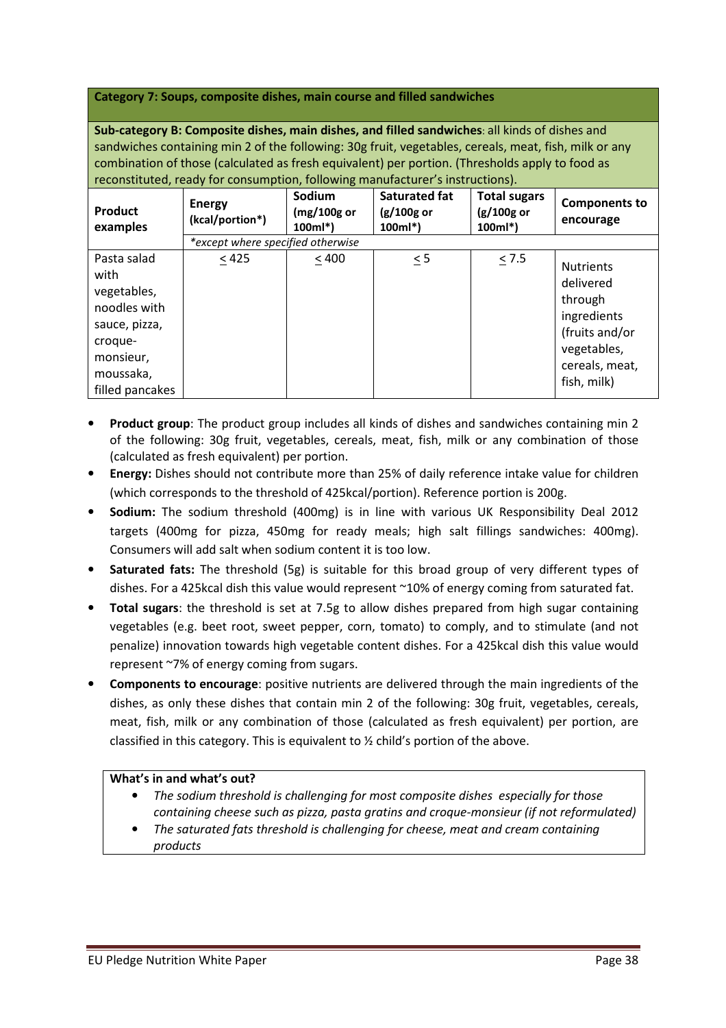**Category 7: Soups, composite dishes, main course and filled sandwiches**

**Sub-category B: Composite dishes, main dishes, and filled sandwiches**: all kinds of dishes and sandwiches containing min 2 of the following: 30g fruit, vegetables, cereals, meat, fish, milk or any combination of those (calculated as fresh equivalent) per portion. (Thresholds apply to food as reconstituted, ready for consumption, following manufacturer's instructions).

| Product examples | Energy (kcal/portion*) | Sodium (mg/100g or 100ml*) | Saturated fat (g/100g or 100ml*) | Total sugars (g/100g or 100ml*) | Components to encourage |
|---|---|---|---|---|---|
| | *\*except where specified otherwise* | | | | |
| Pasta salad with vegetables, noodles with sauce, pizza, croque-monsieur, moussaka, filled pancakes | ≤ 425 | ≤ 400 | ≤ 5 | ≤ 7.5 | Nutrients delivered through ingredients (fruits and/or vegetables, cereals, meat, fish, milk) |

- **Product group**: The product group includes all kinds of dishes and sandwiches containing min 2 of the following: 30g fruit, vegetables, cereals, meat, fish, milk or any combination of those (calculated as fresh equivalent) per portion.
- **Energy:** Dishes should not contribute more than 25% of daily reference intake value for children (which corresponds to the threshold of 425kcal/portion). Reference portion is 200g.
- **Sodium:** The sodium threshold (400mg) is in line with various UK Responsibility Deal 2012 targets (400mg for pizza, 450mg for ready meals; high salt fillings sandwiches: 400mg). Consumers will add salt when sodium content it is too low.
- **Saturated fats:** The threshold (5g) is suitable for this broad group of very different types of dishes. For a 425kcal dish this value would represent ~10% of energy coming from saturated fat.
- **Total sugars**: the threshold is set at 7.5g to allow dishes prepared from high sugar containing vegetables (e.g. beet root, sweet pepper, corn, tomato) to comply, and to stimulate (and not penalize) innovation towards high vegetable content dishes. For a 425kcal dish this value would represent ~7% of energy coming from sugars.
- **Components to encourage**: positive nutrients are delivered through the main ingredients of the dishes, as only these dishes that contain min 2 of the following: 30g fruit, vegetables, cereals, meat, fish, milk or any combination of those (calculated as fresh equivalent) per portion, are classified in this category. This is equivalent to ½ child's portion of the above.

**What's in and what's out?**

- *The sodium threshold is challenging for most composite dishes especially for those containing cheese such as pizza, pasta gratins and croque-monsieur (if not reformulated)*
- *The saturated fats threshold is challenging for cheese, meat and cream containing products*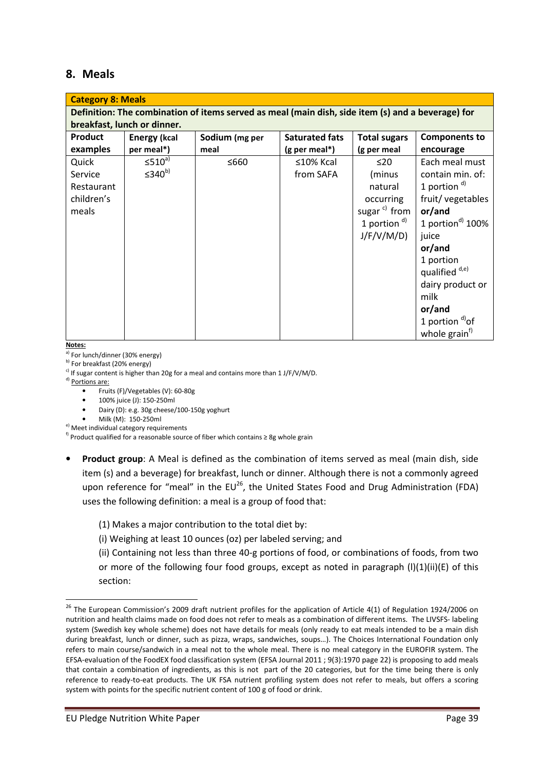## 8. Meals

| Category 8: Meals | | | | | |
|---|---|---|---|---|---|
| **Definition: The combination of items served as meal (main dish, side item (s) and a beverage) for breakfast, lunch or dinner.** | | | | | |
| **Product examples** | **Energy** (kcal per meal*) | **Sodium** (mg per meal | **Saturated fats** (g per meal*) | **Total sugars** (g per meal | **Components to encourage** |
| Quick Service Restaurant children's meals | ≤510[a)] ≤340[b)] | ≤660 | ≤10% Kcal from SAFA | ≤20 (minus natural occurring sugar [c)] from 1 portion [d)] J/F/V/M/D) | Each meal must contain min. of: 1 portion [d)] fruit/ vegetables **or/and** 1 portion[d)] 100% juice **or/and** 1 portion qualified [d,e)] dairy product or milk **or/and** 1 portion [d)]of whole grain[f)] |

**Notes:**

a) For lunch/dinner (30% energy)
b) For breakfast (20% energy)
c) If sugar content is higher than 20g for a meal and contains more than 1 J/F/V/M/D.
d) Portions are:

- Fruits (F)/Vegetables (V): 60-80g
- 100% juice (J): 150-250ml
- Dairy (D): e.g. 30g cheese/100-150g yoghurt
- Milk (M): 150-250ml

e) Meet individual category requirements
f) Product qualified for a reasonable source of fiber which contains ≥ 8g whole grain

- **Product group**: A Meal is defined as the combination of items served as meal (main dish, side item (s) and a beverage) for breakfast, lunch or dinner. Although there is not a commonly agreed upon reference for "meal" in the EU[26], the United States Food and Drug Administration (FDA) uses the following definition: a meal is a group of food that:

  (1) Makes a major contribution to the total diet by:

  (i) Weighing at least 10 ounces (oz) per labeled serving; and

  (ii) Containing not less than three 40-g portions of food, or combinations of foods, from two or more of the following four food groups, except as noted in paragraph (l)(1)(ii)(E) of this section:

[26] The European Commission's 2009 draft nutrient profiles for the application of Article 4(1) of Regulation 1924/2006 on nutrition and health claims made on food does not refer to meals as a combination of different items. The LIVSFS- labeling system (Swedish key whole scheme) does not have details for meals (only ready to eat meals intended to be a main dish during breakfast, lunch or dinner, such as pizza, wraps, sandwiches, soups…). The Choices International Foundation only refers to main course/sandwich in a meal not to the whole meal. There is no meal category in the EUROFIR system. The EFSA-evaluation of the FoodEX food classification system (EFSA Journal 2011 ; 9(3):1970 page 22) is proposing to add meals that contain a combination of ingredients, as this is not part of the 20 categories, but for the time being there is only reference to ready-to-eat products. The UK FSA nutrient profiling system does not refer to meals, but offers a scoring system with points for the specific nutrient content of 100 g of food or drink.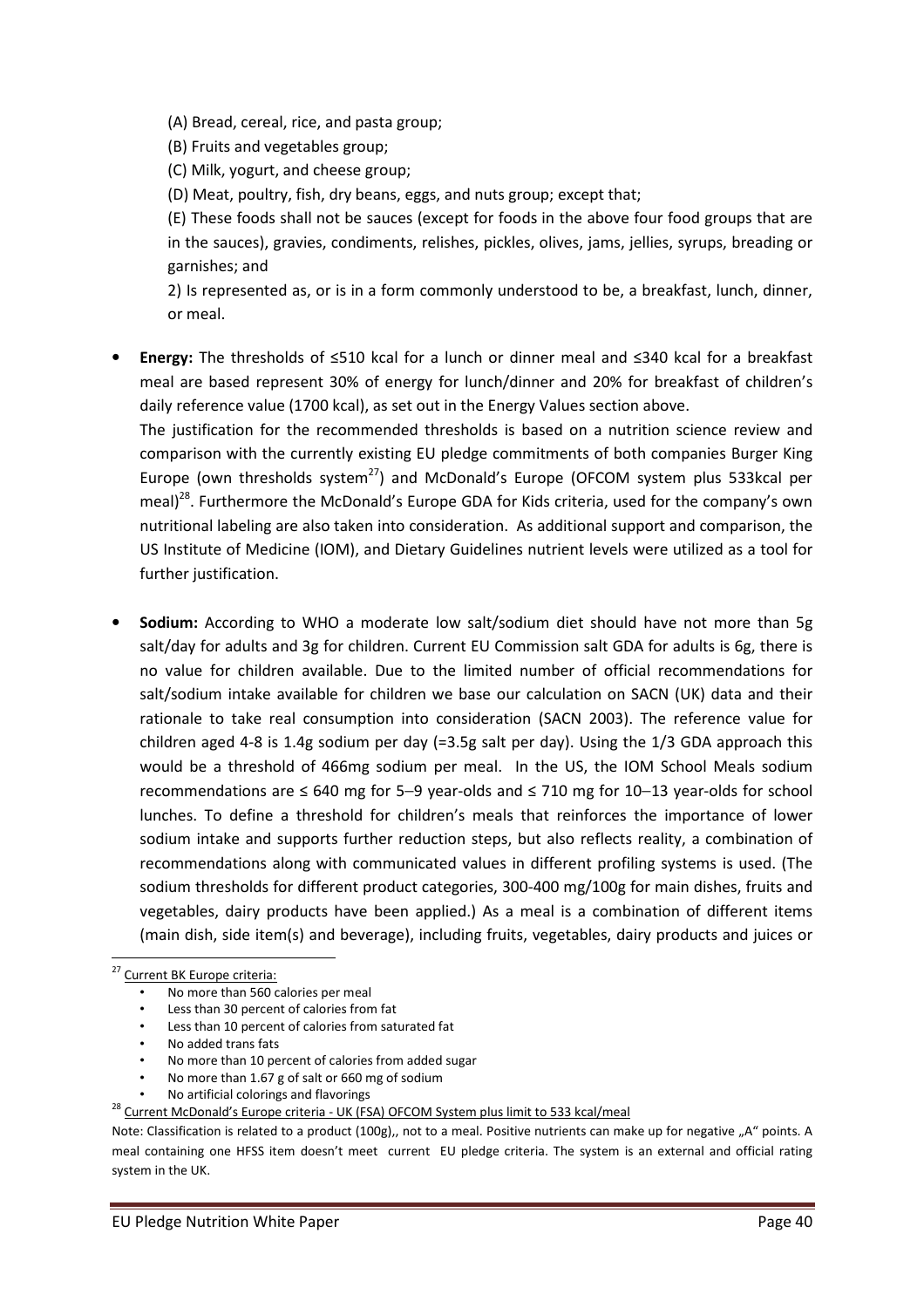(A) Bread, cereal, rice, and pasta group;

(B) Fruits and vegetables group;

(C) Milk, yogurt, and cheese group;

(D) Meat, poultry, fish, dry beans, eggs, and nuts group; except that;

(E) These foods shall not be sauces (except for foods in the above four food groups that are in the sauces), gravies, condiments, relishes, pickles, olives, jams, jellies, syrups, breading or garnishes; and

2) Is represented as, or is in a form commonly understood to be, a breakfast, lunch, dinner, or meal.

- **Energy:** The thresholds of ≤510 kcal for a lunch or dinner meal and ≤340 kcal for a breakfast meal are based represent 30% of energy for lunch/dinner and 20% for breakfast of children's daily reference value (1700 kcal), as set out in the Energy Values section above.
  The justification for the recommended thresholds is based on a nutrition science review and comparison with the currently existing EU pledge commitments of both companies Burger King Europe (own thresholds system[27]) and McDonald's Europe (OFCOM system plus 533kcal per meal)[28]. Furthermore the McDonald's Europe GDA for Kids criteria, used for the company's own nutritional labeling are also taken into consideration. As additional support and comparison, the US Institute of Medicine (IOM), and Dietary Guidelines nutrient levels were utilized as a tool for further justification.

- **Sodium:** According to WHO a moderate low salt/sodium diet should have not more than 5g salt/day for adults and 3g for children. Current EU Commission salt GDA for adults is 6g, there is no value for children available. Due to the limited number of official recommendations for salt/sodium intake available for children we base our calculation on SACN (UK) data and their rationale to take real consumption into consideration (SACN 2003). The reference value for children aged 4-8 is 1.4g sodium per day (=3.5g salt per day). Using the 1/3 GDA approach this would be a threshold of 466mg sodium per meal. In the US, the IOM School Meals sodium recommendations are ≤ 640 mg for 5–9 year-olds and ≤ 710 mg for 10–13 year-olds for school lunches. To define a threshold for children's meals that reinforces the importance of lower sodium intake and supports further reduction steps, but also reflects reality, a combination of recommendations along with communicated values in different profiling systems is used. (The sodium thresholds for different product categories, 300-400 mg/100g for main dishes, fruits and vegetables, dairy products have been applied.) As a meal is a combination of different items (main dish, side item(s) and beverage), including fruits, vegetables, dairy products and juices or

---

[27] Current BK Europe criteria:

- No more than 560 calories per meal
- Less than 30 percent of calories from fat
- Less than 10 percent of calories from saturated fat
- No added trans fats
- No more than 10 percent of calories from added sugar
- No more than 1.67 g of salt or 660 mg of sodium
- No artificial colorings and flavorings

[28] Current McDonald's Europe criteria - UK (FSA) OFCOM System plus limit to 533 kcal/meal

Note: Classification is related to a product (100g),, not to a meal. Positive nutrients can make up for negative „A" points. A meal containing one HFSS item doesn't meet current EU pledge criteria. The system is an external and official rating system in the UK.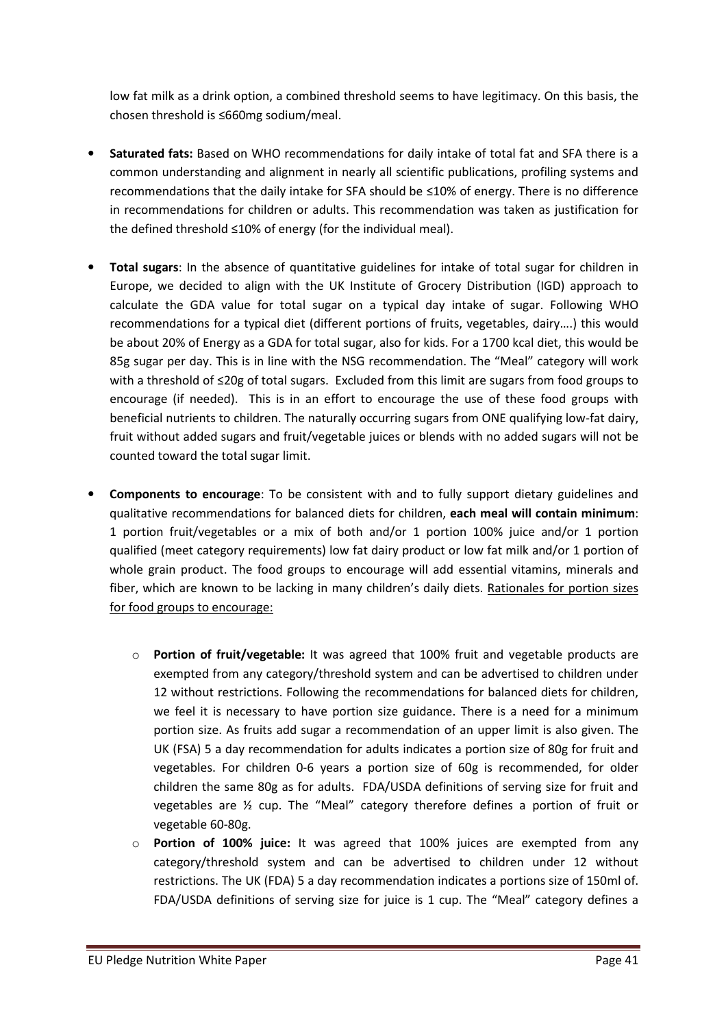low fat milk as a drink option, a combined threshold seems to have legitimacy. On this basis, the chosen threshold is ≤660mg sodium/meal.

- **Saturated fats:** Based on WHO recommendations for daily intake of total fat and SFA there is a common understanding and alignment in nearly all scientific publications, profiling systems and recommendations that the daily intake for SFA should be ≤10% of energy. There is no difference in recommendations for children or adults. This recommendation was taken as justification for the defined threshold ≤10% of energy (for the individual meal).

- **Total sugars**: In the absence of quantitative guidelines for intake of total sugar for children in Europe, we decided to align with the UK Institute of Grocery Distribution (IGD) approach to calculate the GDA value for total sugar on a typical day intake of sugar. Following WHO recommendations for a typical diet (different portions of fruits, vegetables, dairy….) this would be about 20% of Energy as a GDA for total sugar, also for kids. For a 1700 kcal diet, this would be 85g sugar per day. This is in line with the NSG recommendation. The "Meal" category will work with a threshold of ≤20g of total sugars. Excluded from this limit are sugars from food groups to encourage (if needed). This is in an effort to encourage the use of these food groups with beneficial nutrients to children. The naturally occurring sugars from ONE qualifying low-fat dairy, fruit without added sugars and fruit/vegetable juices or blends with no added sugars will not be counted toward the total sugar limit.

- **Components to encourage**: To be consistent with and to fully support dietary guidelines and qualitative recommendations for balanced diets for children, **each meal will contain minimum**: 1 portion fruit/vegetables or a mix of both and/or 1 portion 100% juice and/or 1 portion qualified (meet category requirements) low fat dairy product or low fat milk and/or 1 portion of whole grain product. The food groups to encourage will add essential vitamins, minerals and fiber, which are known to be lacking in many children's daily diets. Rationales for portion sizes for food groups to encourage:

    - **Portion of fruit/vegetable:** It was agreed that 100% fruit and vegetable products are exempted from any category/threshold system and can be advertised to children under 12 without restrictions. Following the recommendations for balanced diets for children, we feel it is necessary to have portion size guidance. There is a need for a minimum portion size. As fruits add sugar a recommendation of an upper limit is also given. The UK (FSA) 5 a day recommendation for adults indicates a portion size of 80g for fruit and vegetables. For children 0-6 years a portion size of 60g is recommended, for older children the same 80g as for adults. FDA/USDA definitions of serving size for fruit and vegetables are ½ cup. The "Meal" category therefore defines a portion of fruit or vegetable 60-80g.
    - **Portion of 100% juice:** It was agreed that 100% juices are exempted from any category/threshold system and can be advertised to children under 12 without restrictions. The UK (FDA) 5 a day recommendation indicates a portions size of 150ml of. FDA/USDA definitions of serving size for juice is 1 cup. The "Meal" category defines a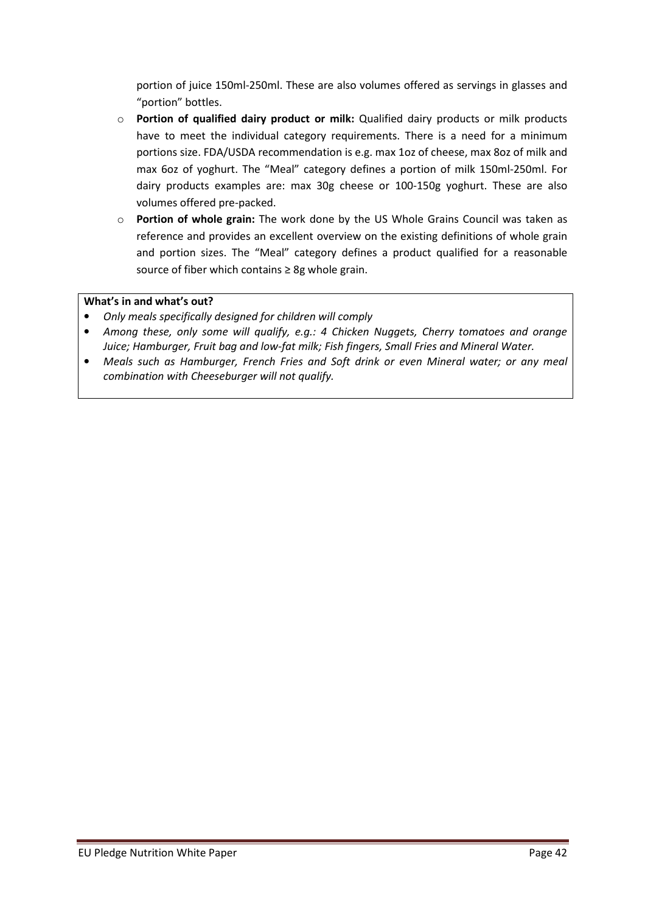portion of juice 150ml-250ml. These are also volumes offered as servings in glasses and "portion" bottles.

- **Portion of qualified dairy product or milk:** Qualified dairy products or milk products have to meet the individual category requirements. There is a need for a minimum portions size. FDA/USDA recommendation is e.g. max 1oz of cheese, max 8oz of milk and max 6oz of yoghurt. The "Meal" category defines a portion of milk 150ml-250ml. For dairy products examples are: max 30g cheese or 100-150g yoghurt. These are also volumes offered pre-packed.
- **Portion of whole grain:** The work done by the US Whole Grains Council was taken as reference and provides an excellent overview on the existing definitions of whole grain and portion sizes. The "Meal" category defines a product qualified for a reasonable source of fiber which contains ≥ 8g whole grain.

**What's in and what's out?**

- *Only meals specifically designed for children will comply*
- *Among these, only some will qualify, e.g.: 4 Chicken Nuggets, Cherry tomatoes and orange Juice; Hamburger, Fruit bag and low-fat milk; Fish fingers, Small Fries and Mineral Water.*
- *Meals such as Hamburger, French Fries and Soft drink or even Mineral water; or any meal combination with Cheeseburger will not qualify.*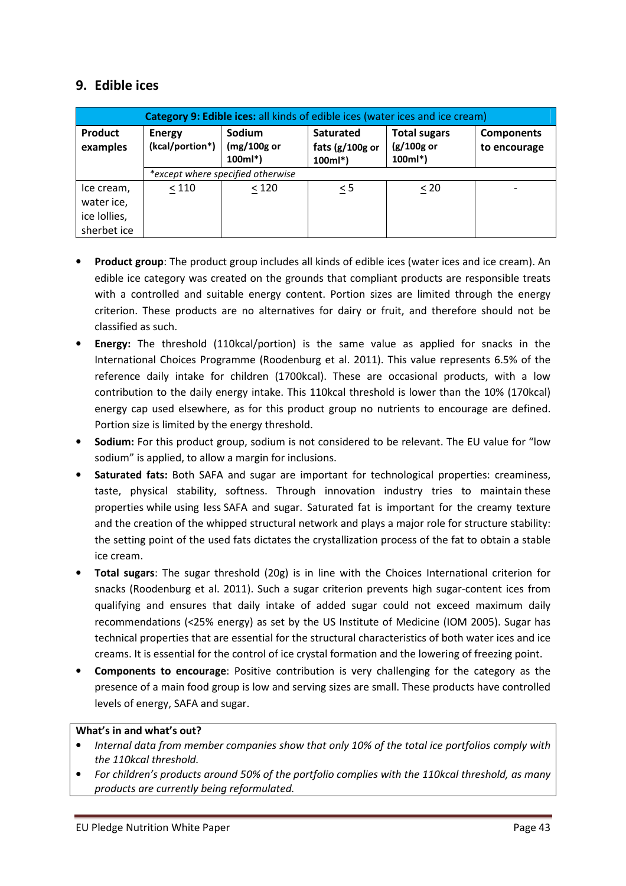## 9. Edible ices

| **Category 9: Edible ices:** all kinds of edible ices (water ices and ice cream) | | | | | |
|---|---|---|---|---|---|
| **Product examples** | **Energy (kcal/portion*)** | **Sodium (mg/100g or 100ml*)** | **Saturated fats (g/100g or 100ml*)** | **Total sugars (g/100g or 100ml*)** | **Components to encourage** |
| | *\*except where specified otherwise* | | | | |
| Ice cream, water ice, ice lollies, sherbet ice | ≤ 110 | ≤ 120 | ≤ 5 | ≤ 20 | - |

- **Product group**: The product group includes all kinds of edible ices (water ices and ice cream). An edible ice category was created on the grounds that compliant products are responsible treats with a controlled and suitable energy content. Portion sizes are limited through the energy criterion. These products are no alternatives for dairy or fruit, and therefore should not be classified as such.
- **Energy:** The threshold (110kcal/portion) is the same value as applied for snacks in the International Choices Programme (Roodenburg et al. 2011). This value represents 6.5% of the reference daily intake for children (1700kcal). These are occasional products, with a low contribution to the daily energy intake. This 110kcal threshold is lower than the 10% (170kcal) energy cap used elsewhere, as for this product group no nutrients to encourage are defined. Portion size is limited by the energy threshold.
- **Sodium:** For this product group, sodium is not considered to be relevant. The EU value for "low sodium" is applied, to allow a margin for inclusions.
- **Saturated fats:** Both SAFA and sugar are important for technological properties: creaminess, taste, physical stability, softness. Through innovation industry tries to maintain these properties while using less SAFA and sugar. Saturated fat is important for the creamy texture and the creation of the whipped structural network and plays a major role for structure stability: the setting point of the used fats dictates the crystallization process of the fat to obtain a stable ice cream.
- **Total sugars**: The sugar threshold (20g) is in line with the Choices International criterion for snacks (Roodenburg et al. 2011). Such a sugar criterion prevents high sugar-content ices from qualifying and ensures that daily intake of added sugar could not exceed maximum daily recommendations (<25% energy) as set by the US Institute of Medicine (IOM 2005). Sugar has technical properties that are essential for the structural characteristics of both water ices and ice creams. It is essential for the control of ice crystal formation and the lowering of freezing point.
- **Components to encourage**: Positive contribution is very challenging for the category as the presence of a main food group is low and serving sizes are small. These products have controlled levels of energy, SAFA and sugar.

**What's in and what's out?**

- *Internal data from member companies show that only 10% of the total ice portfolios comply with the 110kcal threshold.*
- *For children's products around 50% of the portfolio complies with the 110kcal threshold, as many products are currently being reformulated.*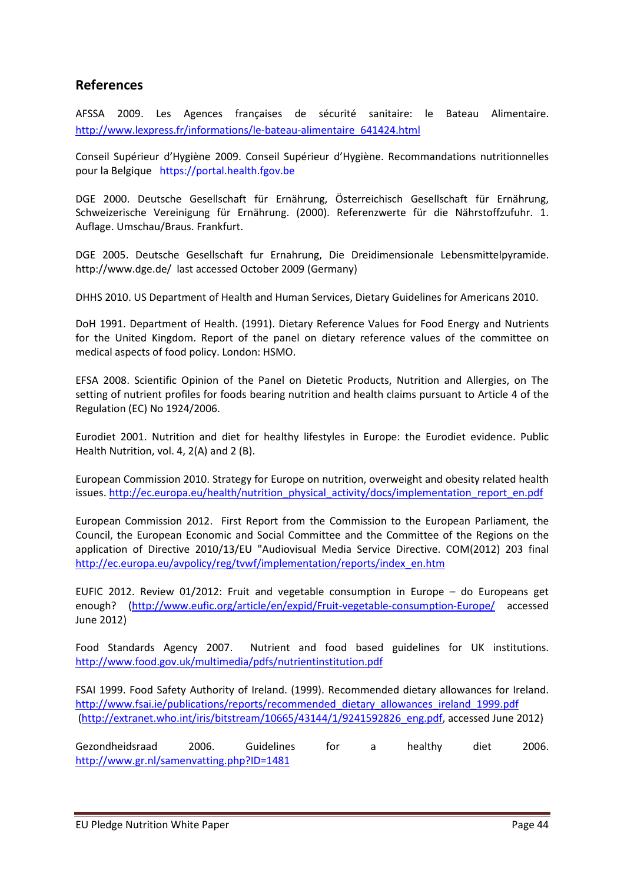## References

AFSSA 2009. Les Agences françaises de sécurité sanitaire: le Bateau Alimentaire. http://www.lexpress.fr/informations/le-bateau-alimentaire_641424.html

Conseil Supérieur d'Hygiène 2009. Conseil Supérieur d'Hygiène. Recommandations nutritionnelles pour la Belgique https://portal.health.fgov.be

DGE 2000. Deutsche Gesellschaft für Ernährung, Österreichisch Gesellschaft für Ernährung, Schweizerische Vereinigung für Ernährung. (2000). Referenzwerte für die Nährstoffzufuhr. 1. Auflage. Umschau/Braus. Frankfurt.

DGE 2005. Deutsche Gesellschaft fur Ernahrung, Die Dreidimensionale Lebensmittelpyramide. http://www.dge.de/ last accessed October 2009 (Germany)

DHHS 2010. US Department of Health and Human Services, Dietary Guidelines for Americans 2010.

DoH 1991. Department of Health. (1991). Dietary Reference Values for Food Energy and Nutrients for the United Kingdom. Report of the panel on dietary reference values of the committee on medical aspects of food policy. London: HSMO.

EFSA 2008. Scientific Opinion of the Panel on Dietetic Products, Nutrition and Allergies, on The setting of nutrient profiles for foods bearing nutrition and health claims pursuant to Article 4 of the Regulation (EC) No 1924/2006.

Eurodiet 2001. Nutrition and diet for healthy lifestyles in Europe: the Eurodiet evidence. Public Health Nutrition, vol. 4, 2(A) and 2 (B).

European Commission 2010. Strategy for Europe on nutrition, overweight and obesity related health issues. http://ec.europa.eu/health/nutrition_physical_activity/docs/implementation_report_en.pdf

European Commission 2012. First Report from the Commission to the European Parliament, the Council, the European Economic and Social Committee and the Committee of the Regions on the application of Directive 2010/13/EU "Audiovisual Media Service Directive. COM(2012) 203 final http://ec.europa.eu/avpolicy/reg/tvwf/implementation/reports/index_en.htm

EUFIC 2012. Review 01/2012: Fruit and vegetable consumption in Europe – do Europeans get enough? (http://www.eufic.org/article/en/expid/Fruit-vegetable-consumption-Europe/ accessed June 2012)

Food Standards Agency 2007. Nutrient and food based guidelines for UK institutions. http://www.food.gov.uk/multimedia/pdfs/nutrientinstitution.pdf

FSAI 1999. Food Safety Authority of Ireland. (1999). Recommended dietary allowances for Ireland. http://www.fsai.ie/publications/reports/recommended_dietary_allowances_ireland_1999.pdf (http://extranet.who.int/iris/bitstream/10665/43144/1/9241592826_eng.pdf, accessed June 2012)

Gezondheidsraad 2006. Guidelines for a healthy diet 2006. http://www.gr.nl/samenvatting.php?ID=1481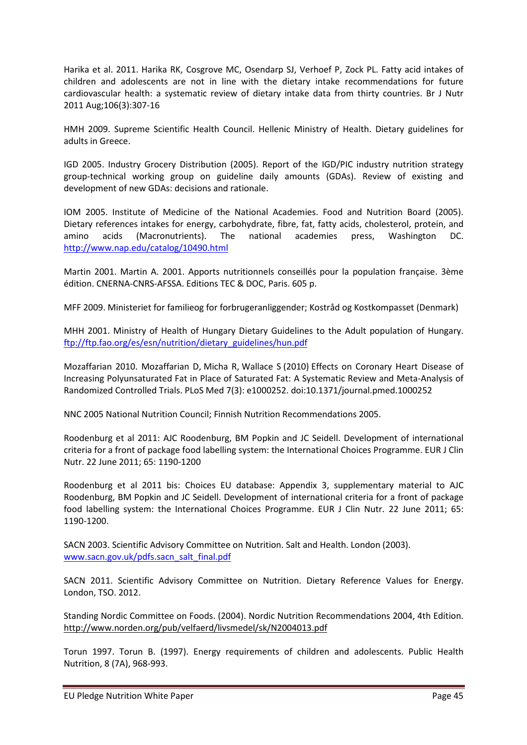Harika et al. 2011. Harika RK, Cosgrove MC, Osendarp SJ, Verhoef P, Zock PL. Fatty acid intakes of children and adolescents are not in line with the dietary intake recommendations for future cardiovascular health: a systematic review of dietary intake data from thirty countries. Br J Nutr 2011 Aug;106(3):307-16

HMH 2009. Supreme Scientific Health Council. Hellenic Ministry of Health. Dietary guidelines for adults in Greece.

IGD 2005. Industry Grocery Distribution (2005). Report of the IGD/PIC industry nutrition strategy group-technical working group on guideline daily amounts (GDAs). Review of existing and development of new GDAs: decisions and rationale.

IOM 2005. Institute of Medicine of the National Academies. Food and Nutrition Board (2005). Dietary references intakes for energy, carbohydrate, fibre, fat, fatty acids, cholesterol, protein, and amino acids (Macronutrients). The national academies press, Washington DC. http://www.nap.edu/catalog/10490.html

Martin 2001. Martin A. 2001. Apports nutritionnels conseillés pour la population française. 3ème édition. CNERNA-CNRS-AFSSA. Editions TEC & DOC, Paris. 605 p.

MFF 2009. Ministeriet for familieog for forbrugeranliggender; Kostråd og Kostkompasset (Denmark)

MHH 2001. Ministry of Health of Hungary Dietary Guidelines to the Adult population of Hungary. ftp://ftp.fao.org/es/esn/nutrition/dietary_guidelines/hun.pdf

Mozaffarian 2010. Mozaffarian D, Micha R, Wallace S (2010) Effects on Coronary Heart Disease of Increasing Polyunsaturated Fat in Place of Saturated Fat: A Systematic Review and Meta-Analysis of Randomized Controlled Trials. PLoS Med 7(3): e1000252. doi:10.1371/journal.pmed.1000252

NNC 2005 National Nutrition Council; Finnish Nutrition Recommendations 2005.

Roodenburg et al 2011: AJC Roodenburg, BM Popkin and JC Seidell. Development of international criteria for a front of package food labelling system: the International Choices Programme. EUR J Clin Nutr. 22 June 2011; 65: 1190-1200

Roodenburg et al 2011 bis: Choices EU database: Appendix 3, supplementary material to AJC Roodenburg, BM Popkin and JC Seidell. Development of international criteria for a front of package food labelling system: the International Choices Programme. EUR J Clin Nutr. 22 June 2011; 65: 1190-1200.

SACN 2003. Scientific Advisory Committee on Nutrition. Salt and Health. London (2003). www.sacn.gov.uk/pdfs.sacn_salt_final.pdf

SACN 2011. Scientific Advisory Committee on Nutrition. Dietary Reference Values for Energy. London, TSO. 2012.

Standing Nordic Committee on Foods. (2004). Nordic Nutrition Recommendations 2004, 4th Edition. http://www.norden.org/pub/velfaerd/livsmedel/sk/N2004013.pdf

Torun 1997. Torun B. (1997). Energy requirements of children and adolescents. Public Health Nutrition, 8 (7A), 968-993.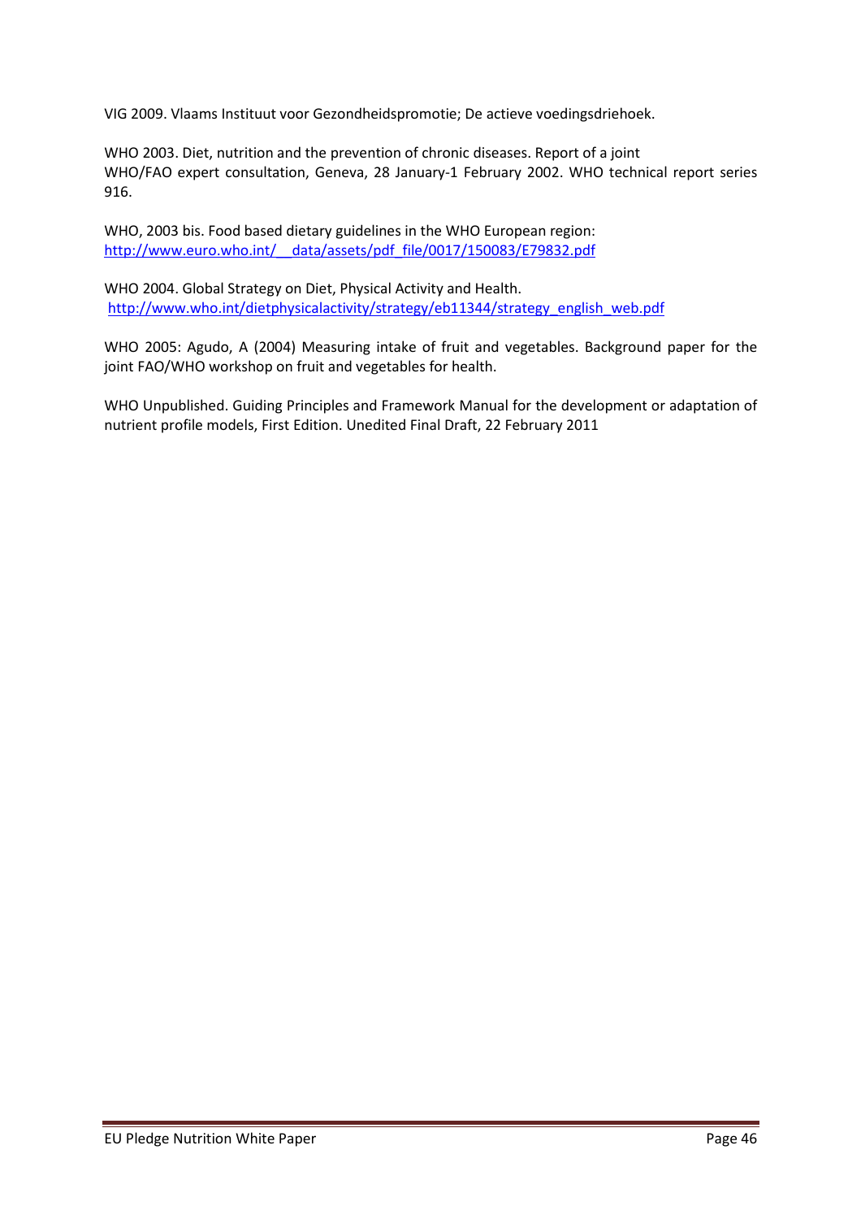VIG 2009. Vlaams Instituut voor Gezondheidspromotie; De actieve voedingsdriehoek.

WHO 2003. Diet, nutrition and the prevention of chronic diseases. Report of a joint WHO/FAO expert consultation, Geneva, 28 January-1 February 2002. WHO technical report series 916.

WHO, 2003 bis. Food based dietary guidelines in the WHO European region: http://www.euro.who.int/__data/assets/pdf_file/0017/150083/E79832.pdf

WHO 2004. Global Strategy on Diet, Physical Activity and Health. http://www.who.int/dietphysicalactivity/strategy/eb11344/strategy_english_web.pdf

WHO 2005: Agudo, A (2004) Measuring intake of fruit and vegetables. Background paper for the joint FAO/WHO workshop on fruit and vegetables for health.

WHO Unpublished. Guiding Principles and Framework Manual for the development or adaptation of nutrient profile models, First Edition. Unedited Final Draft, 22 February 2011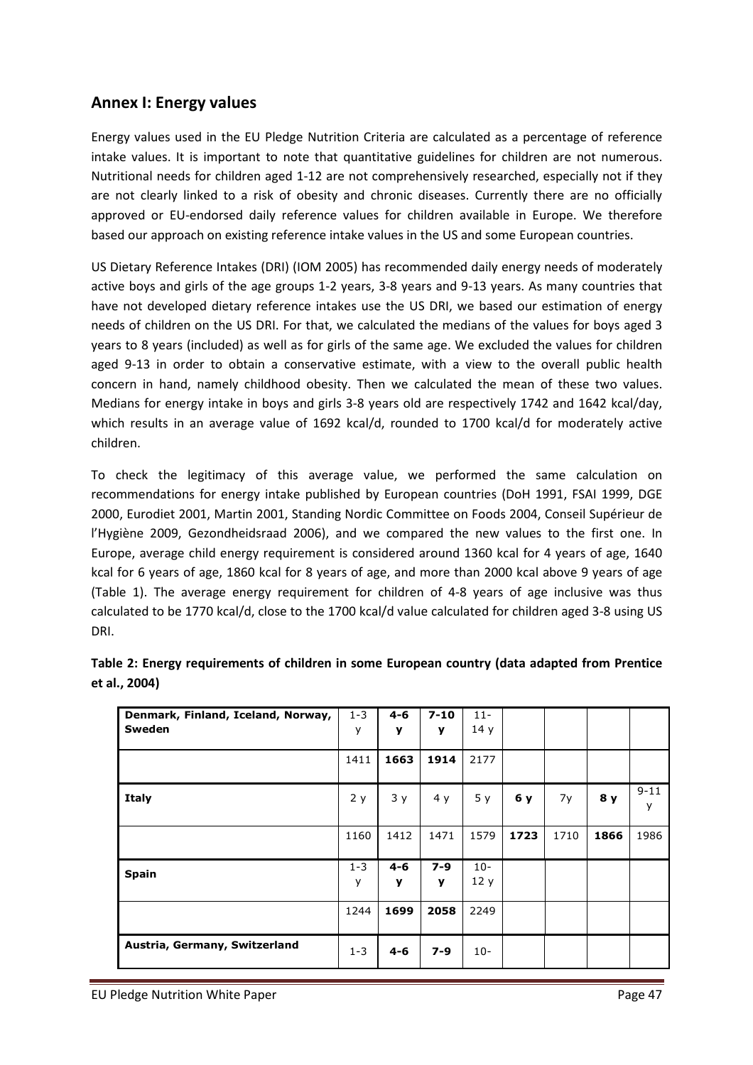## Annex I: Energy values

Energy values used in the EU Pledge Nutrition Criteria are calculated as a percentage of reference intake values. It is important to note that quantitative guidelines for children are not numerous. Nutritional needs for children aged 1-12 are not comprehensively researched, especially not if they are not clearly linked to a risk of obesity and chronic diseases. Currently there are no officially approved or EU-endorsed daily reference values for children available in Europe. We therefore based our approach on existing reference intake values in the US and some European countries.

US Dietary Reference Intakes (DRI) (IOM 2005) has recommended daily energy needs of moderately active boys and girls of the age groups 1-2 years, 3-8 years and 9-13 years. As many countries that have not developed dietary reference intakes use the US DRI, we based our estimation of energy needs of children on the US DRI. For that, we calculated the medians of the values for boys aged 3 years to 8 years (included) as well as for girls of the same age. We excluded the values for children aged 9-13 in order to obtain a conservative estimate, with a view to the overall public health concern in hand, namely childhood obesity. Then we calculated the mean of these two values. Medians for energy intake in boys and girls 3-8 years old are respectively 1742 and 1642 kcal/day, which results in an average value of 1692 kcal/d, rounded to 1700 kcal/d for moderately active children.

To check the legitimacy of this average value, we performed the same calculation on recommendations for energy intake published by European countries (DoH 1991, FSAI 1999, DGE 2000, Eurodiet 2001, Martin 2001, Standing Nordic Committee on Foods 2004, Conseil Supérieur de l'Hygiène 2009, Gezondheidsraad 2006), and we compared the new values to the first one. In Europe, average child energy requirement is considered around 1360 kcal for 4 years of age, 1640 kcal for 6 years of age, 1860 kcal for 8 years of age, and more than 2000 kcal above 9 years of age (Table 1). The average energy requirement for children of 4-8 years of age inclusive was thus calculated to be 1770 kcal/d, close to the 1700 kcal/d value calculated for children aged 3-8 using US DRI.

**Table 2: Energy requirements of children in some European country (data adapted from Prentice et al., 2004)**

| **Denmark, Finland, Iceland, Norway, Sweden** | 1-3 y | **4-6 y** | **7-10 y** | 11-14 y | | | | |
|---|---|---|---|---|---|---|---|---|
| | 1411 | **1663** | **1914** | 2177 | | | | |
| **Italy** | 2 y | 3 y | 4 y | 5 y | **6 y** | 7y | **8 y** | 9-11 y |
| | 1160 | 1412 | 1471 | 1579 | **1723** | 1710 | **1866** | 1986 |
| **Spain** | 1-3 y | **4-6 y** | **7-9 y** | 10-12 y | | | | |
| | 1244 | **1699** | **2058** | 2249 | | | | |
| **Austria, Germany, Switzerland** | 1-3 | **4-6** | **7-9** | 10- | | | | |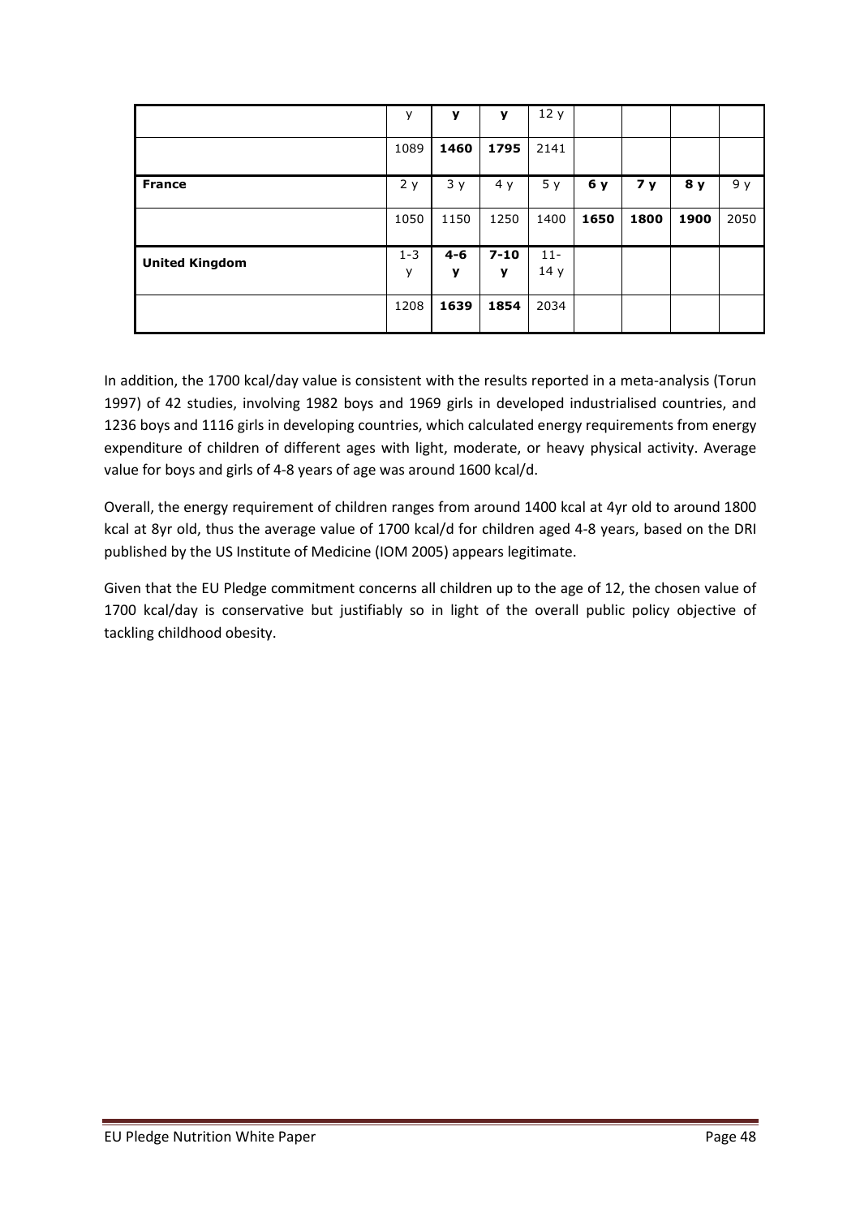| | y | **y** | **y** | 12 y | | | | |
|---|---|---|---|---|---|---|---|---|
| | 1089 | **1460** | **1795** | 2141 | | | | |
| **France** | 2 y | 3 y | 4 y | 5 y | **6 y** | **7 y** | **8 y** | 9 y |
| | 1050 | 1150 | 1250 | 1400 | **1650** | **1800** | **1900** | 2050 |
| **United Kingdom** | 1-3 y | **4-6 y** | **7-10 y** | 11-14 y | | | | |
| | 1208 | **1639** | **1854** | 2034 | | | | |

In addition, the 1700 kcal/day value is consistent with the results reported in a meta-analysis (Torun 1997) of 42 studies, involving 1982 boys and 1969 girls in developed industrialised countries, and 1236 boys and 1116 girls in developing countries, which calculated energy requirements from energy expenditure of children of different ages with light, moderate, or heavy physical activity. Average value for boys and girls of 4-8 years of age was around 1600 kcal/d.

Overall, the energy requirement of children ranges from around 1400 kcal at 4yr old to around 1800 kcal at 8yr old, thus the average value of 1700 kcal/d for children aged 4-8 years, based on the DRI published by the US Institute of Medicine (IOM 2005) appears legitimate.

Given that the EU Pledge commitment concerns all children up to the age of 12, the chosen value of 1700 kcal/day is conservative but justifiably so in light of the overall public policy objective of tackling childhood obesity.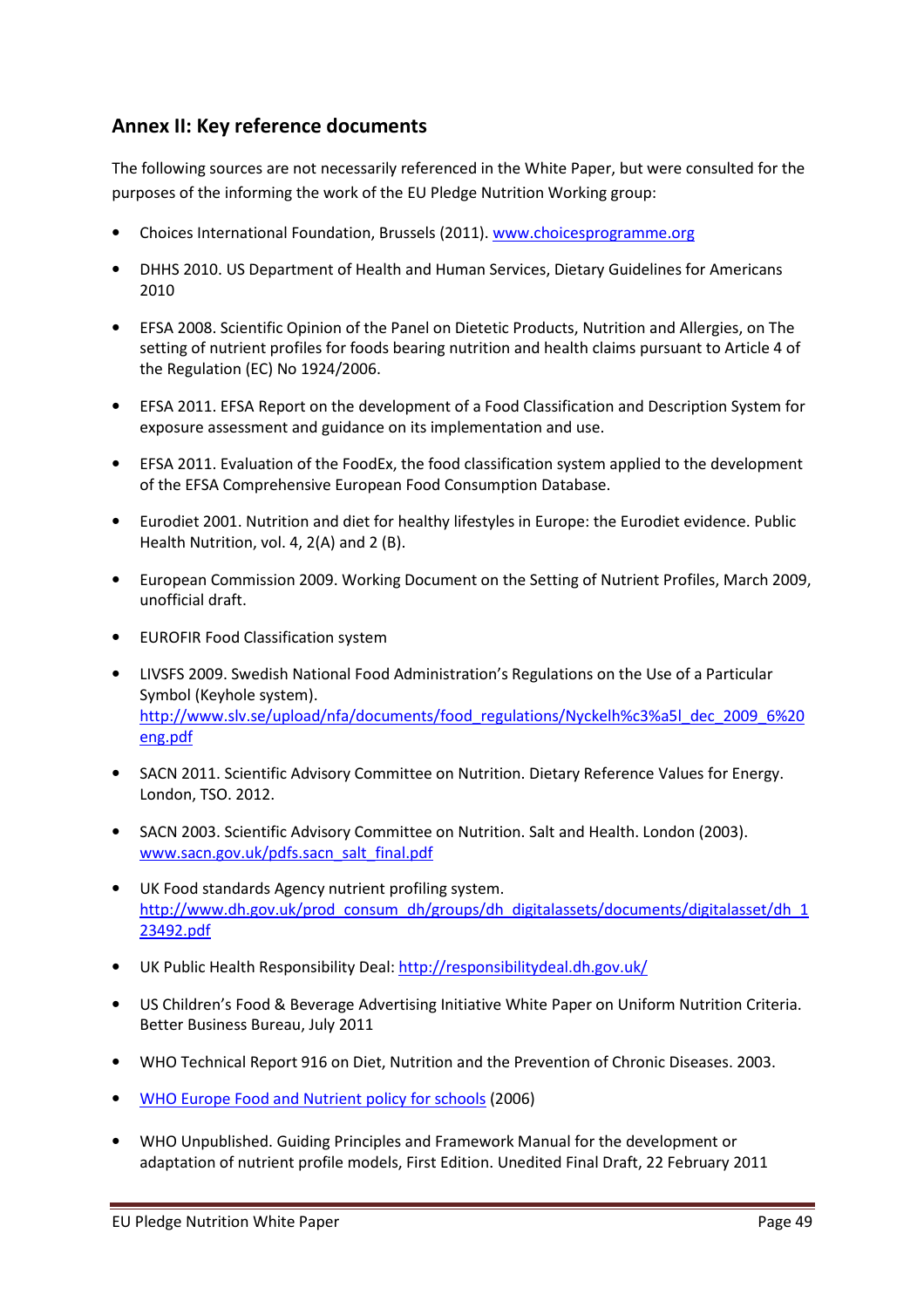## Annex II: Key reference documents

The following sources are not necessarily referenced in the White Paper, but were consulted for the purposes of the informing the work of the EU Pledge Nutrition Working group:

- Choices International Foundation, Brussels (2011). www.choicesprogramme.org
- DHHS 2010. US Department of Health and Human Services, Dietary Guidelines for Americans 2010
- EFSA 2008. Scientific Opinion of the Panel on Dietetic Products, Nutrition and Allergies, on The setting of nutrient profiles for foods bearing nutrition and health claims pursuant to Article 4 of the Regulation (EC) No 1924/2006.
- EFSA 2011. EFSA Report on the development of a Food Classification and Description System for exposure assessment and guidance on its implementation and use.
- EFSA 2011. Evaluation of the FoodEx, the food classification system applied to the development of the EFSA Comprehensive European Food Consumption Database.
- Eurodiet 2001. Nutrition and diet for healthy lifestyles in Europe: the Eurodiet evidence. Public Health Nutrition, vol. 4, 2(A) and 2 (B).
- European Commission 2009. Working Document on the Setting of Nutrient Profiles, March 2009, unofficial draft.
- EUROFIR Food Classification system
- LIVSFS 2009. Swedish National Food Administration's Regulations on the Use of a Particular Symbol (Keyhole system). http://www.slv.se/upload/nfa/documents/food_regulations/Nyckelh%c3%a5l_dec_2009_6%20eng.pdf
- SACN 2011. Scientific Advisory Committee on Nutrition. Dietary Reference Values for Energy. London, TSO. 2012.
- SACN 2003. Scientific Advisory Committee on Nutrition. Salt and Health. London (2003). www.sacn.gov.uk/pdfs.sacn_salt_final.pdf
- UK Food standards Agency nutrient profiling system. http://www.dh.gov.uk/prod_consum_dh/groups/dh_digitalassets/documents/digitalasset/dh_123492.pdf
- UK Public Health Responsibility Deal: http://responsibilitydeal.dh.gov.uk/
- US Children's Food & Beverage Advertising Initiative White Paper on Uniform Nutrition Criteria. Better Business Bureau, July 2011
- WHO Technical Report 916 on Diet, Nutrition and the Prevention of Chronic Diseases. 2003.
- WHO Europe Food and Nutrient policy for schools (2006)
- WHO Unpublished. Guiding Principles and Framework Manual for the development or adaptation of nutrient profile models, First Edition. Unedited Final Draft, 22 February 2011